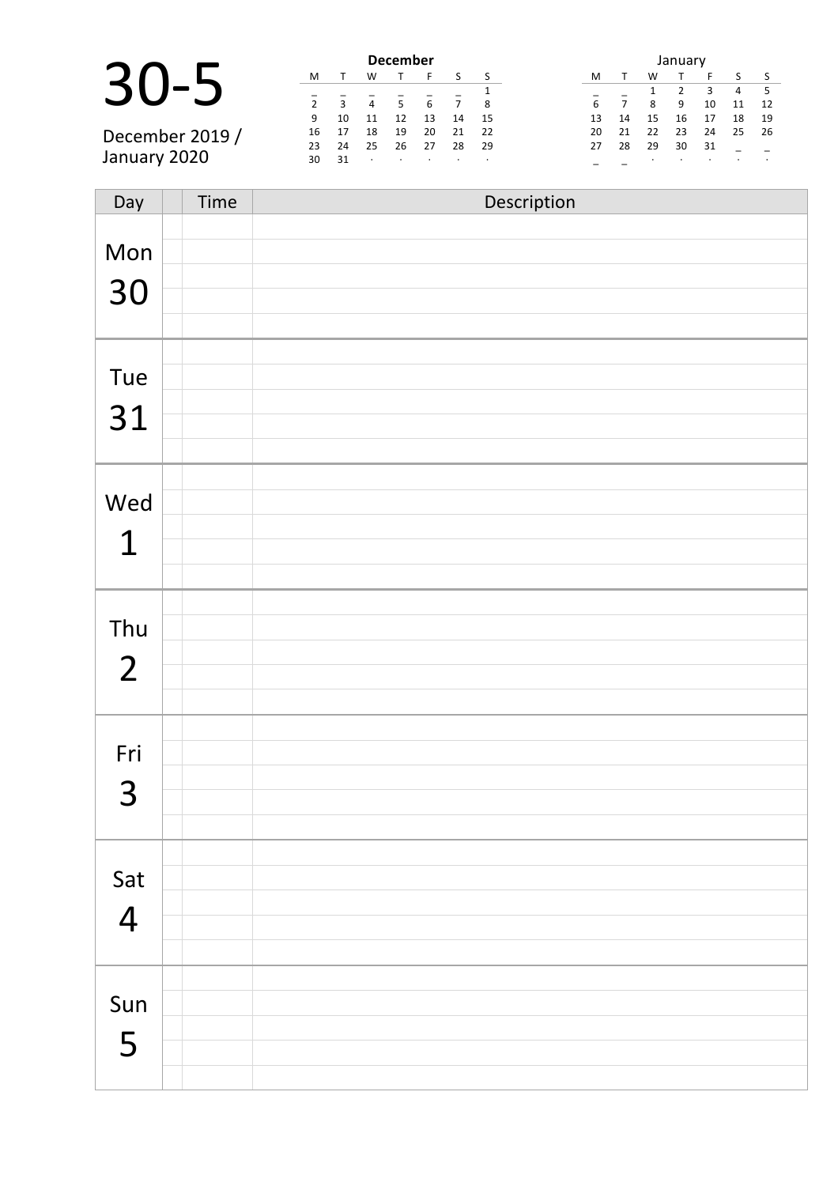# 30-5

December 2019 /
January 2020

**December**

| M | T | W | T | F | S | S |
|---|---|---|---|---|---|---|
| _ | _ | _ | _ | _ | _ | 1 |
| 2 | 3 | 4 | 5 | 6 | 7 | 8 |
| 9 | 10 | 11 | 12 | 13 | 14 | 15 |
| 16 | 17 | 18 | 19 | 20 | 21 | 22 |
| 23 | 24 | 25 | 26 | 27 | 28 | 29 |
| 30 | 31 | · | · | · | · | · |

January

| M | T | W | T | F | S | S |
|---|---|---|---|---|---|---|
| _ | _ | 1 | 2 | 3 | 4 | 5 |
| 6 | 7 | 8 | 9 | 10 | 11 | 12 |
| 13 | 14 | 15 | 16 | 17 | 18 | 19 |
| 20 | 21 | 22 | 23 | 24 | 25 | 26 |
| 27 | 28 | 29 | 30 | 31 | _ | _ |
| _ | _ | · | · | · | · | · |

| Day | | Time | Description |
|---|---|---|---|
| Mon 30 | | | |
| | | | |
| | | | |
| | | | |
| | | | |
| Tue 31 | | | |
| | | | |
| | | | |
| | | | |
| | | | |
| Wed 1 | | | |
| | | | |
| | | | |
| | | | |
| | | | |
| Thu 2 | | | |
| | | | |
| | | | |
| | | | |
| | | | |
| Fri 3 | | | |
| | | | |
| | | | |
| | | | |
| | | | |
| Sat 4 | | | |
| | | | |
| | | | |
| | | | |
| | | | |
| Sun 5 | | | |
| | | | |
| | | | |
| | | | |
| | | | |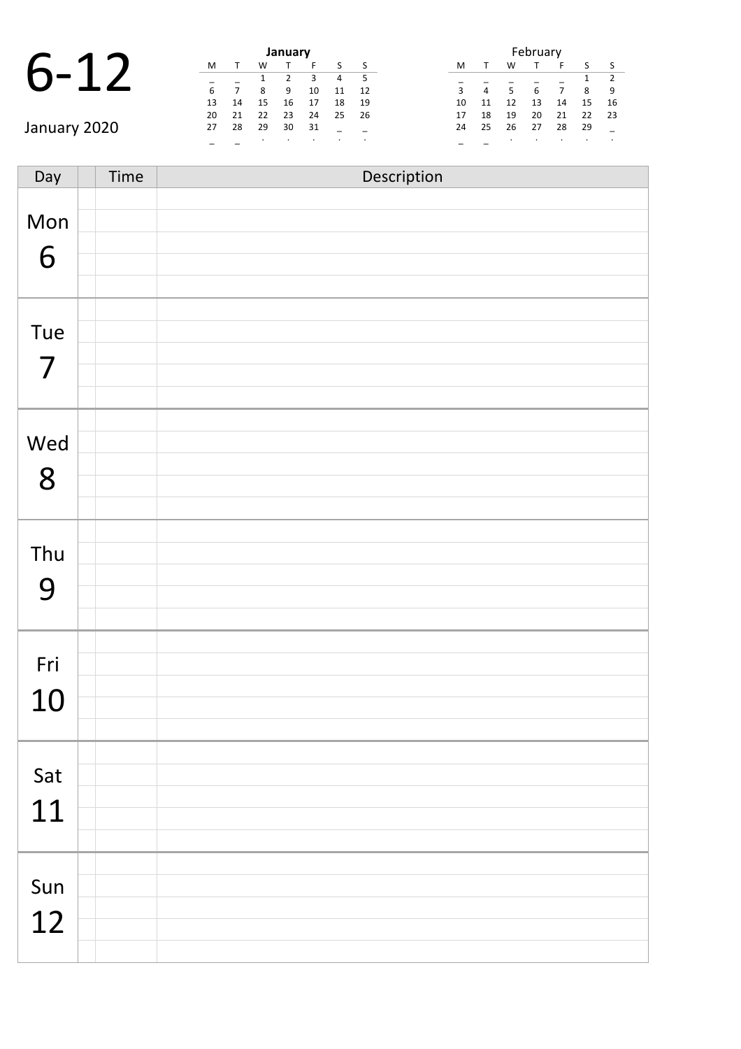# 6-12

January 2020

**January**

| M | T | W | T | F | S | S |
|---|---|---|---|---|---|---|
| _ | _ | 1 | 2 | 3 | 4 | 5 |
| 6 | 7 | 8 | 9 | 10 | 11 | 12 |
| 13 | 14 | 15 | 16 | 17 | 18 | 19 |
| 20 | 21 | 22 | 23 | 24 | 25 | 26 |
| 27 | 28 | 29 | 30 | 31 | _ | _ |
| _ | _ | . | . | . | . | . |

February

| M | T | W | T | F | S | S |
|---|---|---|---|---|---|---|
| _ | _ | _ | _ | _ | 1 | 2 |
| 3 | 4 | 5 | 6 | 7 | 8 | 9 |
| 10 | 11 | 12 | 13 | 14 | 15 | 16 |
| 17 | 18 | 19 | 20 | 21 | 22 | 23 |
| 24 | 25 | 26 | 27 | 28 | 29 | _ |
| _ | _ | . | . | . | . | . |

| Day | | Time | Description |
|---|---|---|---|
| Mon 6 | | | |
| Tue 7 | | | |
| Wed 8 | | | |
| Thu 9 | | | |
| Fri 10 | | | |
| Sat 11 | | | |
| Sun 12 | | | |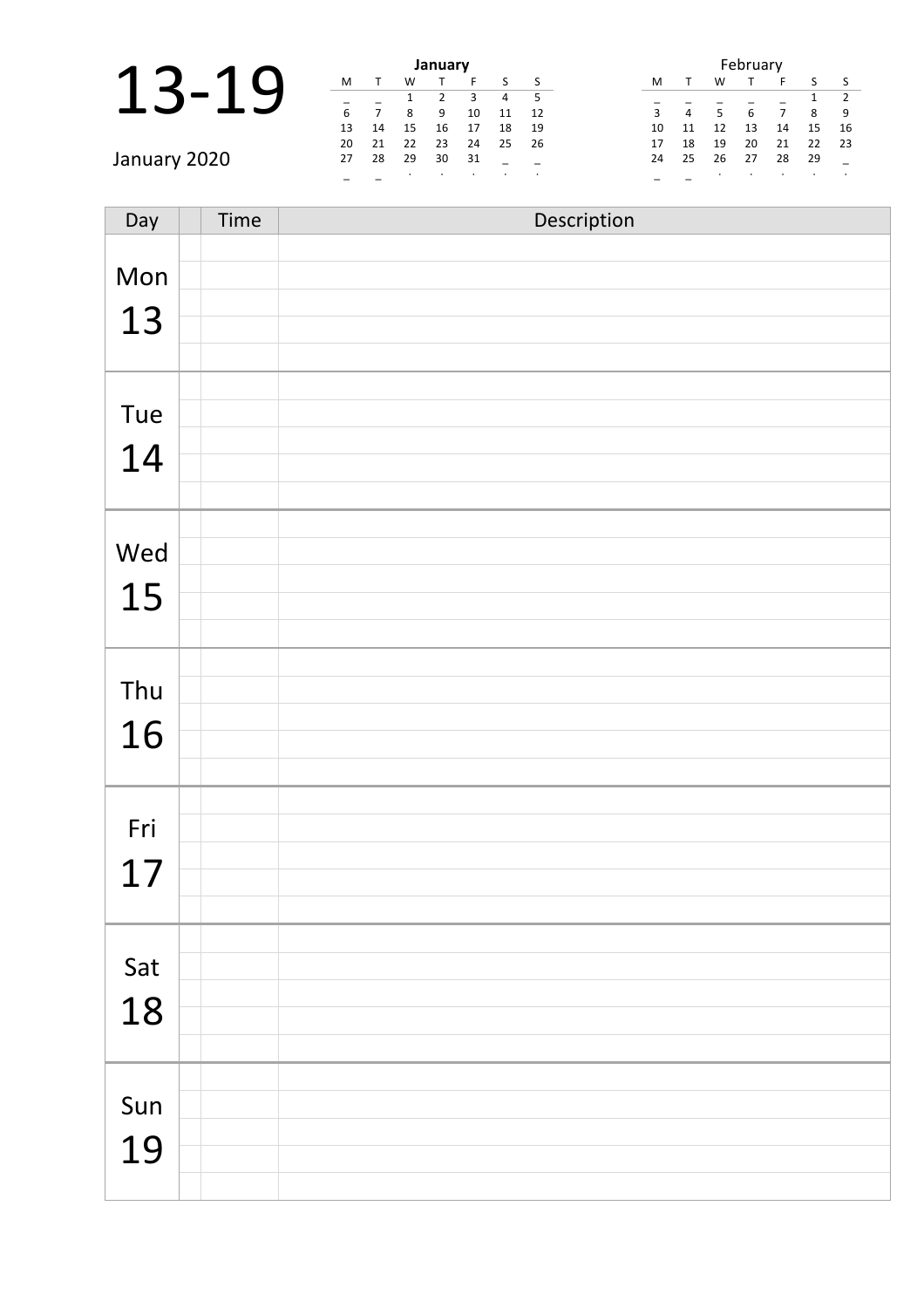# 13-19

January 2020

**January**

| M | T | W | T | F | S | S |
|---|---|---|---|---|---|---|
| _ | _ | 1 | 2 | 3 | 4 | 5 |
| 6 | 7 | 8 | 9 | 10 | 11 | 12 |
| 13 | 14 | 15 | 16 | 17 | 18 | 19 |
| 20 | 21 | 22 | 23 | 24 | 25 | 26 |
| 27 | 28 | 29 | 30 | 31 | _ | _ |
| _ | _ | . | . | . | . | . |

February

| M | T | W | T | F | S | S |
|---|---|---|---|---|---|---|
| _ | _ | _ | _ | _ | 1 | 2 |
| 3 | 4 | 5 | 6 | 7 | 8 | 9 |
| 10 | 11 | 12 | 13 | 14 | 15 | 16 |
| 17 | 18 | 19 | 20 | 21 | 22 | 23 |
| 24 | 25 | 26 | 27 | 28 | 29 | _ |
| _ | _ | . | . | . | . | . |

| Day | | Time | Description |
|---|---|---|---|
| Mon 13 | | | |
| | | | |
| | | | |
| | | | |
| | | | |
| Tue 14 | | | |
| | | | |
| | | | |
| | | | |
| | | | |
| Wed 15 | | | |
| | | | |
| | | | |
| | | | |
| | | | |
| Thu 16 | | | |
| | | | |
| | | | |
| | | | |
| | | | |
| Fri 17 | | | |
| | | | |
| | | | |
| | | | |
| | | | |
| Sat 18 | | | |
| | | | |
| | | | |
| | | | |
| | | | |
| Sun 19 | | | |
| | | | |
| | | | |
| | | | |
| | | | |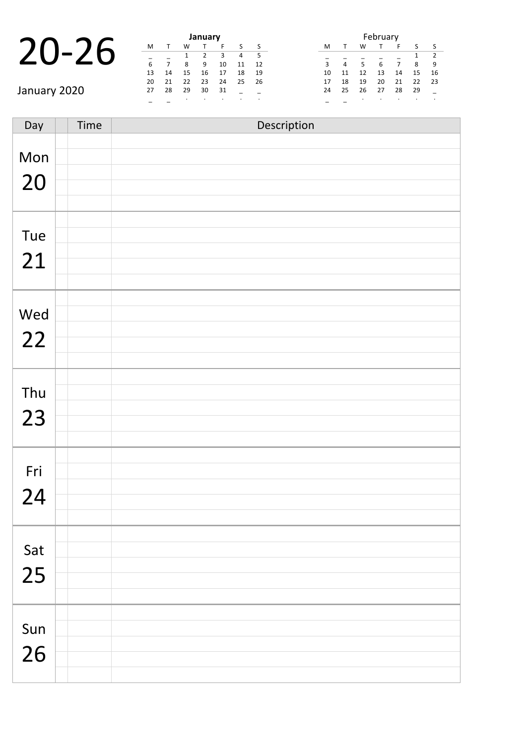# 20-26

January 2020

**January**

| M | T | W | T | F | S | S |
|---|---|---|---|---|---|---|
| _ | _ | 1 | 2 | 3 | 4 | 5 |
| 6 | 7 | 8 | 9 | 10 | 11 | 12 |
| 13 | 14 | 15 | 16 | 17 | 18 | 19 |
| 20 | 21 | 22 | 23 | 24 | 25 | 26 |
| 27 | 28 | 29 | 30 | 31 | _ | _ |
| _ | _ | . | . | . | . | . |

February

| M | T | W | T | F | S | S |
|---|---|---|---|---|---|---|
| _ | _ | _ | _ | _ | 1 | 2 |
| 3 | 4 | 5 | 6 | 7 | 8 | 9 |
| 10 | 11 | 12 | 13 | 14 | 15 | 16 |
| 17 | 18 | 19 | 20 | 21 | 22 | 23 |
| 24 | 25 | 26 | 27 | 28 | 29 | _ |
| _ | _ | . | . | . | . | . |

| Day | | Time | Description |
|---|---|---|---|
| Mon 20 | | | |
| Tue 21 | | | |
| Wed 22 | | | |
| Thu 23 | | | |
| Fri 24 | | | |
| Sat 25 | | | |
| Sun 26 | | | |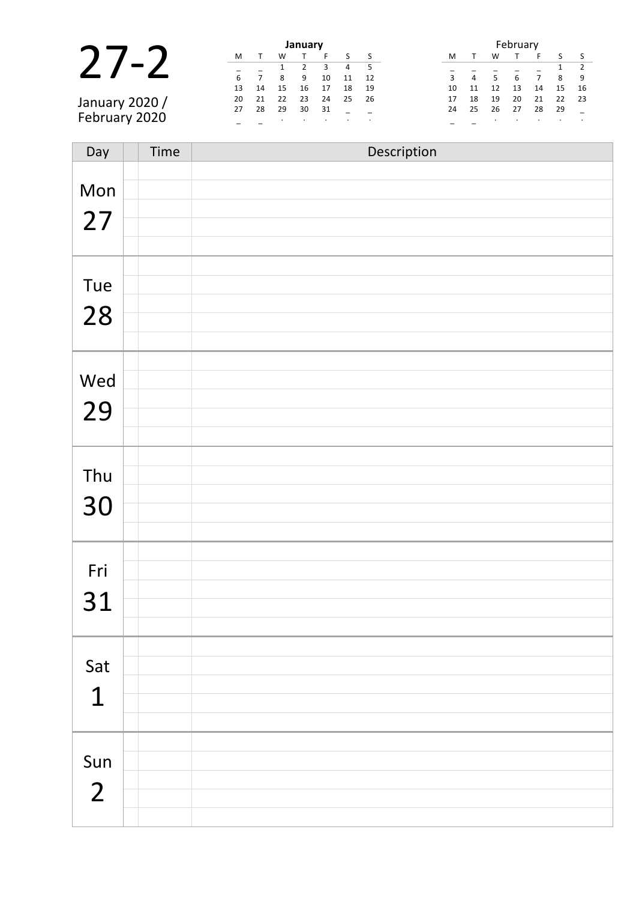# 27-2

January 2020 /
February 2020

**January**

| M | T | W | T | F | S | S |
|---|---|---|---|---|---|---|
| _ | _ | 1 | 2 | 3 | 4 | 5 |
| 6 | 7 | 8 | 9 | 10 | 11 | 12 |
| 13 | 14 | 15 | 16 | 17 | 18 | 19 |
| 20 | 21 | 22 | 23 | 24 | 25 | 26 |
| 27 | 28 | 29 | 30 | 31 | _ | _ |
| _ | _ | . | . | . | . | . |

February

| M | T | W | T | F | S | S |
|---|---|---|---|---|---|---|
| _ | _ | _ | _ | _ | 1 | 2 |
| 3 | 4 | 5 | 6 | 7 | 8 | 9 |
| 10 | 11 | 12 | 13 | 14 | 15 | 16 |
| 17 | 18 | 19 | 20 | 21 | 22 | 23 |
| 24 | 25 | 26 | 27 | 28 | 29 | _ |
| _ | _ | . | . | . | . | . |

| Day | | Time | Description |
|---|---|---|---|
| Mon 27 | | | |
| Tue 28 | | | |
| Wed 29 | | | |
| Thu 30 | | | |
| Fri 31 | | | |
| Sat 1 | | | |
| Sun 2 | | | |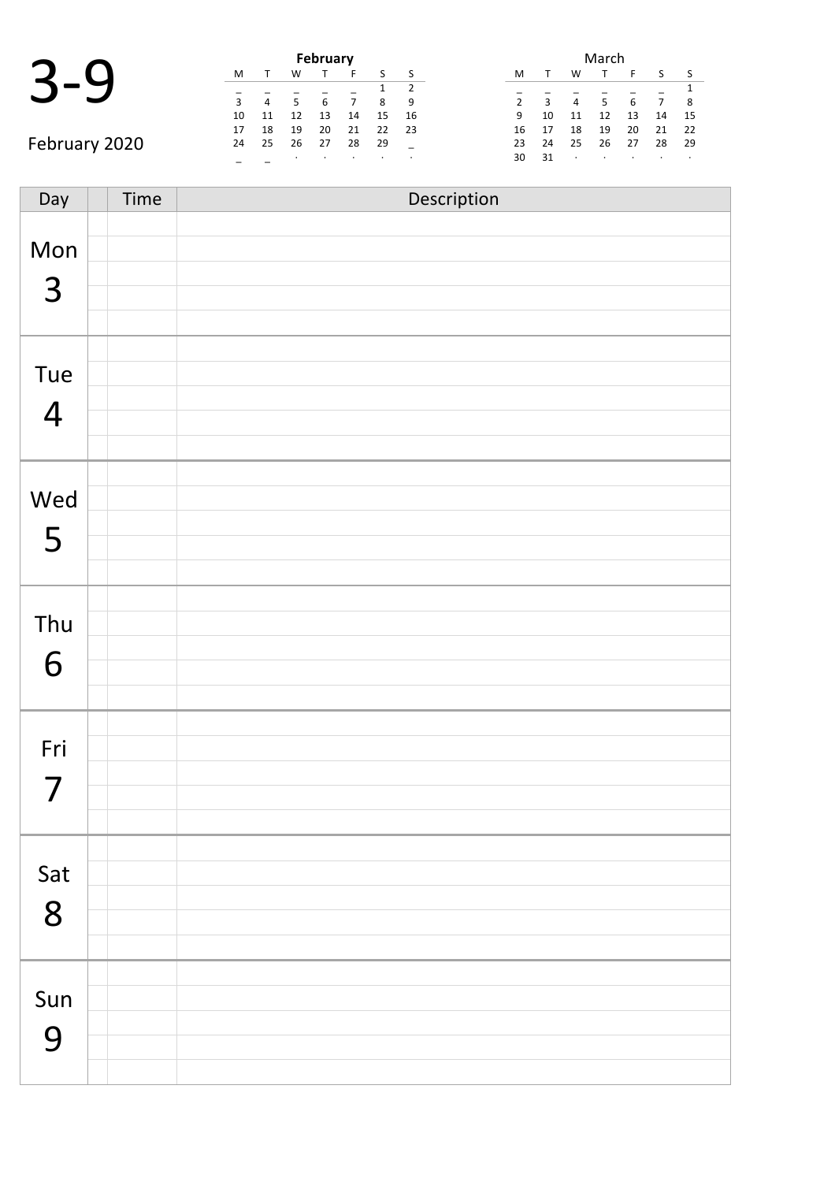# 3-9

February 2020

**February**

| M | T | W | T | F | S | S |
|---|---|---|---|---|---|---|
| _ | _ | _ | _ | _ | 1 | 2 |
| 3 | 4 | 5 | 6 | 7 | 8 | 9 |
| 10 | 11 | 12 | 13 | 14 | 15 | 16 |
| 17 | 18 | 19 | 20 | 21 | 22 | 23 |
| 24 | 25 | 26 | 27 | 28 | 29 | _ |
| _ | _ | · | · | · | · | · |

March

| M | T | W | T | F | S | S |
|---|---|---|---|---|---|---|
| _ | _ | _ | _ | _ | _ | 1 |
| 2 | 3 | 4 | 5 | 6 | 7 | 8 |
| 9 | 10 | 11 | 12 | 13 | 14 | 15 |
| 16 | 17 | 18 | 19 | 20 | 21 | 22 |
| 23 | 24 | 25 | 26 | 27 | 28 | 29 |
| 30 | 31 | · | · | · | · | · |

| Day | | Time | Description |
|---|---|---|---|
| Mon 3 | | | |
| | | | |
| | | | |
| | | | |
| | | | |
| Tue 4 | | | |
| | | | |
| | | | |
| | | | |
| | | | |
| Wed 5 | | | |
| | | | |
| | | | |
| | | | |
| | | | |
| Thu 6 | | | |
| | | | |
| | | | |
| | | | |
| | | | |
| Fri 7 | | | |
| | | | |
| | | | |
| | | | |
| | | | |
| Sat 8 | | | |
| | | | |
| | | | |
| | | | |
| | | | |
| Sun 9 | | | |
| | | | |
| | | | |
| | | | |
| | | | |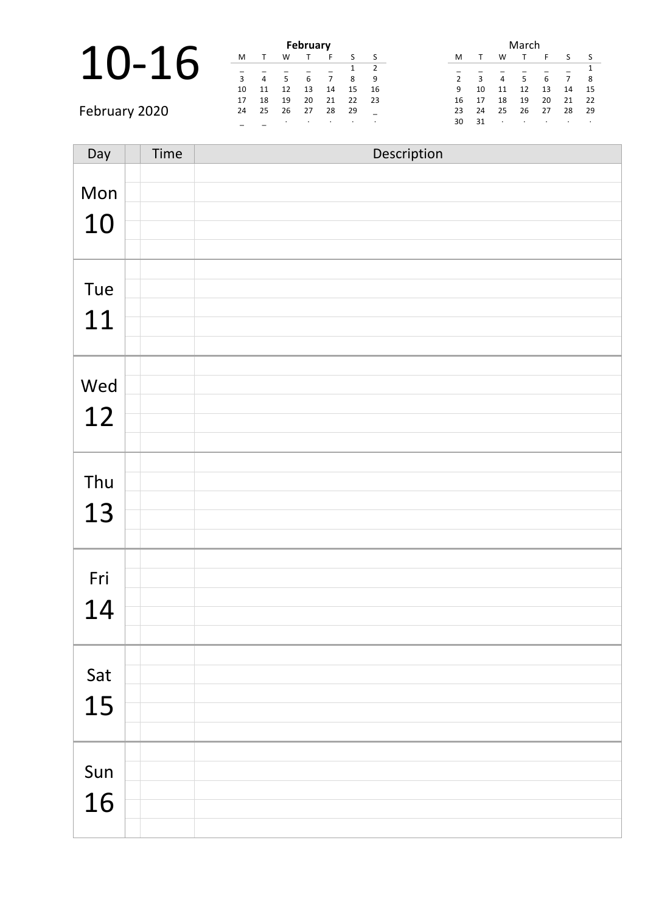# 10-16

February 2020

**February**

| M | T | W | T | F | S | S |
|---|---|---|---|---|---|---|
| _ | _ | _ | _ | _ | 1 | 2 |
| 3 | 4 | 5 | 6 | 7 | 8 | 9 |
| 10 | 11 | 12 | 13 | 14 | 15 | 16 |
| 17 | 18 | 19 | 20 | 21 | 22 | 23 |
| 24 | 25 | 26 | 27 | 28 | 29 | _ |
| _ | _ | · | · | · | · | · |

March

| M | T | W | T | F | S | S |
|---|---|---|---|---|---|---|
| _ | _ | _ | _ | _ | _ | 1 |
| 2 | 3 | 4 | 5 | 6 | 7 | 8 |
| 9 | 10 | 11 | 12 | 13 | 14 | 15 |
| 16 | 17 | 18 | 19 | 20 | 21 | 22 |
| 23 | 24 | 25 | 26 | 27 | 28 | 29 |
| 30 | 31 | · | · | · | · | · |

| Day | | Time | Description |
|---|---|---|---|
| Mon 10 | | | |
| Tue 11 | | | |
| Wed 12 | | | |
| Thu 13 | | | |
| Fri 14 | | | |
| Sat 15 | | | |
| Sun 16 | | | |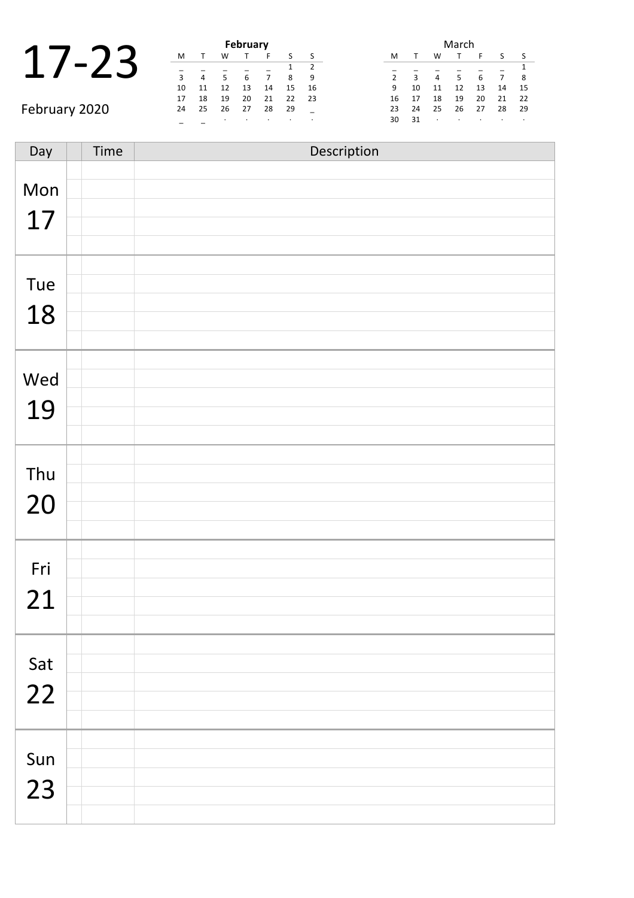# 17-23

February 2020

**February**

| M | T | W | T | F | S | S |
|---|---|---|---|---|---|---|
| _ | _ | _ | _ | _ | 1 | 2 |
| 3 | 4 | 5 | 6 | 7 | 8 | 9 |
| 10 | 11 | 12 | 13 | 14 | 15 | 16 |
| 17 | 18 | 19 | 20 | 21 | 22 | 23 |
| 24 | 25 | 26 | 27 | 28 | 29 | _ |
| _ | _ | · | · | · | · | · |

March

| M | T | W | T | F | S | S |
|---|---|---|---|---|---|---|
| _ | _ | _ | _ | _ | _ | 1 |
| 2 | 3 | 4 | 5 | 6 | 7 | 8 |
| 9 | 10 | 11 | 12 | 13 | 14 | 15 |
| 16 | 17 | 18 | 19 | 20 | 21 | 22 |
| 23 | 24 | 25 | 26 | 27 | 28 | 29 |
| 30 | 31 | · | · | · | · | · |

| Day | | Time | Description |
|---|---|---|---|
| Mon 17 | | | |
| | | | |
| | | | |
| | | | |
| | | | |
| Tue 18 | | | |
| | | | |
| | | | |
| | | | |
| | | | |
| Wed 19 | | | |
| | | | |
| | | | |
| | | | |
| | | | |
| Thu 20 | | | |
| | | | |
| | | | |
| | | | |
| | | | |
| Fri 21 | | | |
| | | | |
| | | | |
| | | | |
| | | | |
| Sat 22 | | | |
| | | | |
| | | | |
| | | | |
| | | | |
| Sun 23 | | | |
| | | | |
| | | | |
| | | | |
| | | | |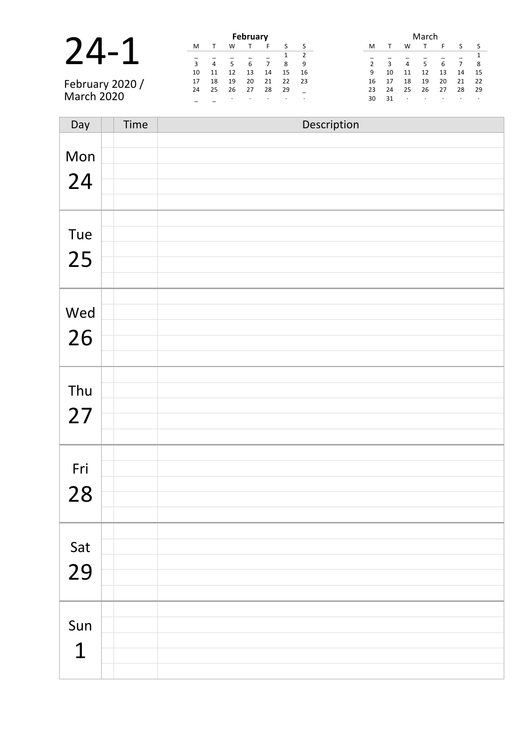# 24-1

February 2020 /
March 2020

**February**

| M | T | W | T | F | S | S |
|---|---|---|---|---|---|---|
| _ | _ | _ | _ | _ | 1 | 2 |
| 3 | 4 | 5 | 6 | 7 | 8 | 9 |
| 10 | 11 | 12 | 13 | 14 | 15 | 16 |
| 17 | 18 | 19 | 20 | 21 | 22 | 23 |
| 24 | 25 | 26 | 27 | 28 | 29 | _ |
| _ | _ | · | · | · | · | · |

March

| M | T | W | T | F | S | S |
|---|---|---|---|---|---|---|
| _ | _ | _ | _ | _ | _ | 1 |
| 2 | 3 | 4 | 5 | 6 | 7 | 8 |
| 9 | 10 | 11 | 12 | 13 | 14 | 15 |
| 16 | 17 | 18 | 19 | 20 | 21 | 22 |
| 23 | 24 | 25 | 26 | 27 | 28 | 29 |
| 30 | 31 | · | · | · | · | · |

| Day | | Time | Description |
|---|---|---|---|
| Mon 24 | | | |
| Tue 25 | | | |
| Wed 26 | | | |
| Thu 27 | | | |
| Fri 28 | | | |
| Sat 29 | | | |
| Sun 1 | | | |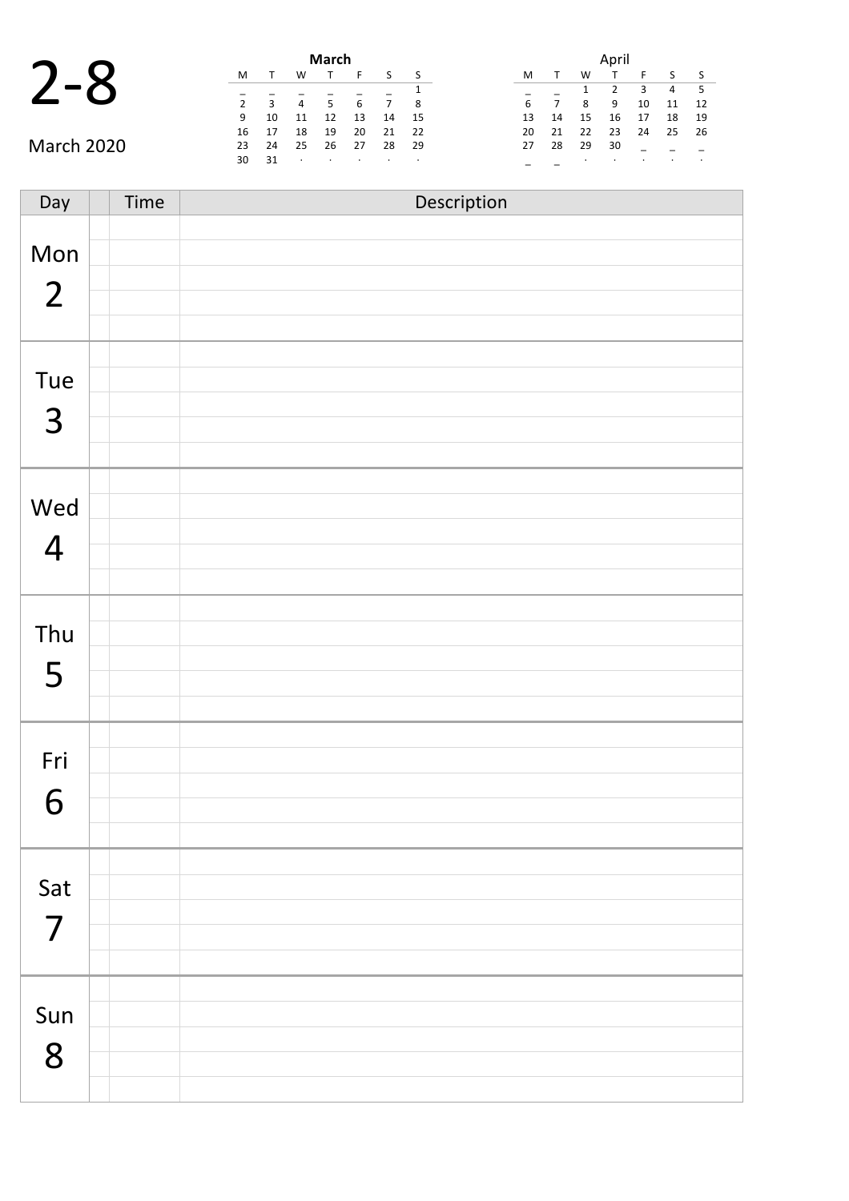# 2-8

March 2020

**March**

| M | T | W | T | F | S | S |
|---|---|---|---|---|---|---|
| _ | _ | _ | _ | _ | _ | 1 |
| 2 | 3 | 4 | 5 | 6 | 7 | 8 |
| 9 | 10 | 11 | 12 | 13 | 14 | 15 |
| 16 | 17 | 18 | 19 | 20 | 21 | 22 |
| 23 | 24 | 25 | 26 | 27 | 28 | 29 |
| 30 | 31 | · | · | · | · | · |

April

| M | T | W | T | F | S | S |
|---|---|---|---|---|---|---|
| _ | _ | 1 | 2 | 3 | 4 | 5 |
| 6 | 7 | 8 | 9 | 10 | 11 | 12 |
| 13 | 14 | 15 | 16 | 17 | 18 | 19 |
| 20 | 21 | 22 | 23 | 24 | 25 | 26 |
| 27 | 28 | 29 | 30 | _ | _ | _ |
| _ | _ | · | · | · | · | · |

| Day | | Time | Description |
|---|---|---|---|
| Mon 2 | | | |
| | | | |
| | | | |
| | | | |
| | | | |
| Tue 3 | | | |
| | | | |
| | | | |
| | | | |
| | | | |
| Wed 4 | | | |
| | | | |
| | | | |
| | | | |
| | | | |
| Thu 5 | | | |
| | | | |
| | | | |
| | | | |
| | | | |
| Fri 6 | | | |
| | | | |
| | | | |
| | | | |
| | | | |
| Sat 7 | | | |
| | | | |
| | | | |
| | | | |
| | | | |
| Sun 8 | | | |
| | | | |
| | | | |
| | | | |
| | | | |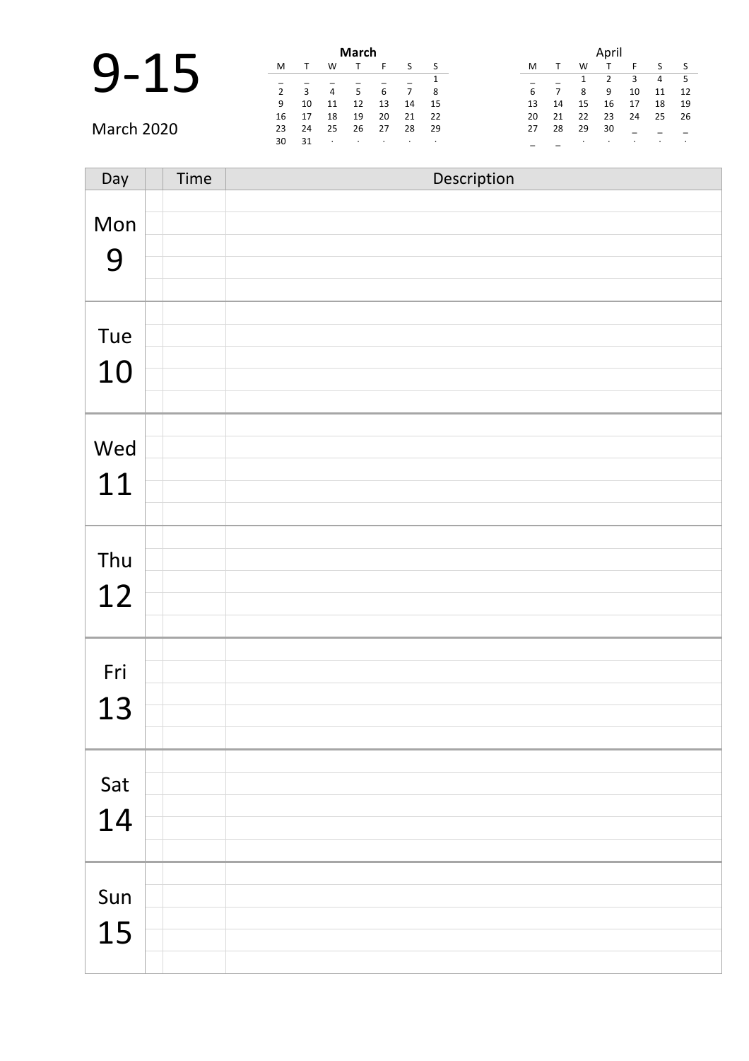# 9-15

March 2020

**March**

| M | T | W | T | F | S | S |
|---|---|---|---|---|---|---|
| _ | _ | _ | _ | _ | _ | 1 |
| 2 | 3 | 4 | 5 | 6 | 7 | 8 |
| 9 | 10 | 11 | 12 | 13 | 14 | 15 |
| 16 | 17 | 18 | 19 | 20 | 21 | 22 |
| 23 | 24 | 25 | 26 | 27 | 28 | 29 |
| 30 | 31 | · | · | · | · | · |

April

| M | T | W | T | F | S | S |
|---|---|---|---|---|---|---|
| _ | _ | 1 | 2 | 3 | 4 | 5 |
| 6 | 7 | 8 | 9 | 10 | 11 | 12 |
| 13 | 14 | 15 | 16 | 17 | 18 | 19 |
| 20 | 21 | 22 | 23 | 24 | 25 | 26 |
| 27 | 28 | 29 | 30 | _ | _ | _ |
| _ | _ | · | · | · | · | · |

| Day | | Time | Description |
|---|---|---|---|
| Mon 9 | | | |
| Tue 10 | | | |
| Wed 11 | | | |
| Thu 12 | | | |
| Fri 13 | | | |
| Sat 14 | | | |
| Sun 15 | | | |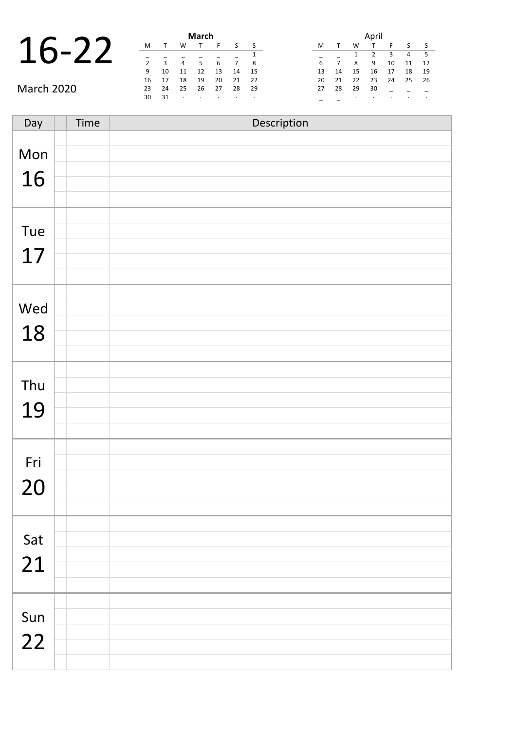# 16-22

March 2020

**March**

| M | T | W | T | F | S | S |
|---|---|---|---|---|---|---|
| _ | _ | _ | _ | _ | _ | 1 |
| 2 | 3 | 4 | 5 | 6 | 7 | 8 |
| 9 | 10 | 11 | 12 | 13 | 14 | 15 |
| 16 | 17 | 18 | 19 | 20 | 21 | 22 |
| 23 | 24 | 25 | 26 | 27 | 28 | 29 |
| 30 | 31 | · | · | · | · | · |

April

| M | T | W | T | F | S | S |
|---|---|---|---|---|---|---|
| _ | _ | 1 | 2 | 3 | 4 | 5 |
| 6 | 7 | 8 | 9 | 10 | 11 | 12 |
| 13 | 14 | 15 | 16 | 17 | 18 | 19 |
| 20 | 21 | 22 | 23 | 24 | 25 | 26 |
| 27 | 28 | 29 | 30 | _ | _ | _ |
| _ | _ | · | · | · | · | · |

| Day | | Time | Description |
|---|---|---|---|
| Mon 16 | | | |
| | | | |
| | | | |
| | | | |
| | | | |
| Tue 17 | | | |
| | | | |
| | | | |
| | | | |
| | | | |
| Wed 18 | | | |
| | | | |
| | | | |
| | | | |
| | | | |
| Thu 19 | | | |
| | | | |
| | | | |
| | | | |
| | | | |
| Fri 20 | | | |
| | | | |
| | | | |
| | | | |
| | | | |
| Sat 21 | | | |
| | | | |
| | | | |
| | | | |
| | | | |
| Sun 22 | | | |
| | | | |
| | | | |
| | | | |
| | | | |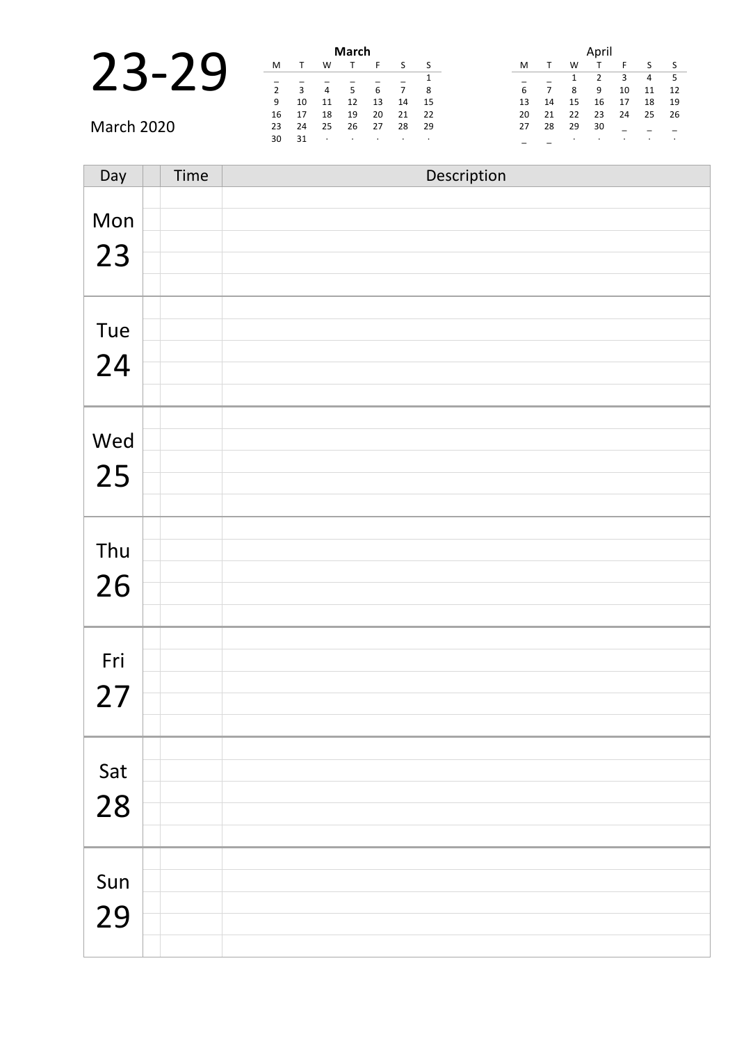# 23-29

March 2020

| March | | | | | | |
|---|---|---|---|---|---|---|
| M | T | W | T | F | S | S |
| _ | _ | _ | _ | _ | _ | 1 |
| 2 | 3 | 4 | 5 | 6 | 7 | 8 |
| 9 | 10 | 11 | 12 | 13 | 14 | 15 |
| 16 | 17 | 18 | 19 | 20 | 21 | 22 |
| 23 | 24 | 25 | 26 | 27 | 28 | 29 |
| 30 | 31 | · | · | · | · | · |

| April | | | | | | |
|---|---|---|---|---|---|---|
| M | T | W | T | F | S | S |
| _ | _ | 1 | 2 | 3 | 4 | 5 |
| 6 | 7 | 8 | 9 | 10 | 11 | 12 |
| 13 | 14 | 15 | 16 | 17 | 18 | 19 |
| 20 | 21 | 22 | 23 | 24 | 25 | 26 |
| 27 | 28 | 29 | 30 | _ | _ | _ |
| _ | _ | · | · | · | · | · |

| Day | | Time | Description |
|---|---|---|---|
| Mon 23 | | | |
| Tue 24 | | | |
| Wed 25 | | | |
| Thu 26 | | | |
| Fri 27 | | | |
| Sat 28 | | | |
| Sun 29 | | | |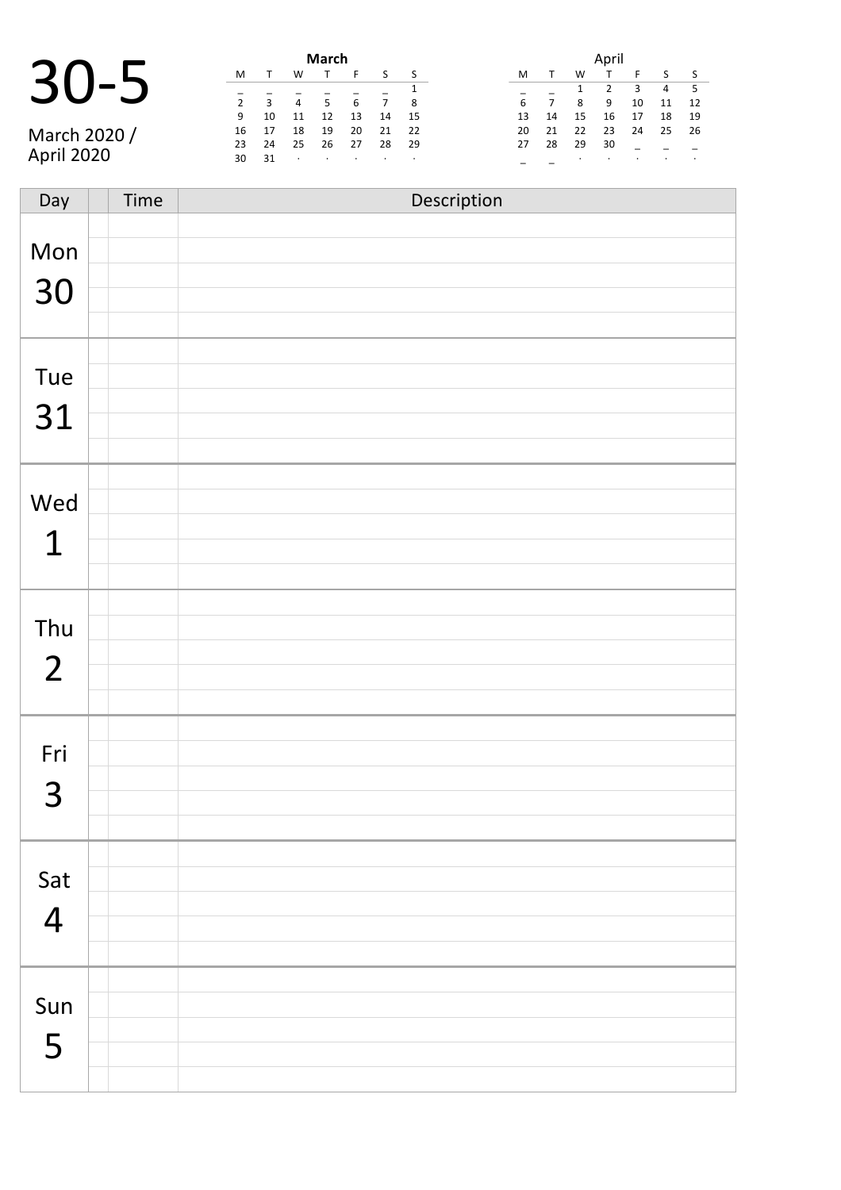# 30-5

March 2020 / April 2020

**March**

| M | T | W | T | F | S | S |
|---|---|---|---|---|---|---|
| _ | _ | _ | _ | _ | _ | 1 |
| 2 | 3 | 4 | 5 | 6 | 7 | 8 |
| 9 | 10 | 11 | 12 | 13 | 14 | 15 |
| 16 | 17 | 18 | 19 | 20 | 21 | 22 |
| 23 | 24 | 25 | 26 | 27 | 28 | 29 |
| 30 | 31 | · | · | · | · | · |

April

| M | T | W | T | F | S | S |
|---|---|---|---|---|---|---|
| _ | _ | 1 | 2 | 3 | 4 | 5 |
| 6 | 7 | 8 | 9 | 10 | 11 | 12 |
| 13 | 14 | 15 | 16 | 17 | 18 | 19 |
| 20 | 21 | 22 | 23 | 24 | 25 | 26 |
| 27 | 28 | 29 | 30 | _ | _ | _ |
| _ | _ | · | · | · | · | · |

| Day | | Time | Description |
|---|---|---|---|
| Mon 30 | | | |
| | | | |
| | | | |
| | | | |
| | | | |
| Tue 31 | | | |
| | | | |
| | | | |
| | | | |
| | | | |
| Wed 1 | | | |
| | | | |
| | | | |
| | | | |
| | | | |
| Thu 2 | | | |
| | | | |
| | | | |
| | | | |
| | | | |
| Fri 3 | | | |
| | | | |
| | | | |
| | | | |
| | | | |
| Sat 4 | | | |
| | | | |
| | | | |
| | | | |
| | | | |
| Sun 5 | | | |
| | | | |
| | | | |
| | | | |
| | | | |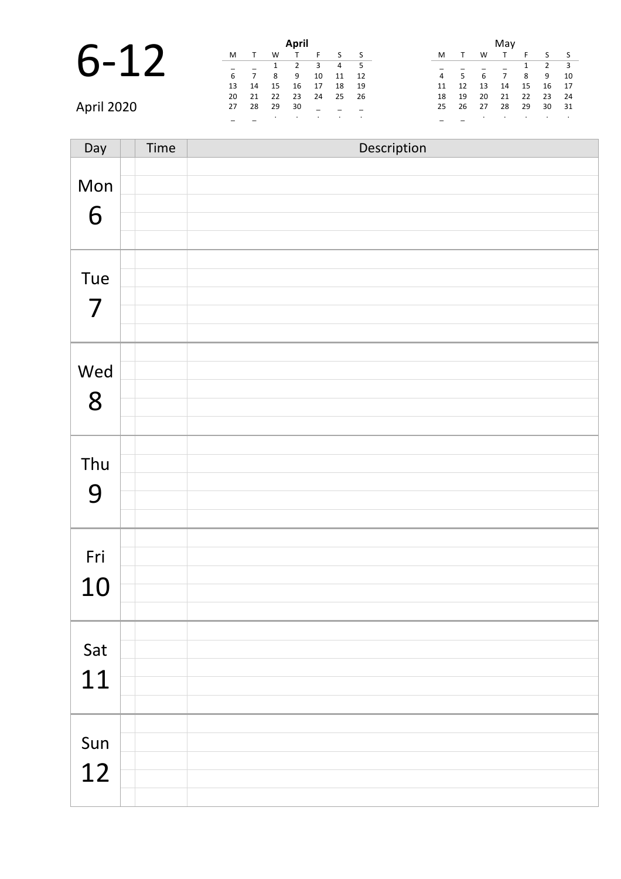# 6-12

April 2020

**April**

| M | T | W | T | F | S | S |
|---|---|---|---|---|---|---|
| _ | _ | 1 | 2 | 3 | 4 | 5 |
| 6 | 7 | 8 | 9 | 10 | 11 | 12 |
| 13 | 14 | 15 | 16 | 17 | 18 | 19 |
| 20 | 21 | 22 | 23 | 24 | 25 | 26 |
| 27 | 28 | 29 | 30 | _ | _ | _ |
| _ | _ | . | . | . | . | . |

May

| M | T | W | T | F | S | S |
|---|---|---|---|---|---|---|
| _ | _ | _ | _ | 1 | 2 | 3 |
| 4 | 5 | 6 | 7 | 8 | 9 | 10 |
| 11 | 12 | 13 | 14 | 15 | 16 | 17 |
| 18 | 19 | 20 | 21 | 22 | 23 | 24 |
| 25 | 26 | 27 | 28 | 29 | 30 | 31 |
| _ | _ | . | . | . | . | . |

| Day | | Time | Description |
|---|---|---|---|
| Mon 6 | | | |
| Tue 7 | | | |
| Wed 8 | | | |
| Thu 9 | | | |
| Fri 10 | | | |
| Sat 11 | | | |
| Sun 12 | | | |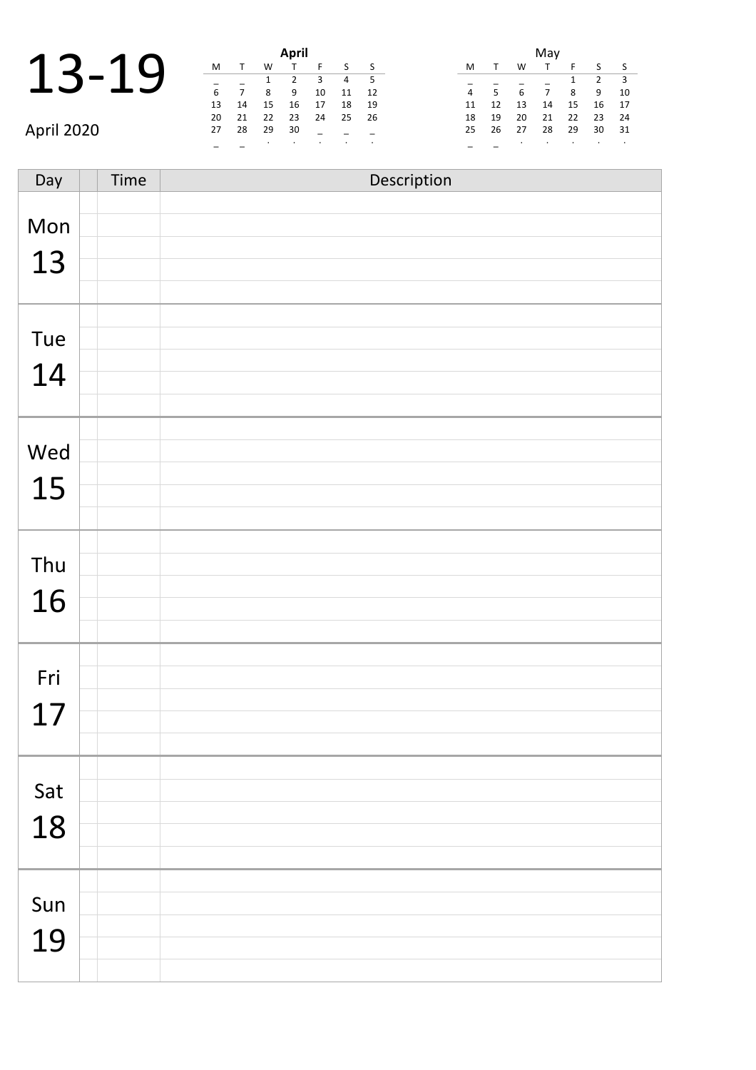# 13-19

April 2020

**April**

| M | T | W | T | F | S | S |
|---|---|---|---|---|---|---|
| _ | _ | 1 | 2 | 3 | 4 | 5 |
| 6 | 7 | 8 | 9 | 10 | 11 | 12 |
| 13 | 14 | 15 | 16 | 17 | 18 | 19 |
| 20 | 21 | 22 | 23 | 24 | 25 | 26 |
| 27 | 28 | 29 | 30 | _ | _ | _ |
| _ | _ | . | . | . | . | . |

May

| M | T | W | T | F | S | S |
|---|---|---|---|---|---|---|
| _ | _ | _ | _ | 1 | 2 | 3 |
| 4 | 5 | 6 | 7 | 8 | 9 | 10 |
| 11 | 12 | 13 | 14 | 15 | 16 | 17 |
| 18 | 19 | 20 | 21 | 22 | 23 | 24 |
| 25 | 26 | 27 | 28 | 29 | 30 | 31 |
| _ | _ | . | . | . | . | . |

| Day | | Time | Description |
|---|---|---|---|
| Mon 13 | | | |
| | | | |
| | | | |
| | | | |
| | | | |
| Tue 14 | | | |
| | | | |
| | | | |
| | | | |
| | | | |
| Wed 15 | | | |
| | | | |
| | | | |
| | | | |
| | | | |
| Thu 16 | | | |
| | | | |
| | | | |
| | | | |
| | | | |
| Fri 17 | | | |
| | | | |
| | | | |
| | | | |
| | | | |
| Sat 18 | | | |
| | | | |
| | | | |
| | | | |
| | | | |
| Sun 19 | | | |
| | | | |
| | | | |
| | | | |
| | | | |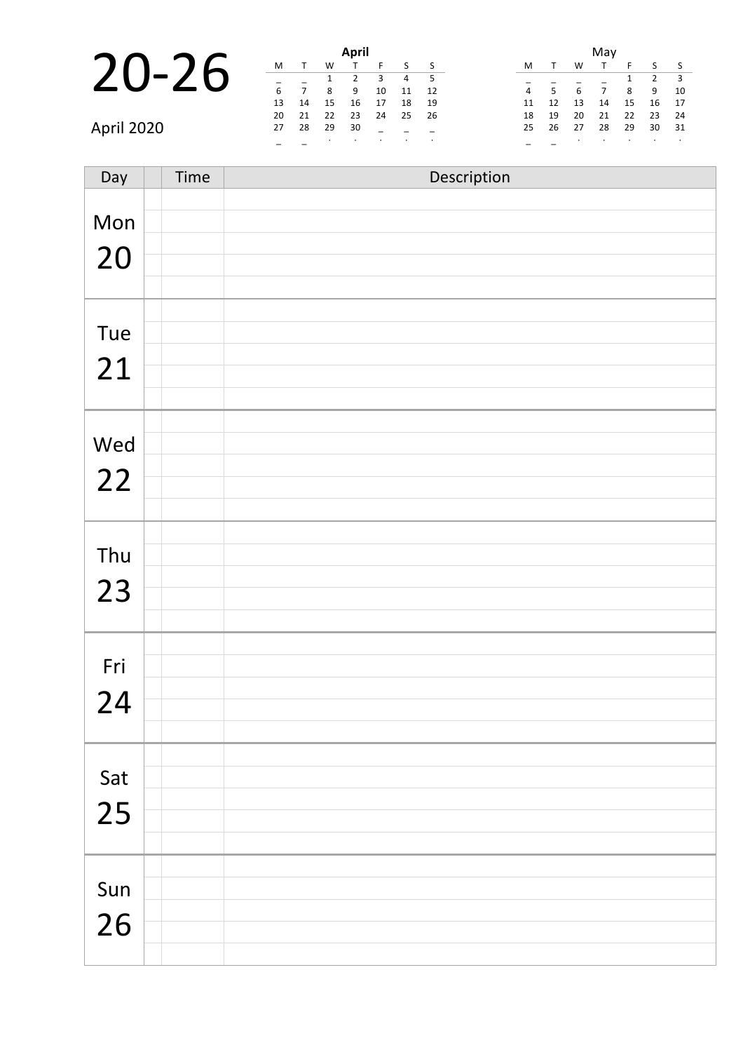# 20-26

April 2020

**April**

| M | T | W | T | F | S | S |
|---|---|---|---|---|---|---|
| _ | _ | 1 | 2 | 3 | 4 | 5 |
| 6 | 7 | 8 | 9 | 10 | 11 | 12 |
| 13 | 14 | 15 | 16 | 17 | 18 | 19 |
| 20 | 21 | 22 | 23 | 24 | 25 | 26 |
| 27 | 28 | 29 | 30 | _ | _ | _ |
| _ | _ | . | . | . | . | . |

May

| M | T | W | T | F | S | S |
|---|---|---|---|---|---|---|
| _ | _ | _ | _ | 1 | 2 | 3 |
| 4 | 5 | 6 | 7 | 8 | 9 | 10 |
| 11 | 12 | 13 | 14 | 15 | 16 | 17 |
| 18 | 19 | 20 | 21 | 22 | 23 | 24 |
| 25 | 26 | 27 | 28 | 29 | 30 | 31 |
| _ | _ | . | . | . | . | . |

| Day | | Time | Description |
|---|---|---|---|
| Mon 20 | | | |
| | | | |
| | | | |
| | | | |
| | | | |
| Tue 21 | | | |
| | | | |
| | | | |
| | | | |
| | | | |
| Wed 22 | | | |
| | | | |
| | | | |
| | | | |
| | | | |
| Thu 23 | | | |
| | | | |
| | | | |
| | | | |
| | | | |
| Fri 24 | | | |
| | | | |
| | | | |
| | | | |
| | | | |
| Sat 25 | | | |
| | | | |
| | | | |
| | | | |
| | | | |
| Sun 26 | | | |
| | | | |
| | | | |
| | | | |
| | | | |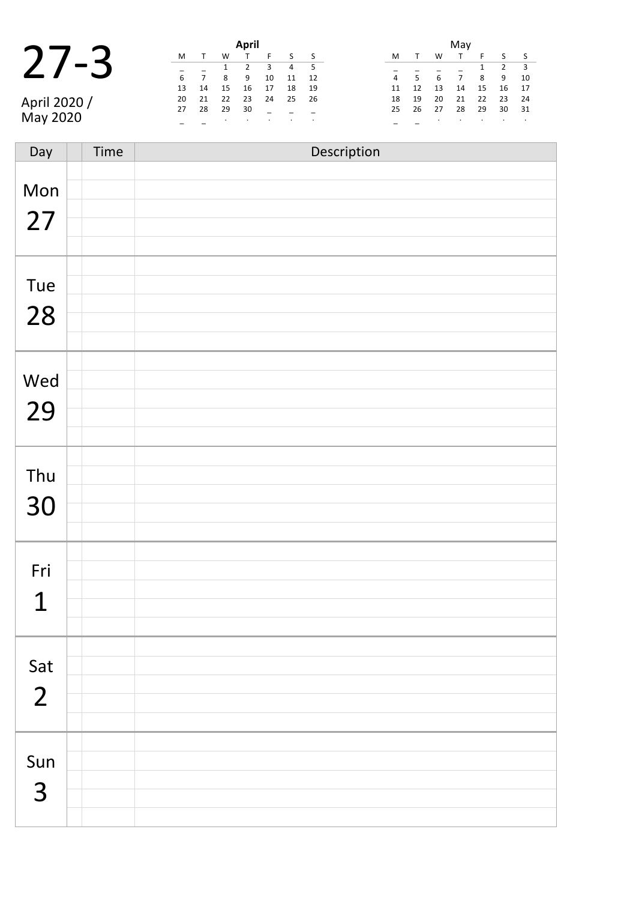# 27-3

April 2020 / May 2020

**April**

| M | T | W | T | F | S | S |
|---|---|---|---|---|---|---|
| _ | _ | 1 | 2 | 3 | 4 | 5 |
| 6 | 7 | 8 | 9 | 10 | 11 | 12 |
| 13 | 14 | 15 | 16 | 17 | 18 | 19 |
| 20 | 21 | 22 | 23 | 24 | 25 | 26 |
| 27 | 28 | 29 | 30 | _ | _ | _ |
| _ | _ | . | . | . | . | . |

May

| M | T | W | T | F | S | S |
|---|---|---|---|---|---|---|
| _ | _ | _ | _ | 1 | 2 | 3 |
| 4 | 5 | 6 | 7 | 8 | 9 | 10 |
| 11 | 12 | 13 | 14 | 15 | 16 | 17 |
| 18 | 19 | 20 | 21 | 22 | 23 | 24 |
| 25 | 26 | 27 | 28 | 29 | 30 | 31 |
| _ | _ | . | . | . | . | . |

| Day | | Time | Description |
|---|---|---|---|
| Mon 27 | | | |
| | | | |
| | | | |
| | | | |
| | | | |
| Tue 28 | | | |
| | | | |
| | | | |
| | | | |
| | | | |
| Wed 29 | | | |
| | | | |
| | | | |
| | | | |
| | | | |
| Thu 30 | | | |
| | | | |
| | | | |
| | | | |
| | | | |
| Fri 1 | | | |
| | | | |
| | | | |
| | | | |
| | | | |
| Sat 2 | | | |
| | | | |
| | | | |
| | | | |
| | | | |
| Sun 3 | | | |
| | | | |
| | | | |
| | | | |
| | | | |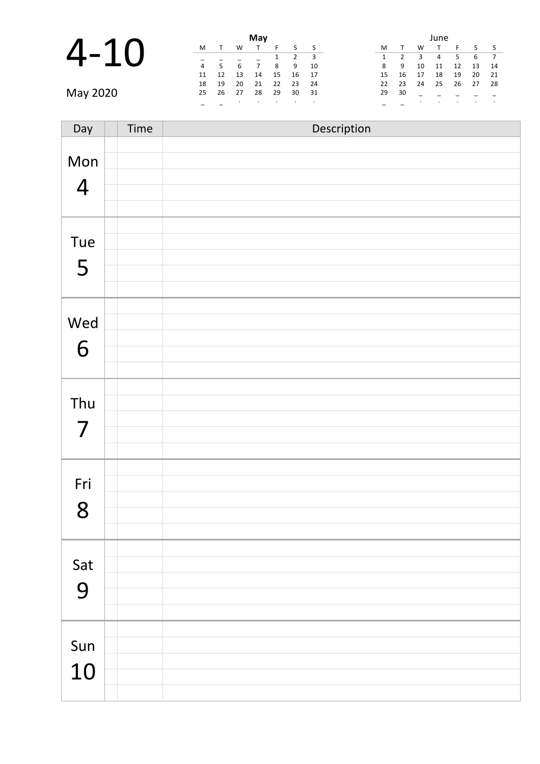# 4-10

May 2020

| May | | | | | | |
|---|---|---|---|---|---|---|
| M | T | W | T | F | S | S |
| _ | _ | _ | _ | 1 | 2 | 3 |
| 4 | 5 | 6 | 7 | 8 | 9 | 10 |
| 11 | 12 | 13 | 14 | 15 | 16 | 17 |
| 18 | 19 | 20 | 21 | 22 | 23 | 24 |
| 25 | 26 | 27 | 28 | 29 | 30 | 31 |
| _ | _ | . | . | . | . | . |

| June | | | | | | |
|---|---|---|---|---|---|---|
| M | T | W | T | F | S | S |
| 1 | 2 | 3 | 4 | 5 | 6 | 7 |
| 8 | 9 | 10 | 11 | 12 | 13 | 14 |
| 15 | 16 | 17 | 18 | 19 | 20 | 21 |
| 22 | 23 | 24 | 25 | 26 | 27 | 28 |
| 29 | 30 | _ | _ | _ | _ | _ |
| _ | _ | . | . | . | . | . |

| Day | | Time | Description |
|---|---|---|---|
| Mon 4 | | | |
| Tue 5 | | | |
| Wed 6 | | | |
| Thu 7 | | | |
| Fri 8 | | | |
| Sat 9 | | | |
| Sun 10 | | | |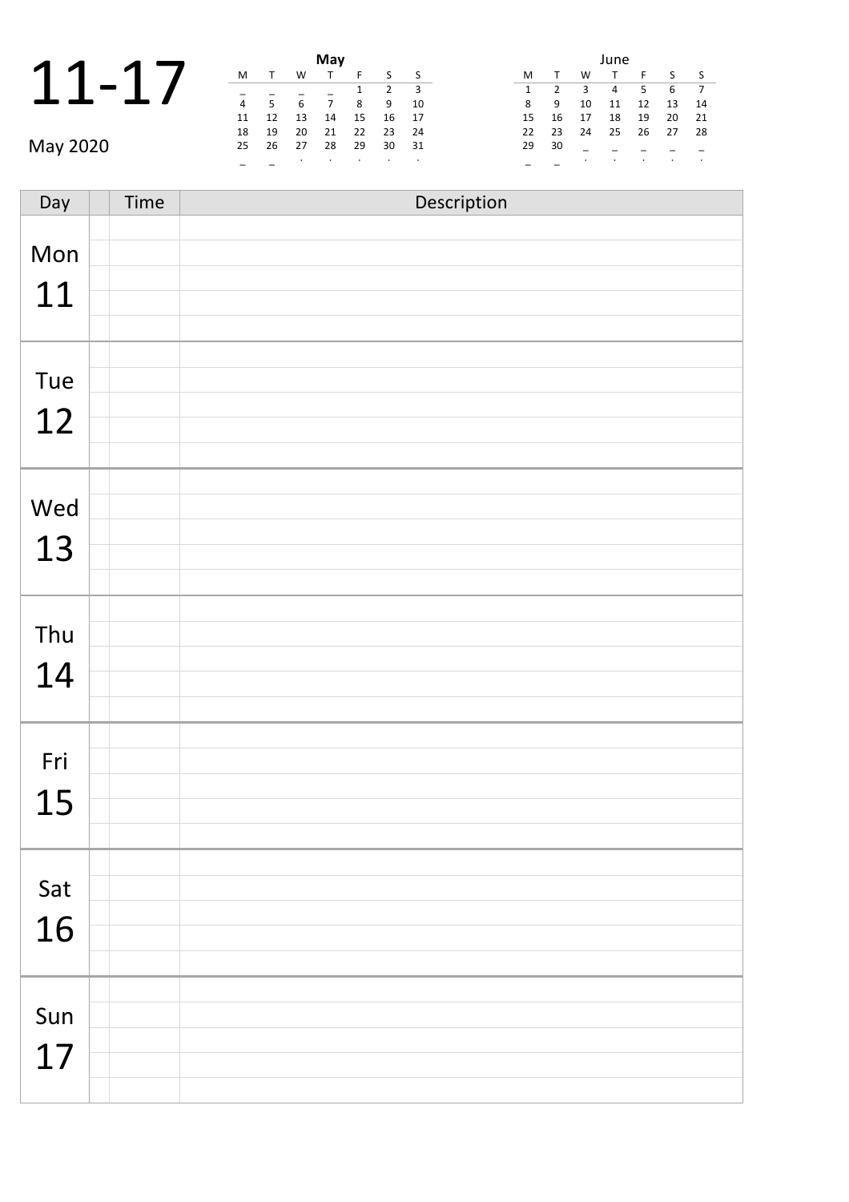# 11-17

May 2020

**May**

| M | T | W | T | F | S | S |
|---|---|---|---|---|---|---|
| _ | _ | _ | _ | 1 | 2 | 3 |
| 4 | 5 | 6 | 7 | 8 | 9 | 10 |
| 11 | 12 | 13 | 14 | 15 | 16 | 17 |
| 18 | 19 | 20 | 21 | 22 | 23 | 24 |
| 25 | 26 | 27 | 28 | 29 | 30 | 31 |
| _ | _ | . | . | . | . | . |

June

| M | T | W | T | F | S | S |
|---|---|---|---|---|---|---|
| 1 | 2 | 3 | 4 | 5 | 6 | 7 |
| 8 | 9 | 10 | 11 | 12 | 13 | 14 |
| 15 | 16 | 17 | 18 | 19 | 20 | 21 |
| 22 | 23 | 24 | 25 | 26 | 27 | 28 |
| 29 | 30 | _ | _ | _ | _ | _ |
| _ | _ | . | . | . | . | . |

| Day | | Time | Description |
|---|---|---|---|
| Mon 11 | | | |
| Tue 12 | | | |
| Wed 13 | | | |
| Thu 14 | | | |
| Fri 15 | | | |
| Sat 16 | | | |
| Sun 17 | | | |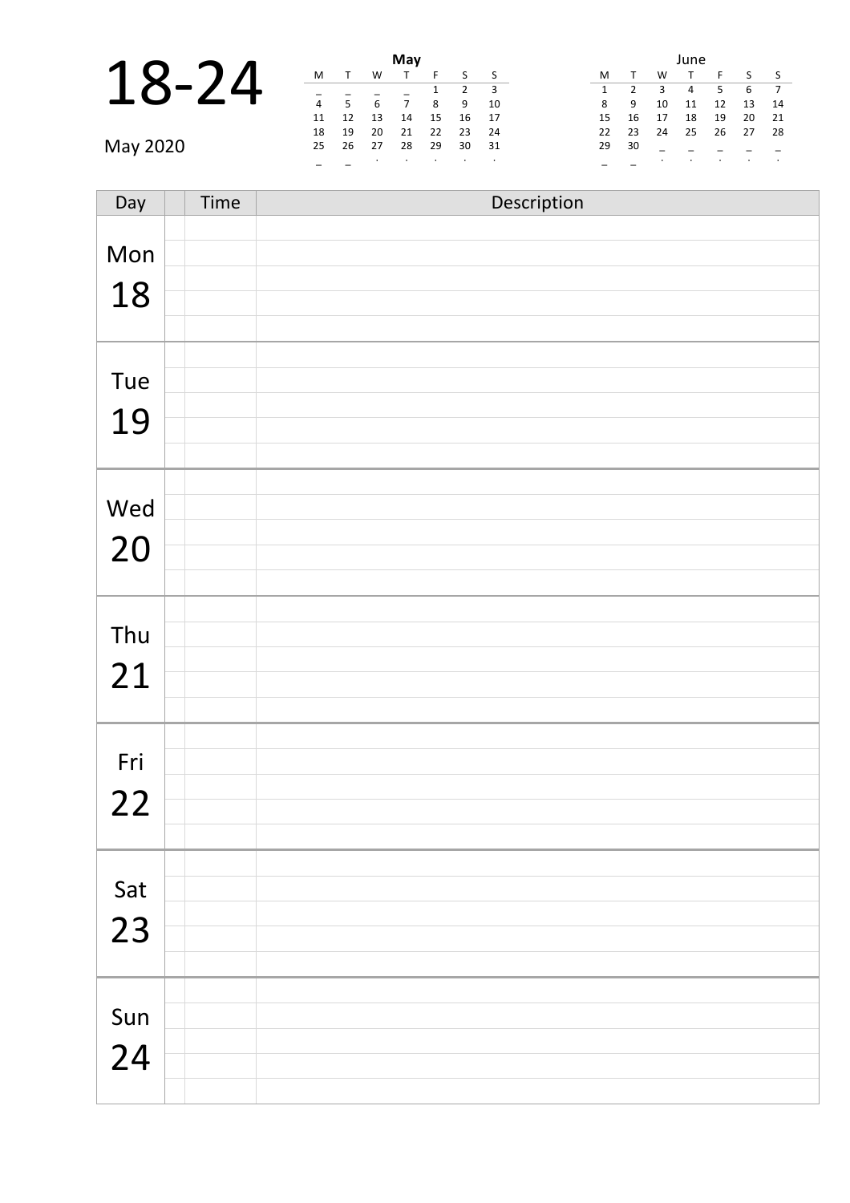# 18-24

May 2020

**May**

| M | T | W | T | F | S | S |
|---|---|---|---|---|---|---|
| _ | _ | _ | _ | 1 | 2 | 3 |
| 4 | 5 | 6 | 7 | 8 | 9 | 10 |
| 11 | 12 | 13 | 14 | 15 | 16 | 17 |
| 18 | 19 | 20 | 21 | 22 | 23 | 24 |
| 25 | 26 | 27 | 28 | 29 | 30 | 31 |
| _ | _ | . | . | . | . | . |

**June**

| M | T | W | T | F | S | S |
|---|---|---|---|---|---|---|
| 1 | 2 | 3 | 4 | 5 | 6 | 7 |
| 8 | 9 | 10 | 11 | 12 | 13 | 14 |
| 15 | 16 | 17 | 18 | 19 | 20 | 21 |
| 22 | 23 | 24 | 25 | 26 | 27 | 28 |
| 29 | 30 | _ | _ | _ | _ | _ |
| _ | _ | . | . | . | . | . |

| Day | | Time | Description |
|---|---|---|---|
| Mon 18 | | | |
| | | | |
| | | | |
| | | | |
| | | | |
| Tue 19 | | | |
| | | | |
| | | | |
| | | | |
| | | | |
| Wed 20 | | | |
| | | | |
| | | | |
| | | | |
| | | | |
| Thu 21 | | | |
| | | | |
| | | | |
| | | | |
| | | | |
| Fri 22 | | | |
| | | | |
| | | | |
| | | | |
| | | | |
| Sat 23 | | | |
| | | | |
| | | | |
| | | | |
| | | | |
| Sun 24 | | | |
| | | | |
| | | | |
| | | | |
| | | | |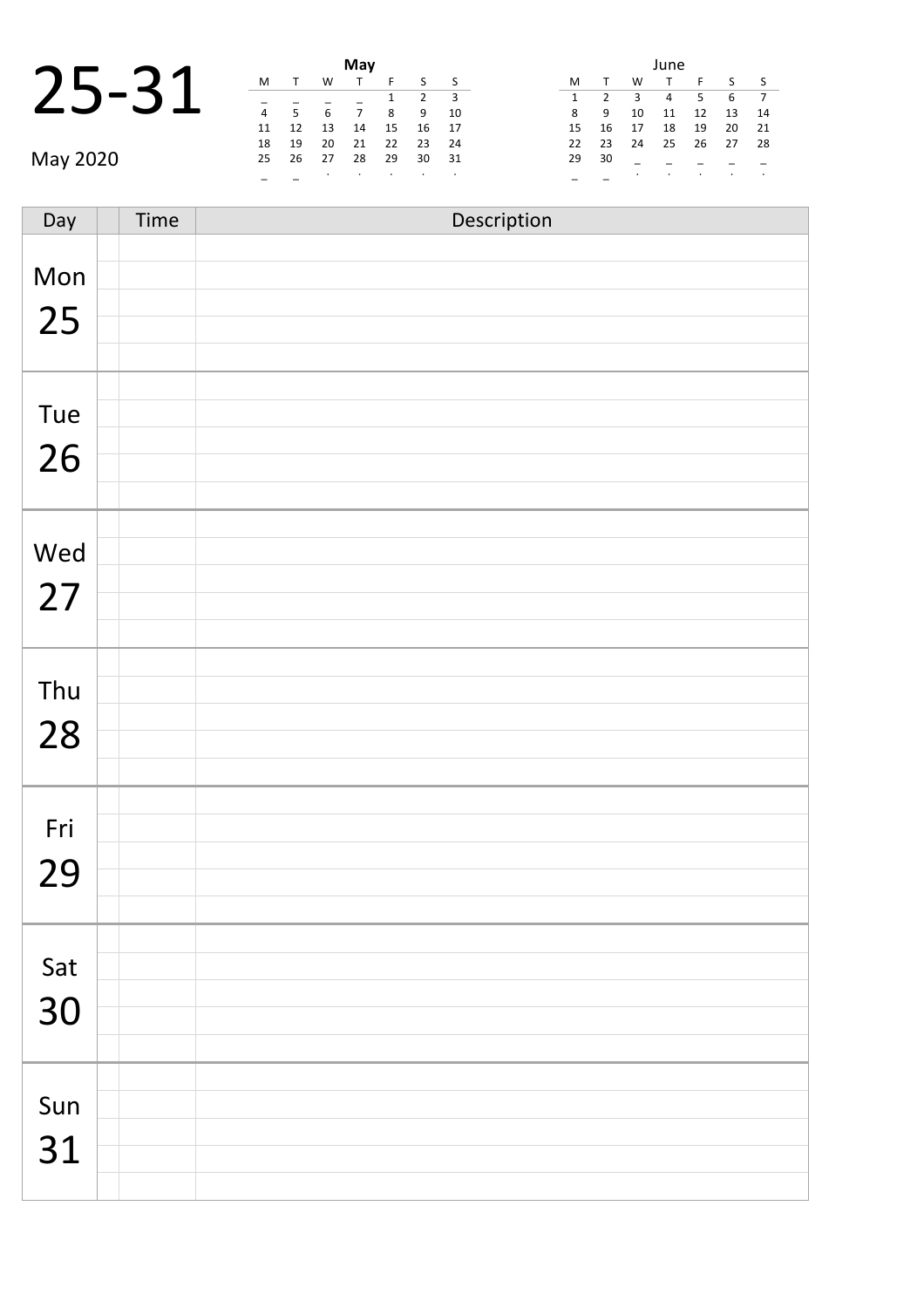# 25-31

May 2020

**May**

| M | T | W | T | F | S | S |
|---|---|---|---|---|---|---|
| _ | _ | _ | _ | 1 | 2 | 3 |
| 4 | 5 | 6 | 7 | 8 | 9 | 10 |
| 11 | 12 | 13 | 14 | 15 | 16 | 17 |
| 18 | 19 | 20 | 21 | 22 | 23 | 24 |
| 25 | 26 | 27 | 28 | 29 | 30 | 31 |
| _ | _ | . | . | . | . | . |

**June**

| M | T | W | T | F | S | S |
|---|---|---|---|---|---|---|
| 1 | 2 | 3 | 4 | 5 | 6 | 7 |
| 8 | 9 | 10 | 11 | 12 | 13 | 14 |
| 15 | 16 | 17 | 18 | 19 | 20 | 21 |
| 22 | 23 | 24 | 25 | 26 | 27 | 28 |
| 29 | 30 | _ | _ | _ | _ | _ |
| _ | _ | . | . | . | . | . |

| Day | | Time | Description |
|---|---|---|---|
| Mon 25 | | | |
| | | | |
| | | | |
| | | | |
| | | | |
| Tue 26 | | | |
| | | | |
| | | | |
| | | | |
| | | | |
| Wed 27 | | | |
| | | | |
| | | | |
| | | | |
| | | | |
| Thu 28 | | | |
| | | | |
| | | | |
| | | | |
| | | | |
| Fri 29 | | | |
| | | | |
| | | | |
| | | | |
| | | | |
| Sat 30 | | | |
| | | | |
| | | | |
| | | | |
| | | | |
| Sun 31 | | | |
| | | | |
| | | | |
| | | | |
| | | | |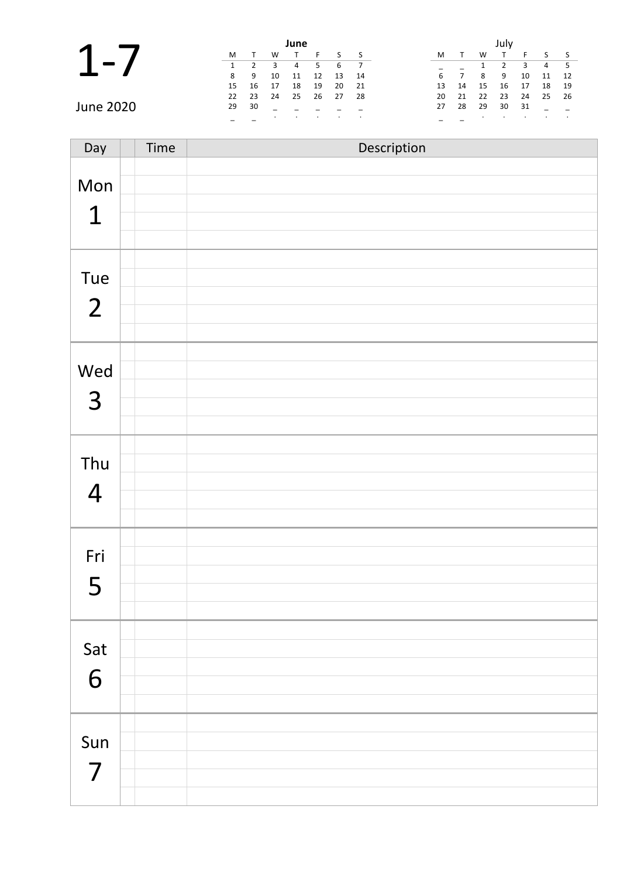# 1-7

June 2020

**June**

| M | T | W | T | F | S | S |
|---|---|---|---|---|---|---|
| 1 | 2 | 3 | 4 | 5 | 6 | 7 |
| 8 | 9 | 10 | 11 | 12 | 13 | 14 |
| 15 | 16 | 17 | 18 | 19 | 20 | 21 |
| 22 | 23 | 24 | 25 | 26 | 27 | 28 |
| 29 | 30 | _ | _ | _ | _ | _ |
| _ | _ | . | . | . | . | . |

July

| M | T | W | T | F | S | S |
|---|---|---|---|---|---|---|
| _ | _ | 1 | 2 | 3 | 4 | 5 |
| 6 | 7 | 8 | 9 | 10 | 11 | 12 |
| 13 | 14 | 15 | 16 | 17 | 18 | 19 |
| 20 | 21 | 22 | 23 | 24 | 25 | 26 |
| 27 | 28 | 29 | 30 | 31 | _ | _ |
| _ | _ | . | . | . | . | . |

| Day | | Time | Description |
|---|---|---|---|
| Mon 1 | | | |
| | | | |
| | | | |
| | | | |
| | | | |
| Tue 2 | | | |
| | | | |
| | | | |
| | | | |
| | | | |
| Wed 3 | | | |
| | | | |
| | | | |
| | | | |
| | | | |
| Thu 4 | | | |
| | | | |
| | | | |
| | | | |
| | | | |
| Fri 5 | | | |
| | | | |
| | | | |
| | | | |
| | | | |
| Sat 6 | | | |
| | | | |
| | | | |
| | | | |
| | | | |
| Sun 7 | | | |
| | | | |
| | | | |
| | | | |
| | | | |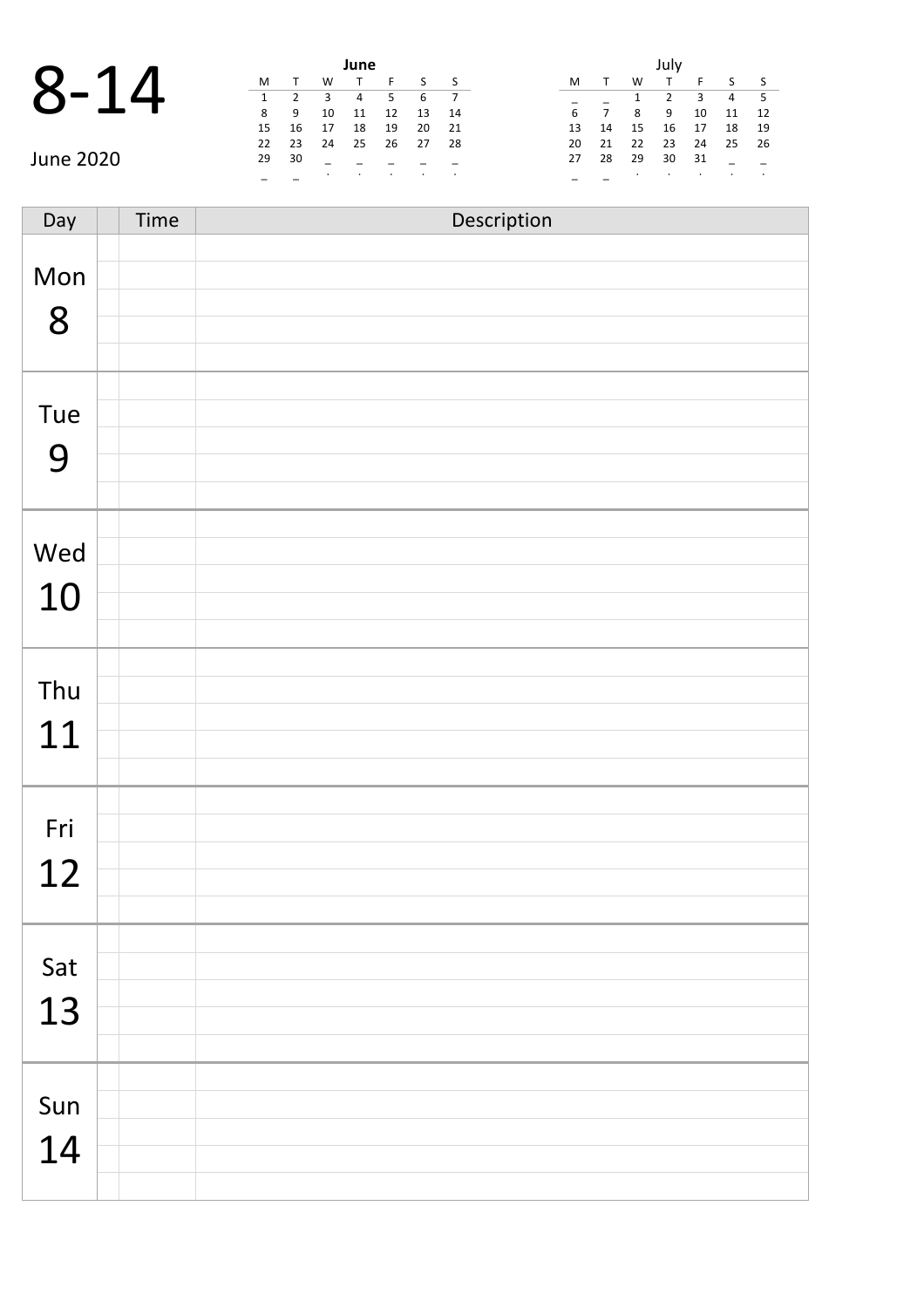# 8-14

June 2020

**June**

| M | T | W | T | F | S | S |
|---|---|---|---|---|---|---|
| 1 | 2 | 3 | 4 | 5 | 6 | 7 |
| 8 | 9 | 10 | 11 | 12 | 13 | 14 |
| 15 | 16 | 17 | 18 | 19 | 20 | 21 |
| 22 | 23 | 24 | 25 | 26 | 27 | 28 |
| 29 | 30 | | | | | |

**July**

| M | T | W | T | F | S | S |
|---|---|---|---|---|---|---|
| | | 1 | 2 | 3 | 4 | 5 |
| 6 | 7 | 8 | 9 | 10 | 11 | 12 |
| 13 | 14 | 15 | 16 | 17 | 18 | 19 |
| 20 | 21 | 22 | 23 | 24 | 25 | 26 |
| 27 | 28 | 29 | 30 | 31 | | |

| Day | | Time | Description |
|---|---|---|---|
| Mon 8 | | | |
| | | | |
| | | | |
| | | | |
| | | | |
| Tue 9 | | | |
| | | | |
| | | | |
| | | | |
| | | | |
| Wed 10 | | | |
| | | | |
| | | | |
| | | | |
| | | | |
| Thu 11 | | | |
| | | | |
| | | | |
| | | | |
| | | | |
| Fri 12 | | | |
| | | | |
| | | | |
| | | | |
| | | | |
| Sat 13 | | | |
| | | | |
| | | | |
| | | | |
| | | | |
| Sun 14 | | | |
| | | | |
| | | | |
| | | | |
| | | | |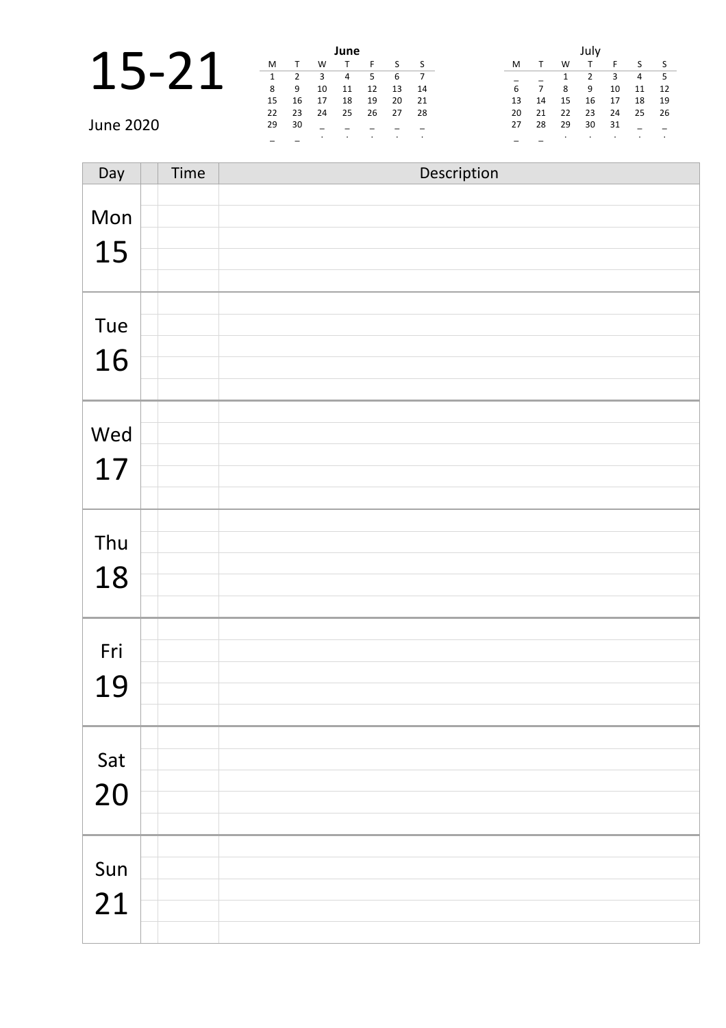# 15-21

June 2020

| June | | | | | | |
|---|---|---|---|---|---|---|
| M | T | W | T | F | S | S |
| 1 | 2 | 3 | 4 | 5 | 6 | 7 |
| 8 | 9 | 10 | 11 | 12 | 13 | 14 |
| 15 | 16 | 17 | 18 | 19 | 20 | 21 |
| 22 | 23 | 24 | 25 | 26 | 27 | 28 |
| 29 | 30 | | | | | |

| July | | | | | | |
|---|---|---|---|---|---|---|
| M | T | W | T | F | S | S |
| | | 1 | 2 | 3 | 4 | 5 |
| 6 | 7 | 8 | 9 | 10 | 11 | 12 |
| 13 | 14 | 15 | 16 | 17 | 18 | 19 |
| 20 | 21 | 22 | 23 | 24 | 25 | 26 |
| 27 | 28 | 29 | 30 | 31 | | |

| Day | | Time | Description |
|---|---|---|---|
| Mon 15 | | | |
| | | | |
| | | | |
| | | | |
| | | | |
| Tue 16 | | | |
| | | | |
| | | | |
| | | | |
| | | | |
| Wed 17 | | | |
| | | | |
| | | | |
| | | | |
| | | | |
| Thu 18 | | | |
| | | | |
| | | | |
| | | | |
| | | | |
| Fri 19 | | | |
| | | | |
| | | | |
| | | | |
| | | | |
| Sat 20 | | | |
| | | | |
| | | | |
| | | | |
| | | | |
| Sun 21 | | | |
| | | | |
| | | | |
| | | | |
| | | | |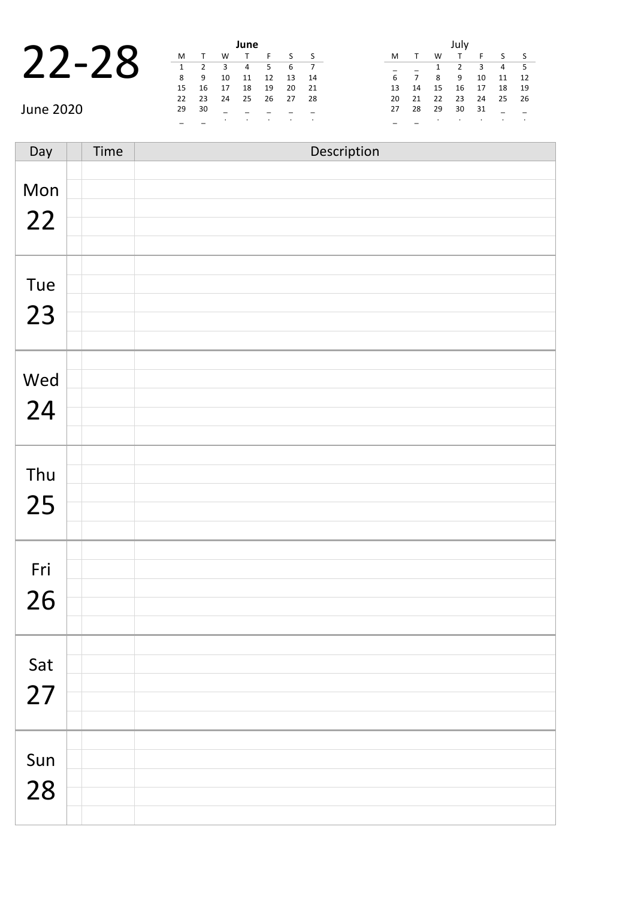# 22-28

June 2020

**June**

| M | T | W | T | F | S | S |
|---|---|---|---|---|---|---|
| 1 | 2 | 3 | 4 | 5 | 6 | 7 |
| 8 | 9 | 10 | 11 | 12 | 13 | 14 |
| 15 | 16 | 17 | 18 | 19 | 20 | 21 |
| 22 | 23 | 24 | 25 | 26 | 27 | 28 |
| 29 | 30 | | | | | |

July

| M | T | W | T | F | S | S |
|---|---|---|---|---|---|---|
| | | 1 | 2 | 3 | 4 | 5 |
| 6 | 7 | 8 | 9 | 10 | 11 | 12 |
| 13 | 14 | 15 | 16 | 17 | 18 | 19 |
| 20 | 21 | 22 | 23 | 24 | 25 | 26 |
| 27 | 28 | 29 | 30 | 31 | | |

| Day | | Time | Description |
|---|---|---|---|
| Mon 22 | | | |
| Tue 23 | | | |
| Wed 24 | | | |
| Thu 25 | | | |
| Fri 26 | | | |
| Sat 27 | | | |
| Sun 28 | | | |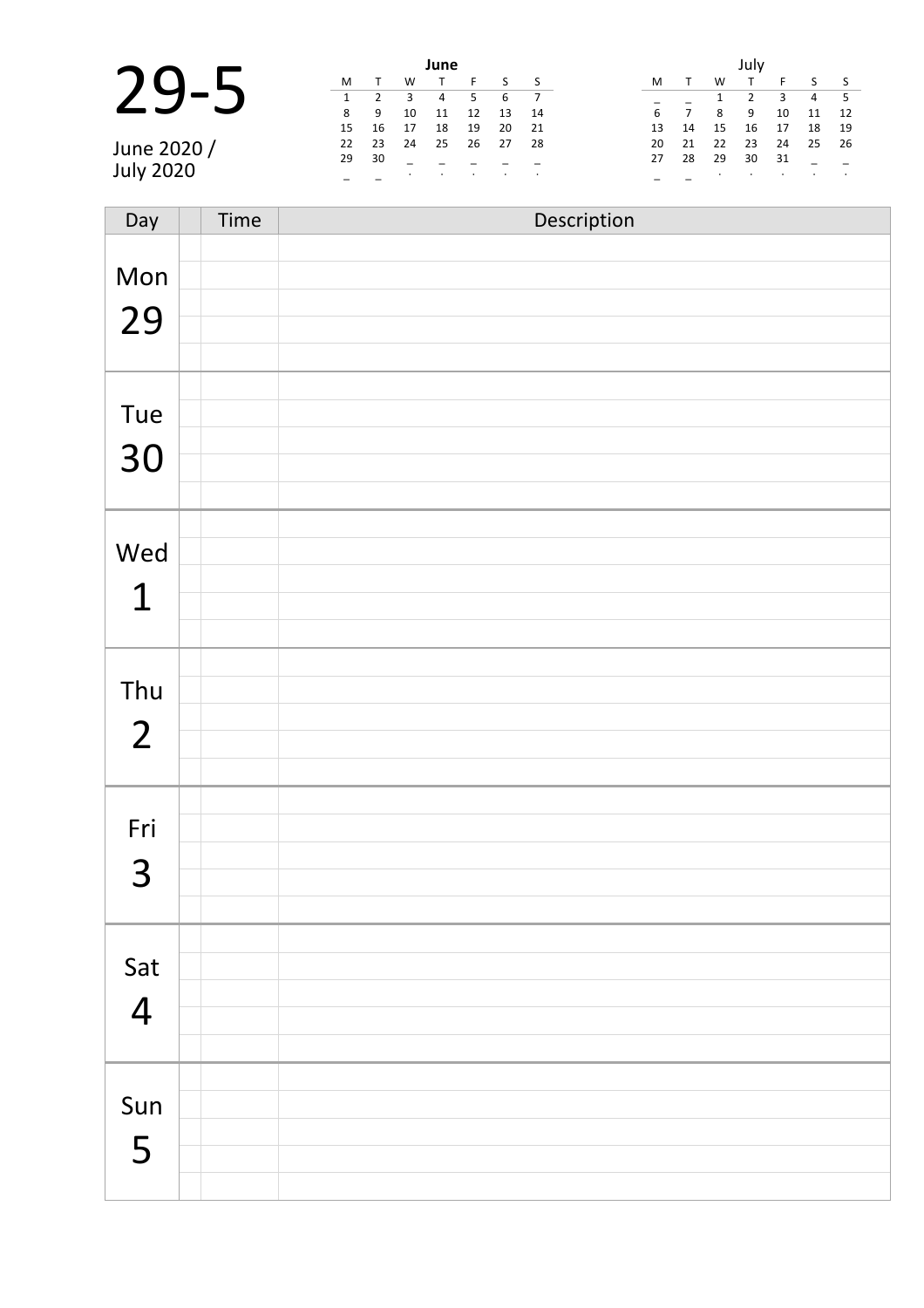# 29-5

June 2020 /
July 2020

**June**

| M | T | W | T | F | S | S |
|---|---|---|---|---|---|---|
| 1 | 2 | 3 | 4 | 5 | 6 | 7 |
| 8 | 9 | 10 | 11 | 12 | 13 | 14 |
| 15 | 16 | 17 | 18 | 19 | 20 | 21 |
| 22 | 23 | 24 | 25 | 26 | 27 | 28 |
| 29 | 30 | _ | _ | _ | _ | _ |
| _ | _ | . | . | . | . | . |

July

| M | T | W | T | F | S | S |
|---|---|---|---|---|---|---|
| _ | _ | 1 | 2 | 3 | 4 | 5 |
| 6 | 7 | 8 | 9 | 10 | 11 | 12 |
| 13 | 14 | 15 | 16 | 17 | 18 | 19 |
| 20 | 21 | 22 | 23 | 24 | 25 | 26 |
| 27 | 28 | 29 | 30 | 31 | _ | _ |
| _ | _ | . | . | . | . | . |

| Day | | Time | Description |
|---|---|---|---|
| Mon 29 | | | |
| Tue 30 | | | |
| Wed 1 | | | |
| Thu 2 | | | |
| Fri 3 | | | |
| Sat 4 | | | |
| Sun 5 | | | |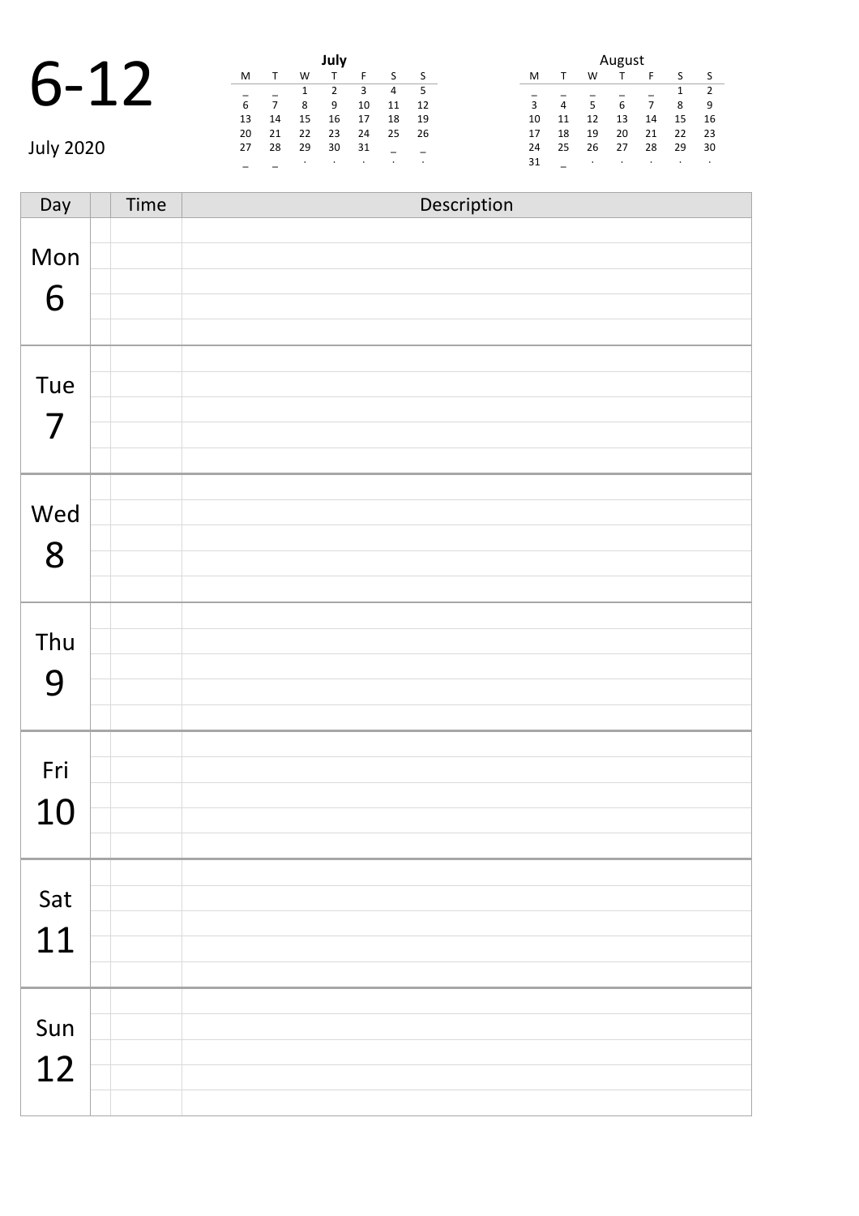# 6-12

July 2020

**July**

| M | T | W | T | F | S | S |
|---|---|---|---|---|---|---|
| _ | _ | 1 | 2 | 3 | 4 | 5 |
| 6 | 7 | 8 | 9 | 10 | 11 | 12 |
| 13 | 14 | 15 | 16 | 17 | 18 | 19 |
| 20 | 21 | 22 | 23 | 24 | 25 | 26 |
| 27 | 28 | 29 | 30 | 31 | _ | _ |
| _ | _ | . | . | . | . | . |

**August**

| M | T | W | T | F | S | S |
|---|---|---|---|---|---|---|
| _ | _ | _ | _ | _ | 1 | 2 |
| 3 | 4 | 5 | 6 | 7 | 8 | 9 |
| 10 | 11 | 12 | 13 | 14 | 15 | 16 |
| 17 | 18 | 19 | 20 | 21 | 22 | 23 |
| 24 | 25 | 26 | 27 | 28 | 29 | 30 |
| 31 | _ | . | . | . | . | . |

| Day | | Time | Description |
|---|---|---|---|
| Mon 6 | | | |
| Tue 7 | | | |
| Wed 8 | | | |
| Thu 9 | | | |
| Fri 10 | | | |
| Sat 11 | | | |
| Sun 12 | | | |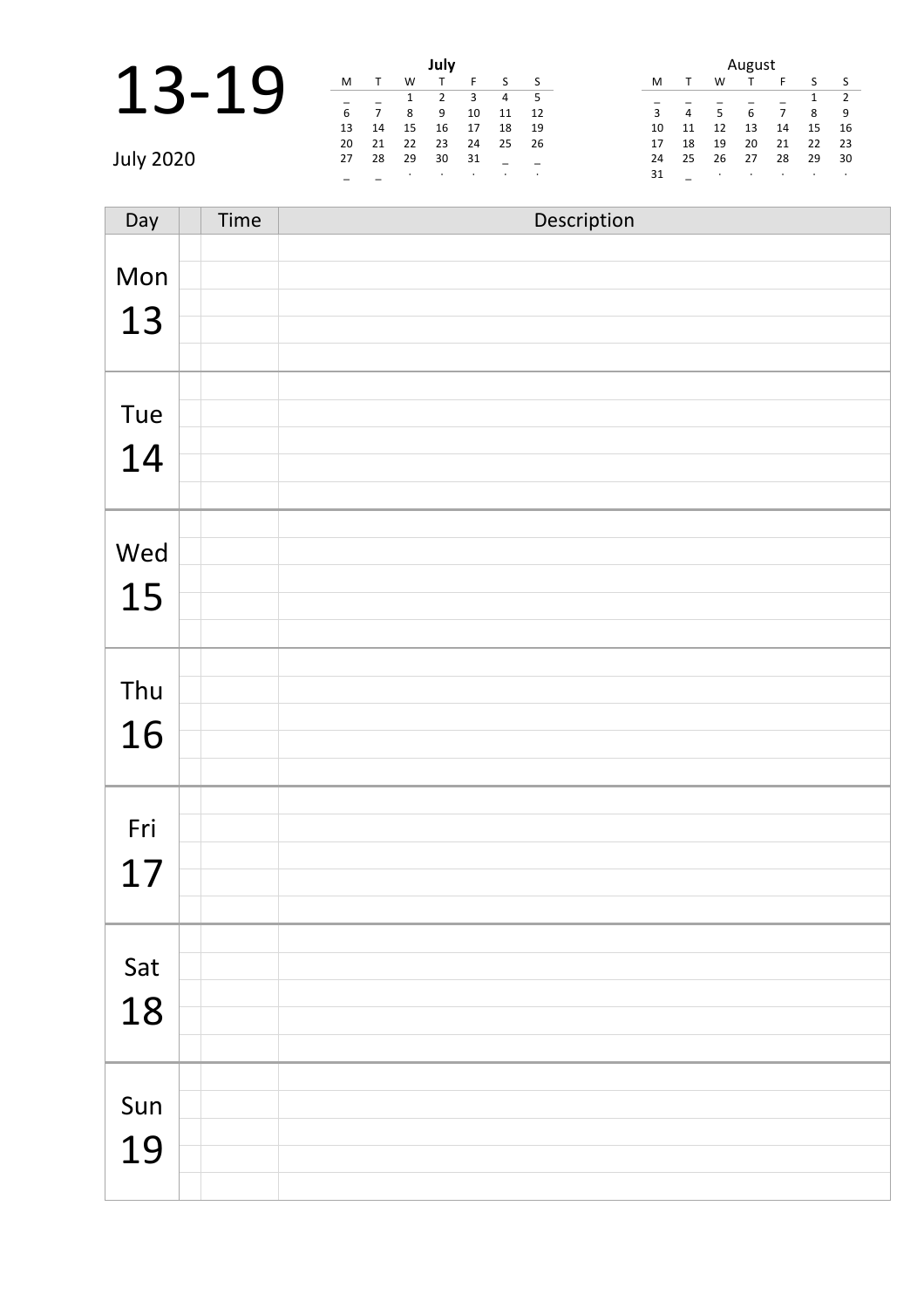# 13-19

July 2020

**July**

| M | T | W | T | F | S | S |
|---|---|---|---|---|---|---|
| _ | _ | 1 | 2 | 3 | 4 | 5 |
| 6 | 7 | 8 | 9 | 10 | 11 | 12 |
| 13 | 14 | 15 | 16 | 17 | 18 | 19 |
| 20 | 21 | 22 | 23 | 24 | 25 | 26 |
| 27 | 28 | 29 | 30 | 31 | _ | _ |
| _ | _ | . | . | . | . | . |

**August**

| M | T | W | T | F | S | S |
|---|---|---|---|---|---|---|
| _ | _ | _ | _ | _ | 1 | 2 |
| 3 | 4 | 5 | 6 | 7 | 8 | 9 |
| 10 | 11 | 12 | 13 | 14 | 15 | 16 |
| 17 | 18 | 19 | 20 | 21 | 22 | 23 |
| 24 | 25 | 26 | 27 | 28 | 29 | 30 |
| 31 | _ | . | . | . | . | . |

| Day | | Time | Description |
|---|---|---|---|
| Mon 13 | | | |
| Tue 14 | | | |
| Wed 15 | | | |
| Thu 16 | | | |
| Fri 17 | | | |
| Sat 18 | | | |
| Sun 19 | | | |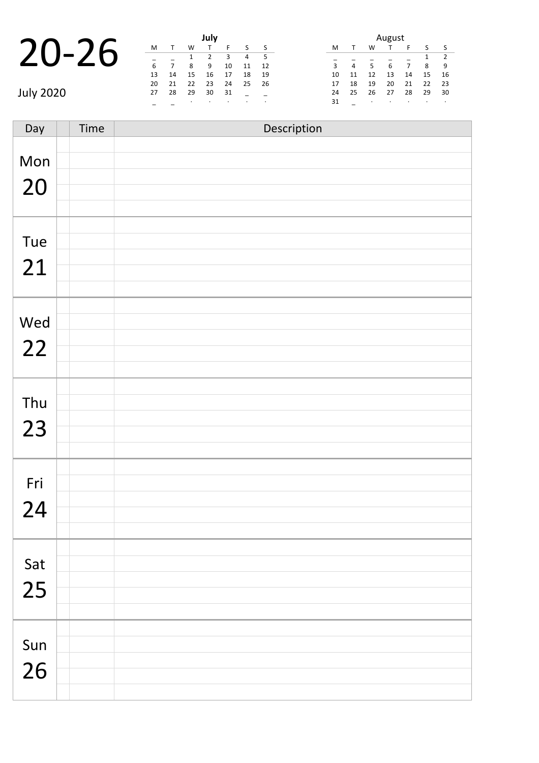# 20-26

July 2020

**July**

| M | T | W | T | F | S | S |
|---|---|---|---|---|---|---|
| _ | _ | 1 | 2 | 3 | 4 | 5 |
| 6 | 7 | 8 | 9 | 10 | 11 | 12 |
| 13 | 14 | 15 | 16 | 17 | 18 | 19 |
| 20 | 21 | 22 | 23 | 24 | 25 | 26 |
| 27 | 28 | 29 | 30 | 31 | _ | _ |
| _ | _ | . | . | . | . | . |

**August**

| M | T | W | T | F | S | S |
|---|---|---|---|---|---|---|
| _ | _ | _ | _ | _ | 1 | 2 |
| 3 | 4 | 5 | 6 | 7 | 8 | 9 |
| 10 | 11 | 12 | 13 | 14 | 15 | 16 |
| 17 | 18 | 19 | 20 | 21 | 22 | 23 |
| 24 | 25 | 26 | 27 | 28 | 29 | 30 |
| 31 | _ | . | . | . | . | . |

| Day | | Time | Description |
|---|---|---|---|
| Mon 20 | | | |
| | | | |
| | | | |
| | | | |
| | | | |
| Tue 21 | | | |
| | | | |
| | | | |
| | | | |
| | | | |
| Wed 22 | | | |
| | | | |
| | | | |
| | | | |
| | | | |
| Thu 23 | | | |
| | | | |
| | | | |
| | | | |
| | | | |
| Fri 24 | | | |
| | | | |
| | | | |
| | | | |
| | | | |
| Sat 25 | | | |
| | | | |
| | | | |
| | | | |
| | | | |
| Sun 26 | | | |
| | | | |
| | | | |
| | | | |
| | | | |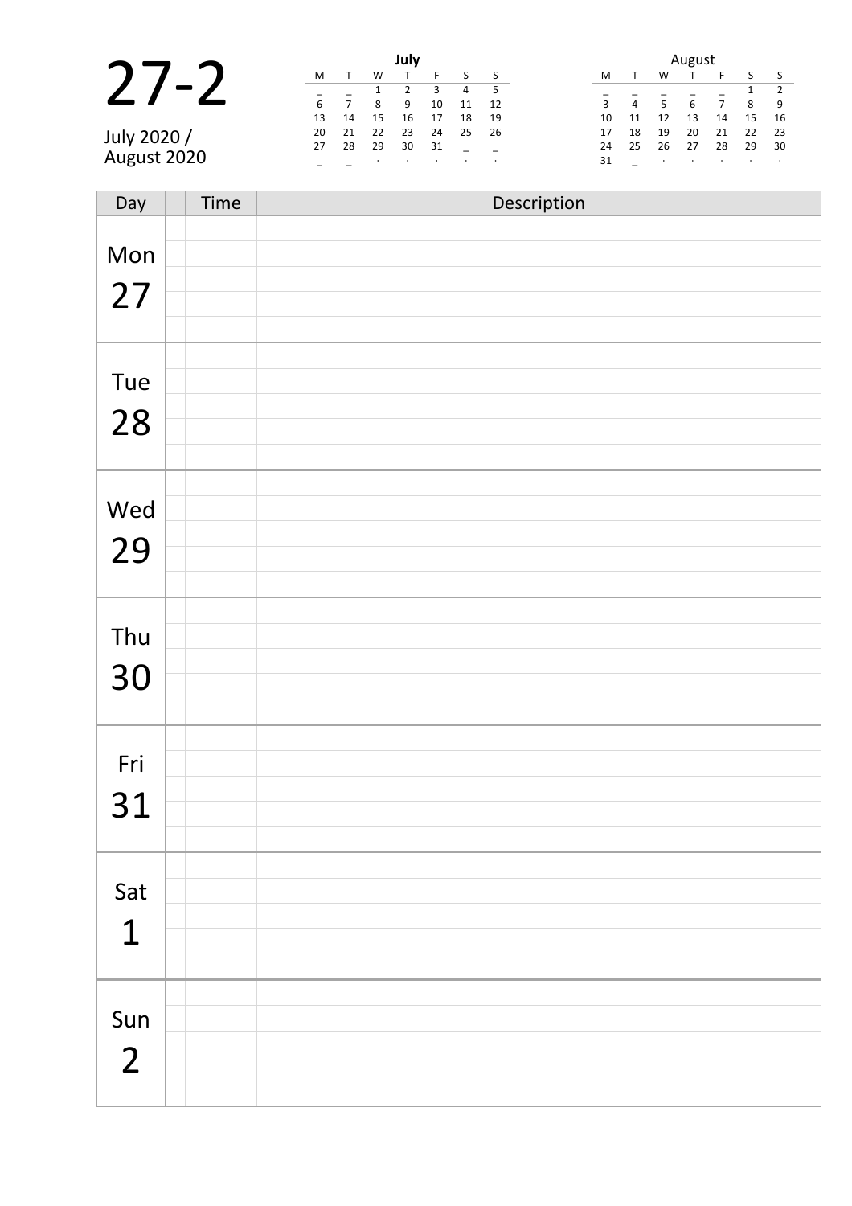# 27-2

July 2020 / August 2020

**July**

| M | T | W | T | F | S | S |
|---|---|---|---|---|---|---|
| _ | _ | 1 | 2 | 3 | 4 | 5 |
| 6 | 7 | 8 | 9 | 10 | 11 | 12 |
| 13 | 14 | 15 | 16 | 17 | 18 | 19 |
| 20 | 21 | 22 | 23 | 24 | 25 | 26 |
| 27 | 28 | 29 | 30 | 31 | _ | _ |
| _ | _ | · | · | · | · | · |

**August**

| M | T | W | T | F | S | S |
|---|---|---|---|---|---|---|
| _ | _ | _ | _ | _ | 1 | 2 |
| 3 | 4 | 5 | 6 | 7 | 8 | 9 |
| 10 | 11 | 12 | 13 | 14 | 15 | 16 |
| 17 | 18 | 19 | 20 | 21 | 22 | 23 |
| 24 | 25 | 26 | 27 | 28 | 29 | 30 |
| 31 | _ | · | · | · | · | · |

| Day | | Time | Description |
|---|---|---|---|
| Mon 27 | | | |
| | | | |
| | | | |
| | | | |
| | | | |
| Tue 28 | | | |
| | | | |
| | | | |
| | | | |
| | | | |
| Wed 29 | | | |
| | | | |
| | | | |
| | | | |
| | | | |
| Thu 30 | | | |
| | | | |
| | | | |
| | | | |
| | | | |
| Fri 31 | | | |
| | | | |
| | | | |
| | | | |
| | | | |
| Sat 1 | | | |
| | | | |
| | | | |
| | | | |
| | | | |
| Sun 2 | | | |
| | | | |
| | | | |
| | | | |
| | | | |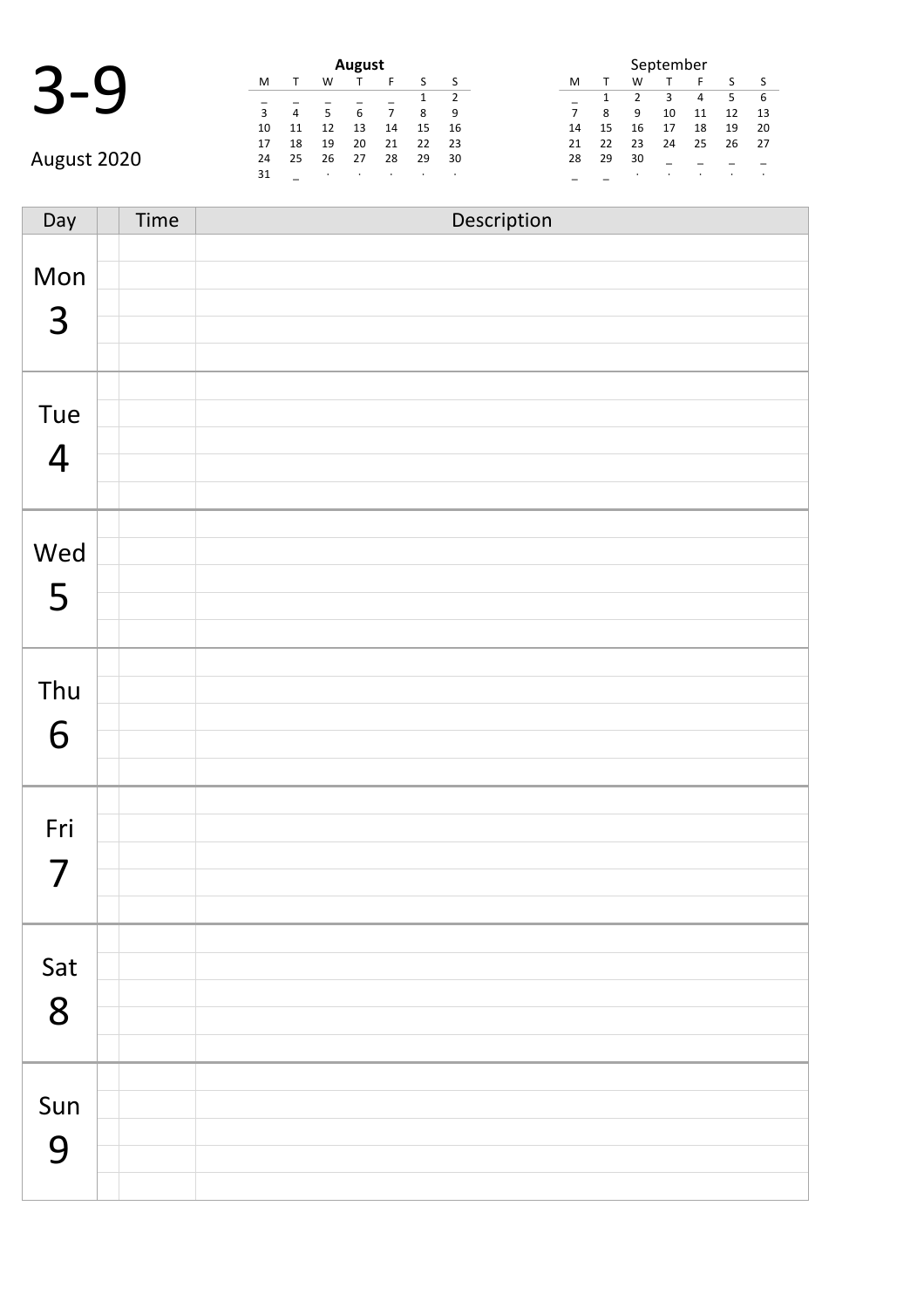# 3-9

August 2020

**August**

| M | T | W | T | F | S | S |
|---|---|---|---|---|---|---|
| _ | _ | _ | _ | _ | 1 | 2 |
| 3 | 4 | 5 | 6 | 7 | 8 | 9 |
| 10 | 11 | 12 | 13 | 14 | 15 | 16 |
| 17 | 18 | 19 | 20 | 21 | 22 | 23 |
| 24 | 25 | 26 | 27 | 28 | 29 | 30 |
| 31 | _ | . | . | . | . | . |

September

| M | T | W | T | F | S | S |
|---|---|---|---|---|---|---|
| _ | 1 | 2 | 3 | 4 | 5 | 6 |
| 7 | 8 | 9 | 10 | 11 | 12 | 13 |
| 14 | 15 | 16 | 17 | 18 | 19 | 20 |
| 21 | 22 | 23 | 24 | 25 | 26 | 27 |
| 28 | 29 | 30 | _ | _ | _ | _ |
| _ | _ | . | . | . | . | . |

| Day | | Time | Description |
|---|---|---|---|
| Mon 3 | | | |
| | | | |
| | | | |
| | | | |
| | | | |
| Tue 4 | | | |
| | | | |
| | | | |
| | | | |
| | | | |
| Wed 5 | | | |
| | | | |
| | | | |
| | | | |
| | | | |
| Thu 6 | | | |
| | | | |
| | | | |
| | | | |
| | | | |
| Fri 7 | | | |
| | | | |
| | | | |
| | | | |
| | | | |
| Sat 8 | | | |
| | | | |
| | | | |
| | | | |
| | | | |
| Sun 9 | | | |
| | | | |
| | | | |
| | | | |
| | | | |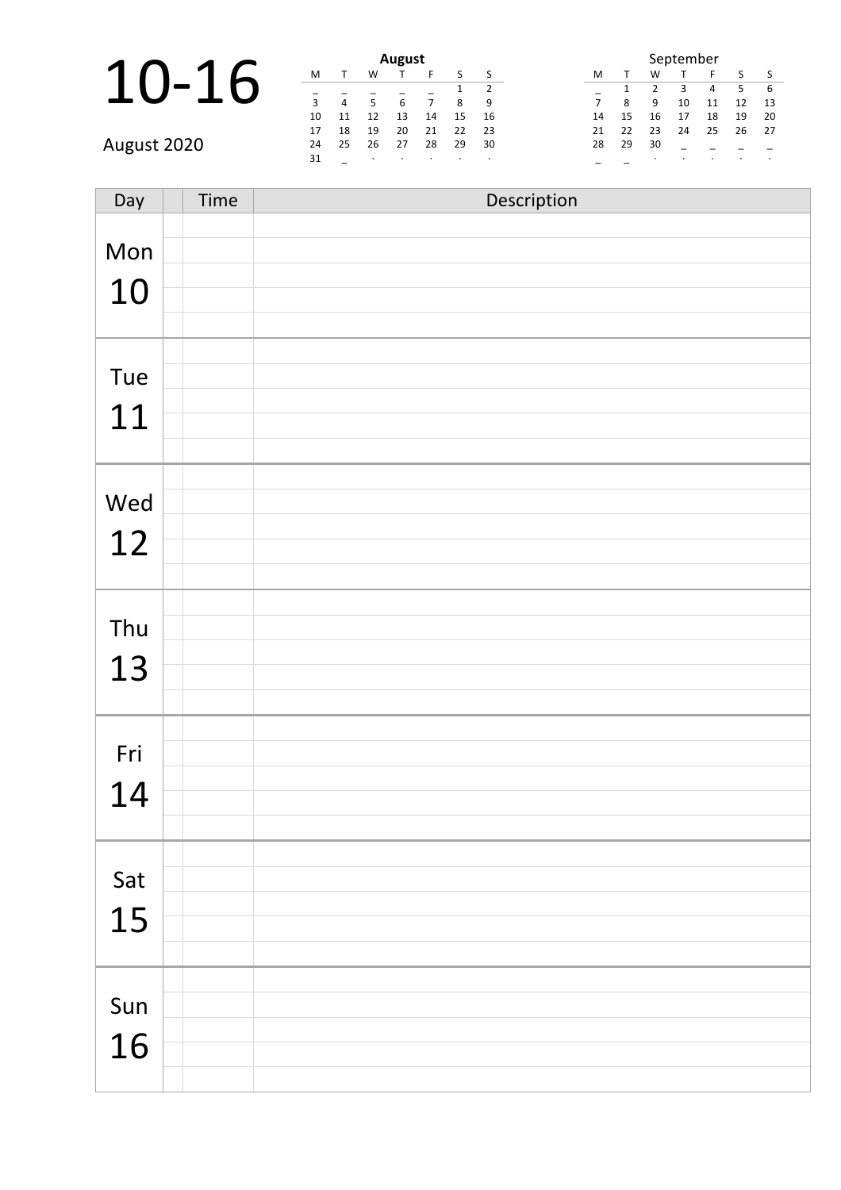# 10-16

August 2020

**August**

| M | T | W | T | F | S | S |
|---|---|---|---|---|---|---|
| _ | _ | _ | _ | _ | 1 | 2 |
| 3 | 4 | 5 | 6 | 7 | 8 | 9 |
| 10 | 11 | 12 | 13 | 14 | 15 | 16 |
| 17 | 18 | 19 | 20 | 21 | 22 | 23 |
| 24 | 25 | 26 | 27 | 28 | 29 | 30 |
| 31 | _ | . | . | . | . | . |

September

| M | T | W | T | F | S | S |
|---|---|---|---|---|---|---|
| _ | 1 | 2 | 3 | 4 | 5 | 6 |
| 7 | 8 | 9 | 10 | 11 | 12 | 13 |
| 14 | 15 | 16 | 17 | 18 | 19 | 20 |
| 21 | 22 | 23 | 24 | 25 | 26 | 27 |
| 28 | 29 | 30 | _ | _ | _ | _ |
| _ | _ | . | . | . | . | . |

| Day | | Time | Description |
|---|---|---|---|
| Mon 10 | | | |
| Tue 11 | | | |
| Wed 12 | | | |
| Thu 13 | | | |
| Fri 14 | | | |
| Sat 15 | | | |
| Sun 16 | | | |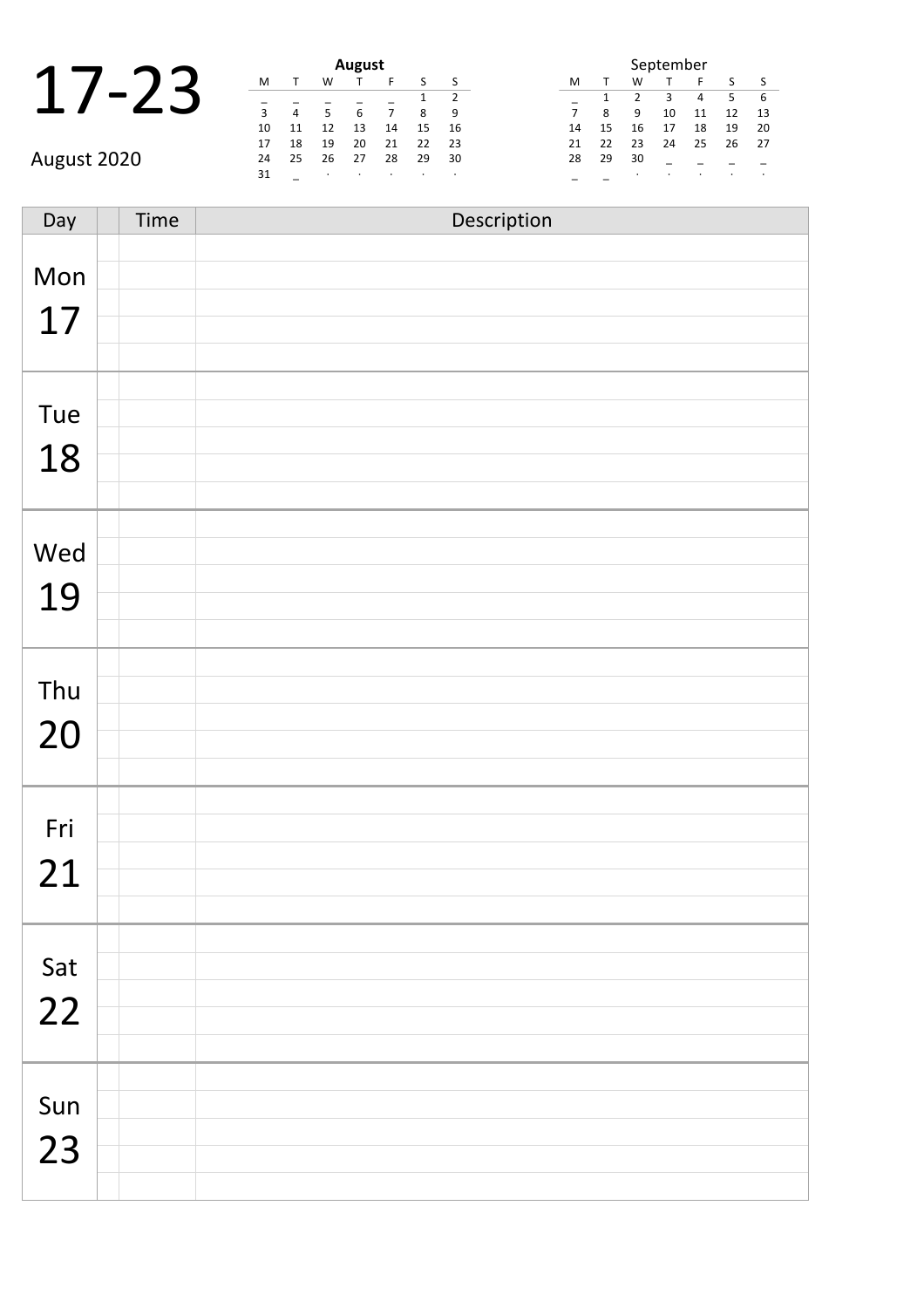# 17-23

August 2020

**August**

| M | T | W | T | F | S | S |
|---|---|---|---|---|---|---|
| _ | _ | _ | _ | _ | 1 | 2 |
| 3 | 4 | 5 | 6 | 7 | 8 | 9 |
| 10 | 11 | 12 | 13 | 14 | 15 | 16 |
| 17 | 18 | 19 | 20 | 21 | 22 | 23 |
| 24 | 25 | 26 | 27 | 28 | 29 | 30 |
| 31 | _ | . | . | . | . | . |

September

| M | T | W | T | F | S | S |
|---|---|---|---|---|---|---|
| _ | 1 | 2 | 3 | 4 | 5 | 6 |
| 7 | 8 | 9 | 10 | 11 | 12 | 13 |
| 14 | 15 | 16 | 17 | 18 | 19 | 20 |
| 21 | 22 | 23 | 24 | 25 | 26 | 27 |
| 28 | 29 | 30 | _ | _ | _ | _ |
| _ | _ | . | . | . | . | . |

| Day | | Time | Description |
|---|---|---|---|
| Mon 17 | | | |
| | | | |
| | | | |
| | | | |
| | | | |
| Tue 18 | | | |
| | | | |
| | | | |
| | | | |
| | | | |
| Wed 19 | | | |
| | | | |
| | | | |
| | | | |
| | | | |
| Thu 20 | | | |
| | | | |
| | | | |
| | | | |
| | | | |
| Fri 21 | | | |
| | | | |
| | | | |
| | | | |
| | | | |
| Sat 22 | | | |
| | | | |
| | | | |
| | | | |
| | | | |
| Sun 23 | | | |
| | | | |
| | | | |
| | | | |
| | | | |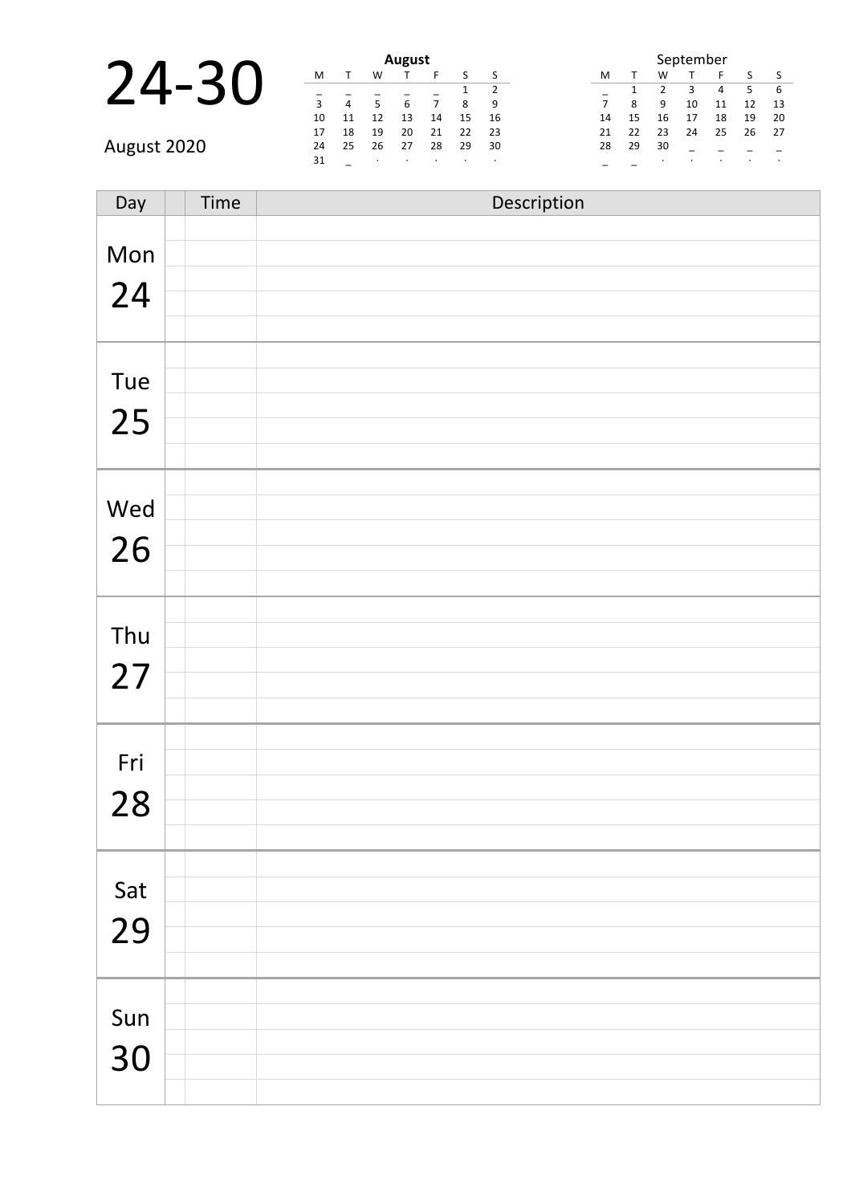# 24-30

August 2020

**August**

| M | T | W | T | F | S | S |
|---|---|---|---|---|---|---|
| _ | _ | _ | _ | _ | 1 | 2 |
| 3 | 4 | 5 | 6 | 7 | 8 | 9 |
| 10 | 11 | 12 | 13 | 14 | 15 | 16 |
| 17 | 18 | 19 | 20 | 21 | 22 | 23 |
| 24 | 25 | 26 | 27 | 28 | 29 | 30 |
| 31 | _ | . | . | . | . | . |

September

| M | T | W | T | F | S | S |
|---|---|---|---|---|---|---|
| _ | 1 | 2 | 3 | 4 | 5 | 6 |
| 7 | 8 | 9 | 10 | 11 | 12 | 13 |
| 14 | 15 | 16 | 17 | 18 | 19 | 20 |
| 21 | 22 | 23 | 24 | 25 | 26 | 27 |
| 28 | 29 | 30 | _ | _ | _ | _ |
| _ | _ | . | . | . | . | . |

| Day | | Time | Description |
|---|---|---|---|
| Mon 24 | | | |
| Tue 25 | | | |
| Wed 26 | | | |
| Thu 27 | | | |
| Fri 28 | | | |
| Sat 29 | | | |
| Sun 30 | | | |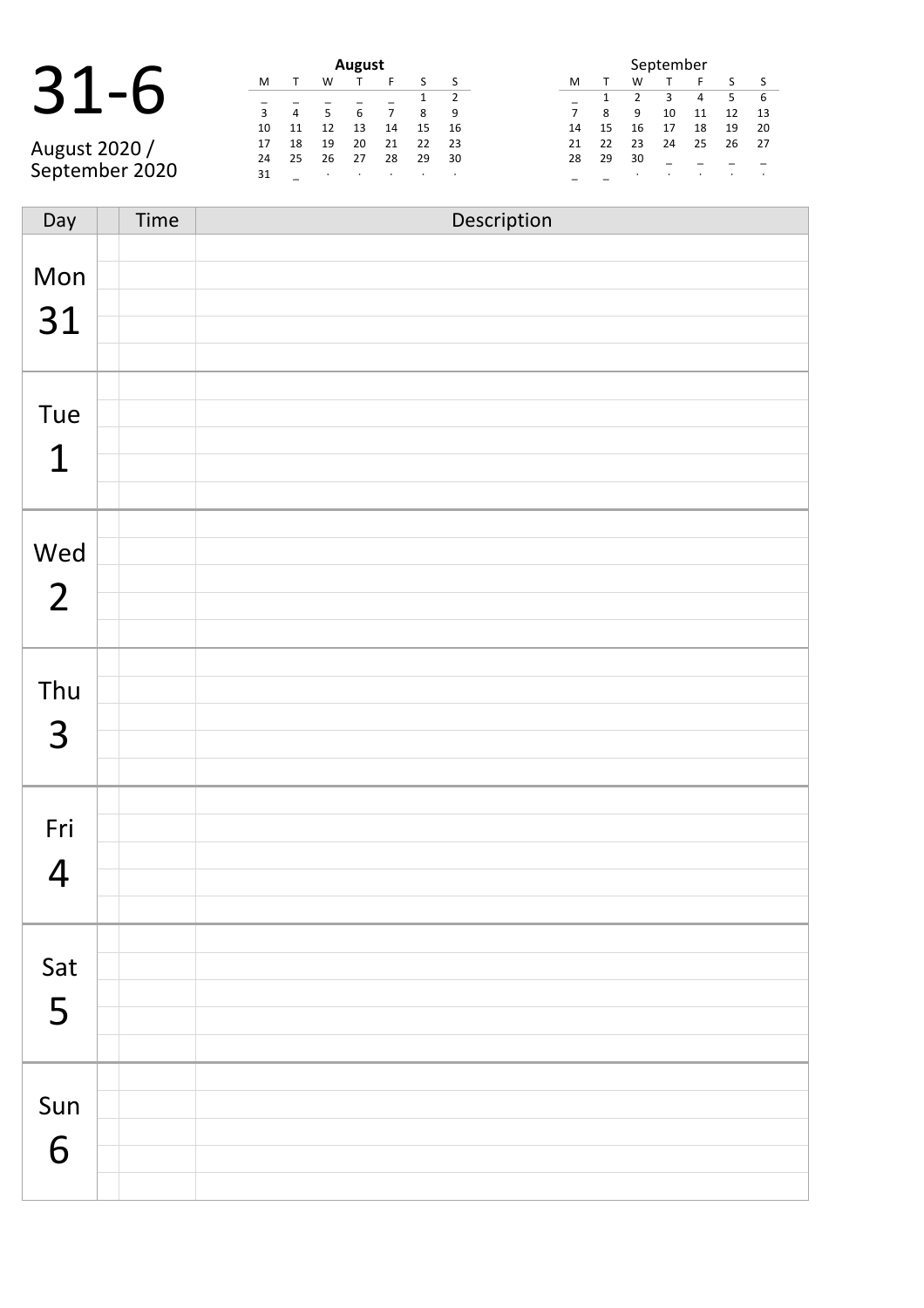# 31-6

August 2020 / September 2020

**August**

| M | T | W | T | F | S | S |
|---|---|---|---|---|---|---|
| _ | _ | _ | _ | _ | 1 | 2 |
| 3 | 4 | 5 | 6 | 7 | 8 | 9 |
| 10 | 11 | 12 | 13 | 14 | 15 | 16 |
| 17 | 18 | 19 | 20 | 21 | 22 | 23 |
| 24 | 25 | 26 | 27 | 28 | 29 | 30 |
| 31 | _ | · | · | · | · | · |

September

| M | T | W | T | F | S | S |
|---|---|---|---|---|---|---|
| _ | 1 | 2 | 3 | 4 | 5 | 6 |
| 7 | 8 | 9 | 10 | 11 | 12 | 13 |
| 14 | 15 | 16 | 17 | 18 | 19 | 20 |
| 21 | 22 | 23 | 24 | 25 | 26 | 27 |
| 28 | 29 | 30 | _ | _ | _ | _ |
| _ | _ | · | · | · | · | · |

| Day | | Time | Description |
|---|---|---|---|
| Mon 31 | | | |
| | | | |
| | | | |
| | | | |
| | | | |
| Tue 1 | | | |
| | | | |
| | | | |
| | | | |
| | | | |
| Wed 2 | | | |
| | | | |
| | | | |
| | | | |
| | | | |
| Thu 3 | | | |
| | | | |
| | | | |
| | | | |
| | | | |
| Fri 4 | | | |
| | | | |
| | | | |
| | | | |
| | | | |
| Sat 5 | | | |
| | | | |
| | | | |
| | | | |
| | | | |
| Sun 6 | | | |
| | | | |
| | | | |
| | | | |
| | | | |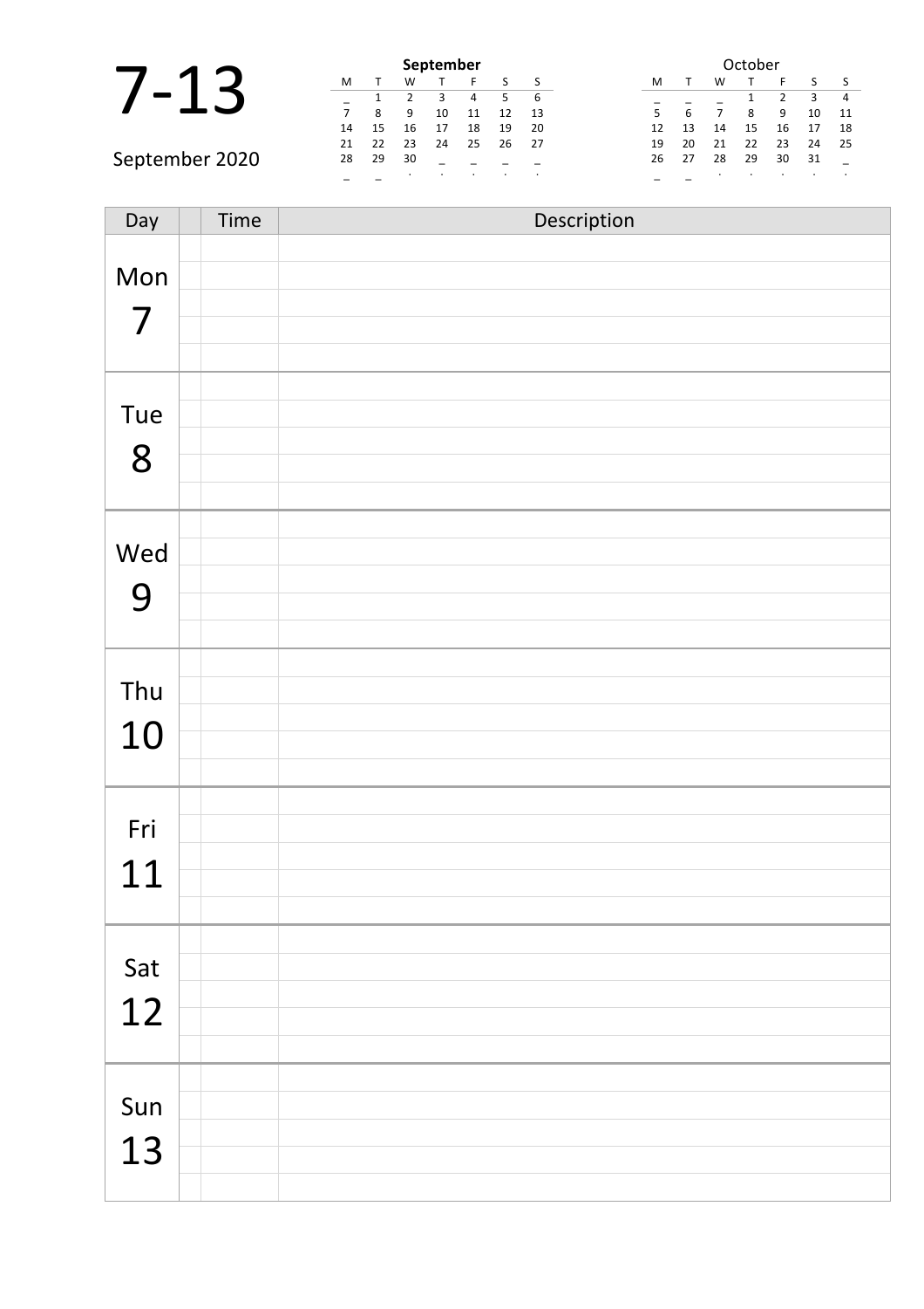# 7-13

September 2020

**September**

| M | T | W | T | F | S | S |
|---|---|---|---|---|---|---|
| _ | 1 | 2 | 3 | 4 | 5 | 6 |
| 7 | 8 | 9 | 10 | 11 | 12 | 13 |
| 14 | 15 | 16 | 17 | 18 | 19 | 20 |
| 21 | 22 | 23 | 24 | 25 | 26 | 27 |
| 28 | 29 | 30 | _ | _ | _ | _ |
| _ | _ | . | . | . | . | . |

October

| M | T | W | T | F | S | S |
|---|---|---|---|---|---|---|
| _ | _ | _ | 1 | 2 | 3 | 4 |
| 5 | 6 | 7 | 8 | 9 | 10 | 11 |
| 12 | 13 | 14 | 15 | 16 | 17 | 18 |
| 19 | 20 | 21 | 22 | 23 | 24 | 25 |
| 26 | 27 | 28 | 29 | 30 | 31 | _ |
| _ | _ | . | . | . | . | . |

| Day | | Time | Description |
|---|---|---|---|
| Mon 7 | | | |
| Tue 8 | | | |
| Wed 9 | | | |
| Thu 10 | | | |
| Fri 11 | | | |
| Sat 12 | | | |
| Sun 13 | | | |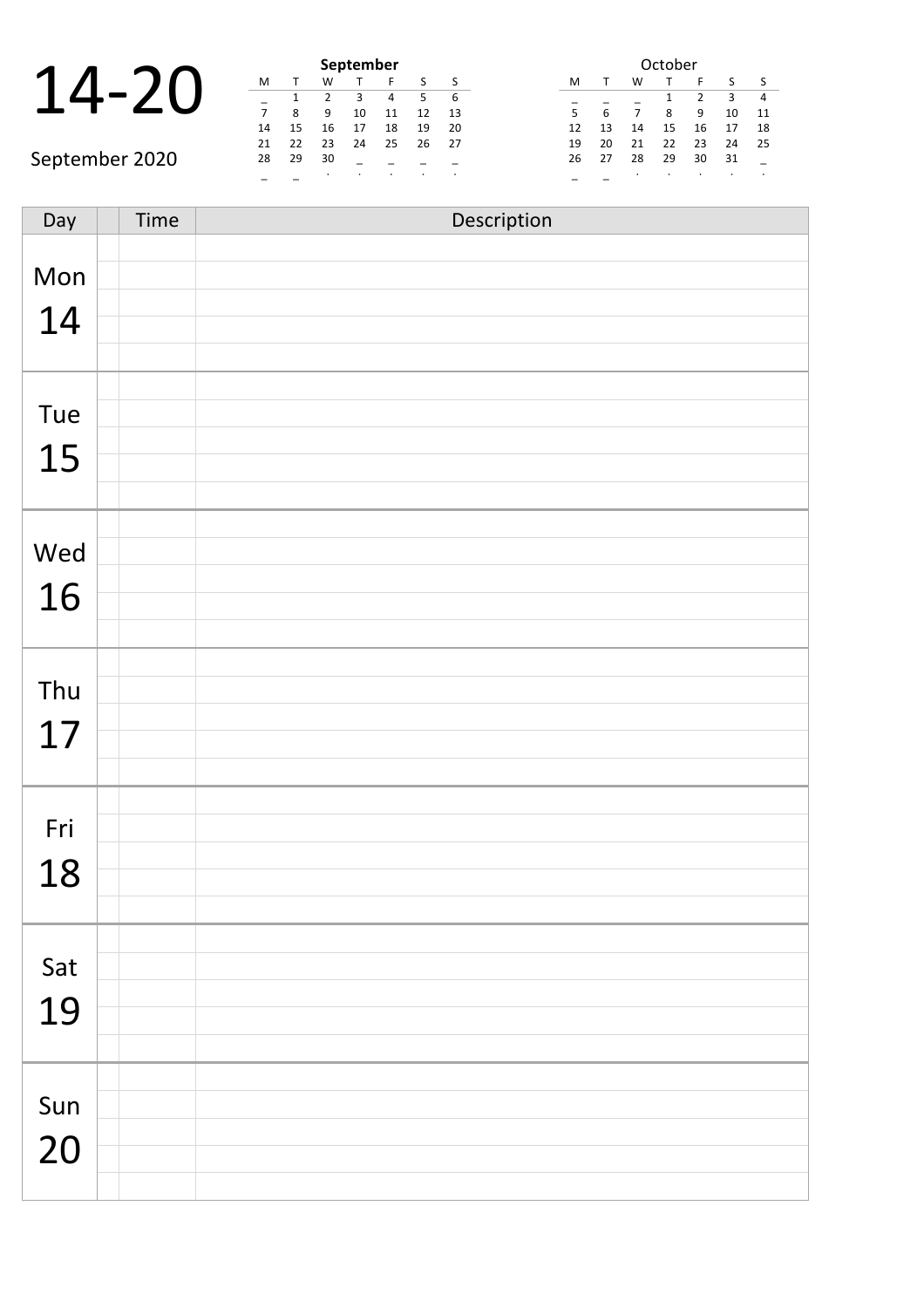# 14-20

September 2020

**September**

| M | T | W | T | F | S | S |
|---|---|---|---|---|---|---|
| _ | 1 | 2 | 3 | 4 | 5 | 6 |
| 7 | 8 | 9 | 10 | 11 | 12 | 13 |
| 14 | 15 | 16 | 17 | 18 | 19 | 20 |
| 21 | 22 | 23 | 24 | 25 | 26 | 27 |
| 28 | 29 | 30 | _ | _ | _ | _ |
| _ | _ | . | . | . | . | . |

October

| M | T | W | T | F | S | S |
|---|---|---|---|---|---|---|
| _ | _ | _ | 1 | 2 | 3 | 4 |
| 5 | 6 | 7 | 8 | 9 | 10 | 11 |
| 12 | 13 | 14 | 15 | 16 | 17 | 18 |
| 19 | 20 | 21 | 22 | 23 | 24 | 25 |
| 26 | 27 | 28 | 29 | 30 | 31 | _ |
| _ | _ | . | . | . | . | . |

| Day | | Time | Description |
|---|---|---|---|
| Mon 14 | | | |
| | | | |
| | | | |
| | | | |
| | | | |
| Tue 15 | | | |
| | | | |
| | | | |
| | | | |
| | | | |
| Wed 16 | | | |
| | | | |
| | | | |
| | | | |
| | | | |
| Thu 17 | | | |
| | | | |
| | | | |
| | | | |
| | | | |
| Fri 18 | | | |
| | | | |
| | | | |
| | | | |
| | | | |
| Sat 19 | | | |
| | | | |
| | | | |
| | | | |
| | | | |
| Sun 20 | | | |
| | | | |
| | | | |
| | | | |
| | | | |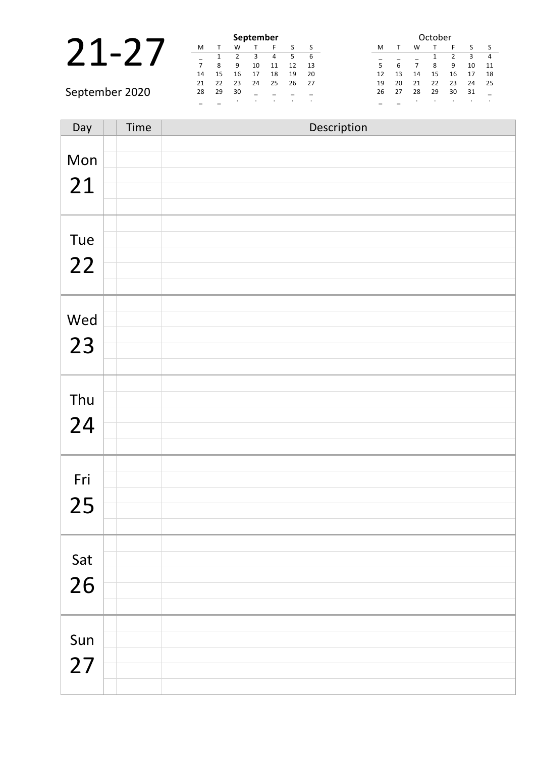# 21-27

September 2020

**September**

| M | T | W | T | F | S | S |
|---|---|---|---|---|---|---|
| _ | 1 | 2 | 3 | 4 | 5 | 6 |
| 7 | 8 | 9 | 10 | 11 | 12 | 13 |
| 14 | 15 | 16 | 17 | 18 | 19 | 20 |
| 21 | 22 | 23 | 24 | 25 | 26 | 27 |
| 28 | 29 | 30 | _ | _ | _ | _ |
| _ | _ | . | . | . | . | . |

October

| M | T | W | T | F | S | S |
|---|---|---|---|---|---|---|
| _ | _ | _ | 1 | 2 | 3 | 4 |
| 5 | 6 | 7 | 8 | 9 | 10 | 11 |
| 12 | 13 | 14 | 15 | 16 | 17 | 18 |
| 19 | 20 | 21 | 22 | 23 | 24 | 25 |
| 26 | 27 | 28 | 29 | 30 | 31 | _ |
| _ | _ | . | . | . | . | . |

| Day | | Time | Description |
|---|---|---|---|
| Mon 21 | | | |
| Tue 22 | | | |
| Wed 23 | | | |
| Thu 24 | | | |
| Fri 25 | | | |
| Sat 26 | | | |
| Sun 27 | | | |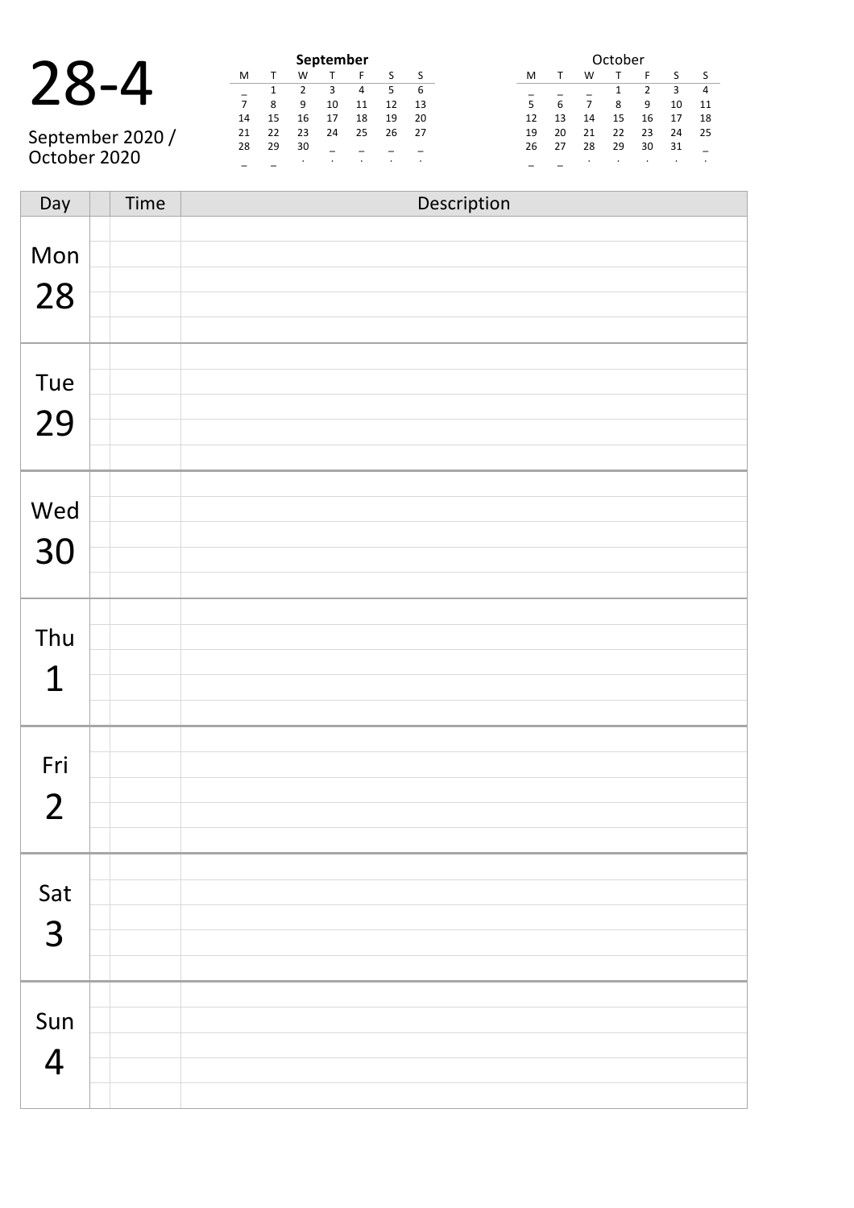# 28-4

September 2020 / October 2020

**September**

| M | T | W | T | F | S | S |
|---|---|---|---|---|---|---|
| _ | 1 | 2 | 3 | 4 | 5 | 6 |
| 7 | 8 | 9 | 10 | 11 | 12 | 13 |
| 14 | 15 | 16 | 17 | 18 | 19 | 20 |
| 21 | 22 | 23 | 24 | 25 | 26 | 27 |
| 28 | 29 | 30 | _ | _ | _ | _ |
| _ | _ | . | . | . | . | . |

October

| M | T | W | T | F | S | S |
|---|---|---|---|---|---|---|
| _ | _ | _ | 1 | 2 | 3 | 4 |
| 5 | 6 | 7 | 8 | 9 | 10 | 11 |
| 12 | 13 | 14 | 15 | 16 | 17 | 18 |
| 19 | 20 | 21 | 22 | 23 | 24 | 25 |
| 26 | 27 | 28 | 29 | 30 | 31 | _ |
| _ | _ | . | . | . | . | . |

| Day | | Time | Description |
|---|---|---|---|
| Mon 28 | | | |
| | | | |
| | | | |
| | | | |
| | | | |
| Tue 29 | | | |
| | | | |
| | | | |
| | | | |
| | | | |
| Wed 30 | | | |
| | | | |
| | | | |
| | | | |
| | | | |
| Thu 1 | | | |
| | | | |
| | | | |
| | | | |
| | | | |
| Fri 2 | | | |
| | | | |
| | | | |
| | | | |
| | | | |
| Sat 3 | | | |
| | | | |
| | | | |
| | | | |
| | | | |
| Sun 4 | | | |
| | | | |
| | | | |
| | | | |
| | | | |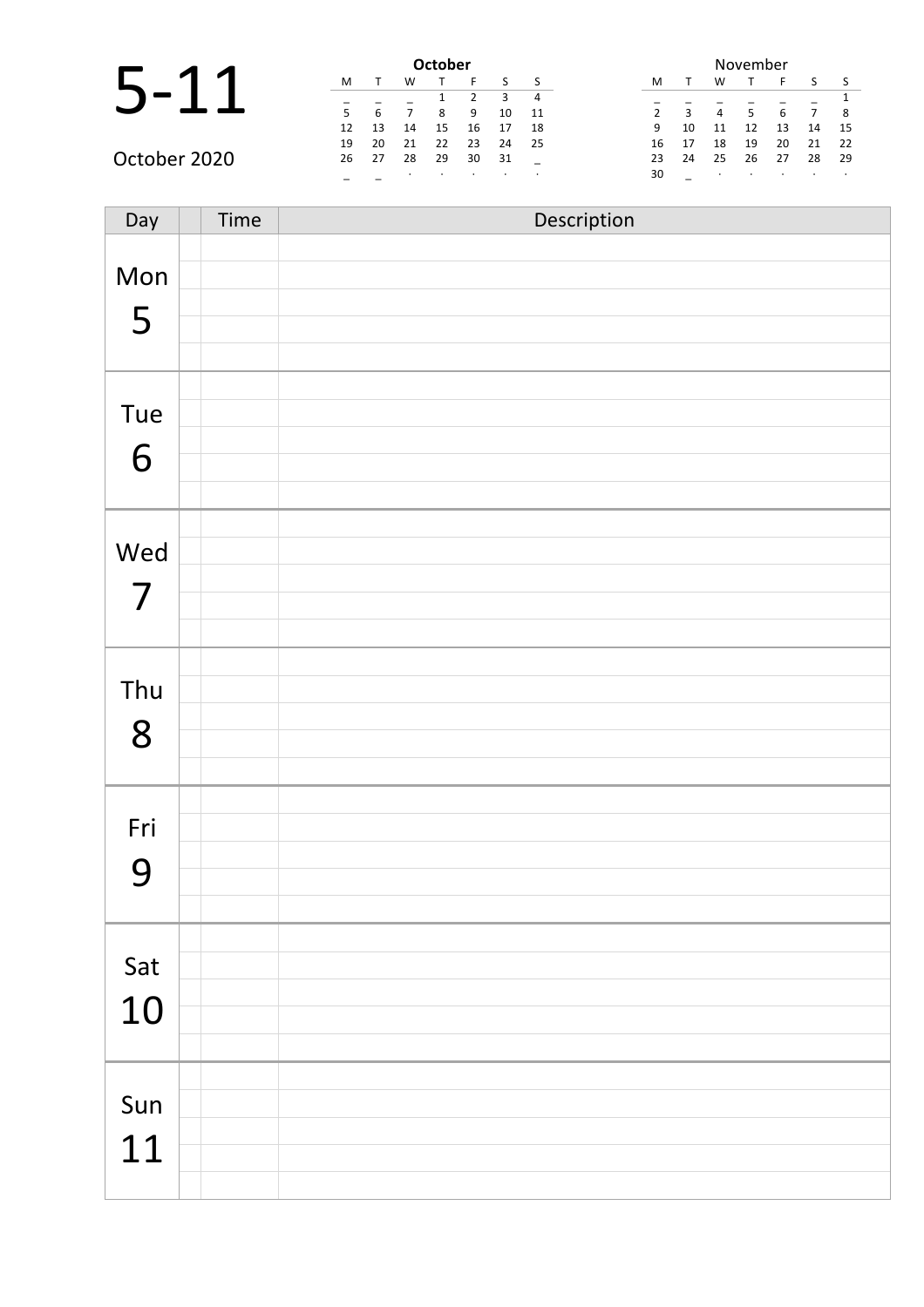# 5-11

October 2020

**October**

| M | T | W | T | F | S | S |
|---|---|---|---|---|---|---|
| _ | _ | _ | 1 | 2 | 3 | 4 |
| 5 | 6 | 7 | 8 | 9 | 10 | 11 |
| 12 | 13 | 14 | 15 | 16 | 17 | 18 |
| 19 | 20 | 21 | 22 | 23 | 24 | 25 |
| 26 | 27 | 28 | 29 | 30 | 31 | _ |
| _ | _ | · | · | · | · | · |

November

| M | T | W | T | F | S | S |
|---|---|---|---|---|---|---|
| _ | _ | _ | _ | _ | _ | 1 |
| 2 | 3 | 4 | 5 | 6 | 7 | 8 |
| 9 | 10 | 11 | 12 | 13 | 14 | 15 |
| 16 | 17 | 18 | 19 | 20 | 21 | 22 |
| 23 | 24 | 25 | 26 | 27 | 28 | 29 |
| 30 | _ | · | · | · | · | · |

| Day | | Time | Description |
|---|---|---|---|
| Mon 5 | | | |
| | | | |
| | | | |
| | | | |
| | | | |
| Tue 6 | | | |
| | | | |
| | | | |
| | | | |
| | | | |
| Wed 7 | | | |
| | | | |
| | | | |
| | | | |
| | | | |
| Thu 8 | | | |
| | | | |
| | | | |
| | | | |
| | | | |
| Fri 9 | | | |
| | | | |
| | | | |
| | | | |
| | | | |
| Sat 10 | | | |
| | | | |
| | | | |
| | | | |
| | | | |
| Sun 11 | | | |
| | | | |
| | | | |
| | | | |
| | | | |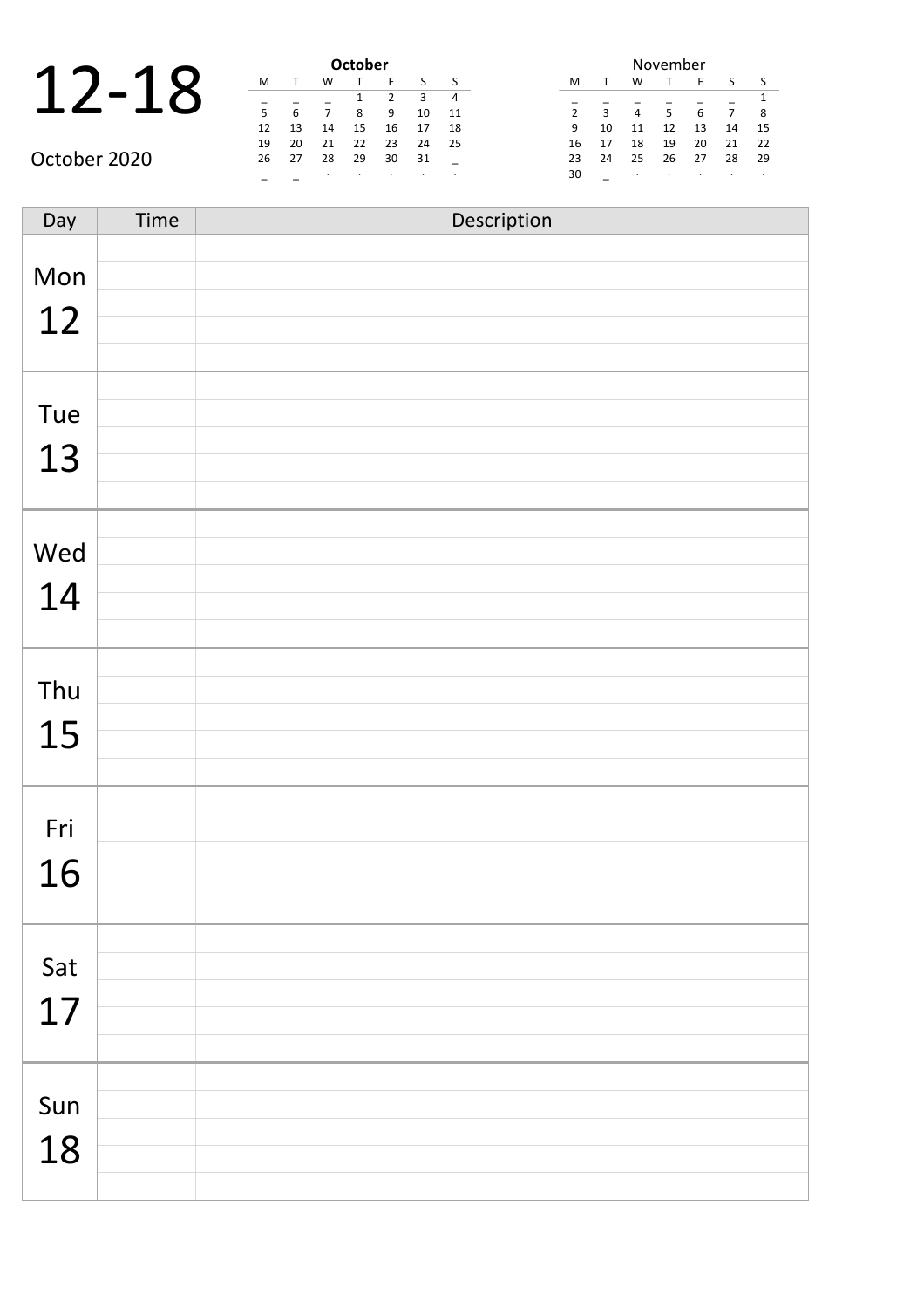# 12-18

October 2020

**October**

| M | T | W | T | F | S | S |
|---|---|---|---|---|---|---|
| _ | _ | _ | 1 | 2 | 3 | 4 |
| 5 | 6 | 7 | 8 | 9 | 10 | 11 |
| 12 | 13 | 14 | 15 | 16 | 17 | 18 |
| 19 | 20 | 21 | 22 | 23 | 24 | 25 |
| 26 | 27 | 28 | 29 | 30 | 31 | _ |
| _ | _ | · | · | · | · | · |

November

| M | T | W | T | F | S | S |
|---|---|---|---|---|---|---|
| _ | _ | _ | _ | _ | _ | 1 |
| 2 | 3 | 4 | 5 | 6 | 7 | 8 |
| 9 | 10 | 11 | 12 | 13 | 14 | 15 |
| 16 | 17 | 18 | 19 | 20 | 21 | 22 |
| 23 | 24 | 25 | 26 | 27 | 28 | 29 |
| 30 | _ | · | · | · | · | · |

| Day | | Time | Description |
|---|---|---|---|
| Mon 12 | | | |
| | | | |
| | | | |
| | | | |
| | | | |
| Tue 13 | | | |
| | | | |
| | | | |
| | | | |
| | | | |
| Wed 14 | | | |
| | | | |
| | | | |
| | | | |
| | | | |
| Thu 15 | | | |
| | | | |
| | | | |
| | | | |
| | | | |
| Fri 16 | | | |
| | | | |
| | | | |
| | | | |
| | | | |
| Sat 17 | | | |
| | | | |
| | | | |
| | | | |
| | | | |
| Sun 18 | | | |
| | | | |
| | | | |
| | | | |
| | | | |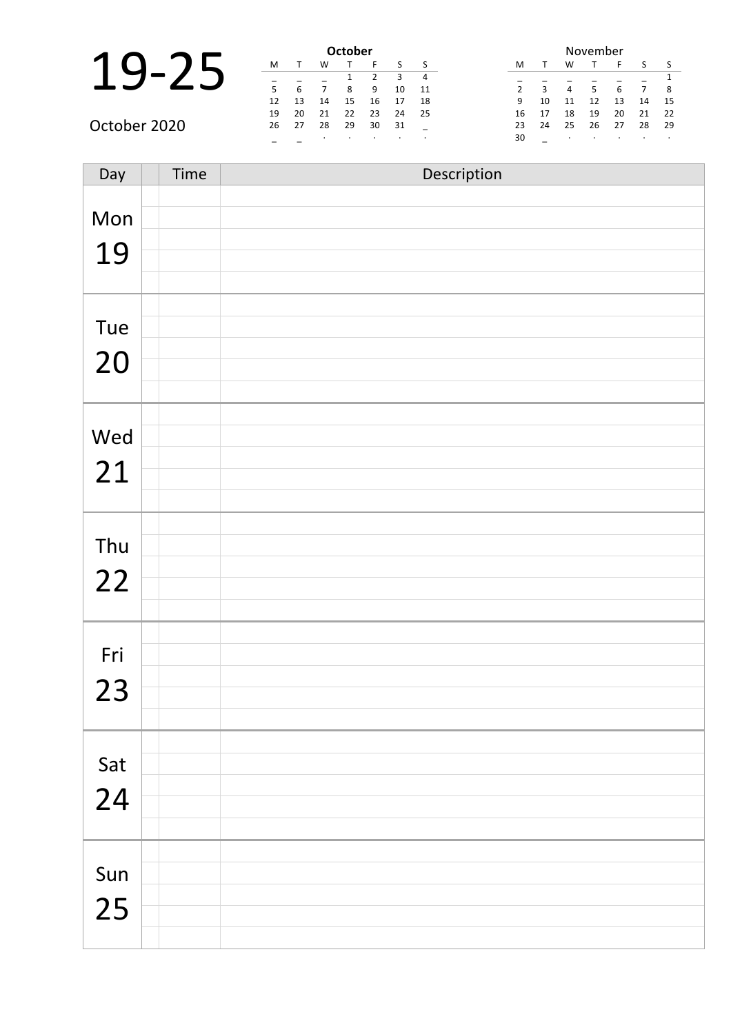# 19-25

October 2020

**October**

| M | T | W | T | F | S | S |
|---|---|---|---|---|---|---|
| _ | _ | _ | 1 | 2 | 3 | 4 |
| 5 | 6 | 7 | 8 | 9 | 10 | 11 |
| 12 | 13 | 14 | 15 | 16 | 17 | 18 |
| 19 | 20 | 21 | 22 | 23 | 24 | 25 |
| 26 | 27 | 28 | 29 | 30 | 31 | _ |
| _ | _ | . | . | . | . | . |

November

| M | T | W | T | F | S | S |
|---|---|---|---|---|---|---|
| _ | _ | _ | _ | _ | _ | 1 |
| 2 | 3 | 4 | 5 | 6 | 7 | 8 |
| 9 | 10 | 11 | 12 | 13 | 14 | 15 |
| 16 | 17 | 18 | 19 | 20 | 21 | 22 |
| 23 | 24 | 25 | 26 | 27 | 28 | 29 |
| 30 | _ | . | . | . | . | . |

| Day | | Time | Description |
|---|---|---|---|
| Mon 19 | | | |
| | | | |
| | | | |
| | | | |
| | | | |
| Tue 20 | | | |
| | | | |
| | | | |
| | | | |
| | | | |
| Wed 21 | | | |
| | | | |
| | | | |
| | | | |
| | | | |
| Thu 22 | | | |
| | | | |
| | | | |
| | | | |
| | | | |
| Fri 23 | | | |
| | | | |
| | | | |
| | | | |
| | | | |
| Sat 24 | | | |
| | | | |
| | | | |
| | | | |
| | | | |
| Sun 25 | | | |
| | | | |
| | | | |
| | | | |
| | | | |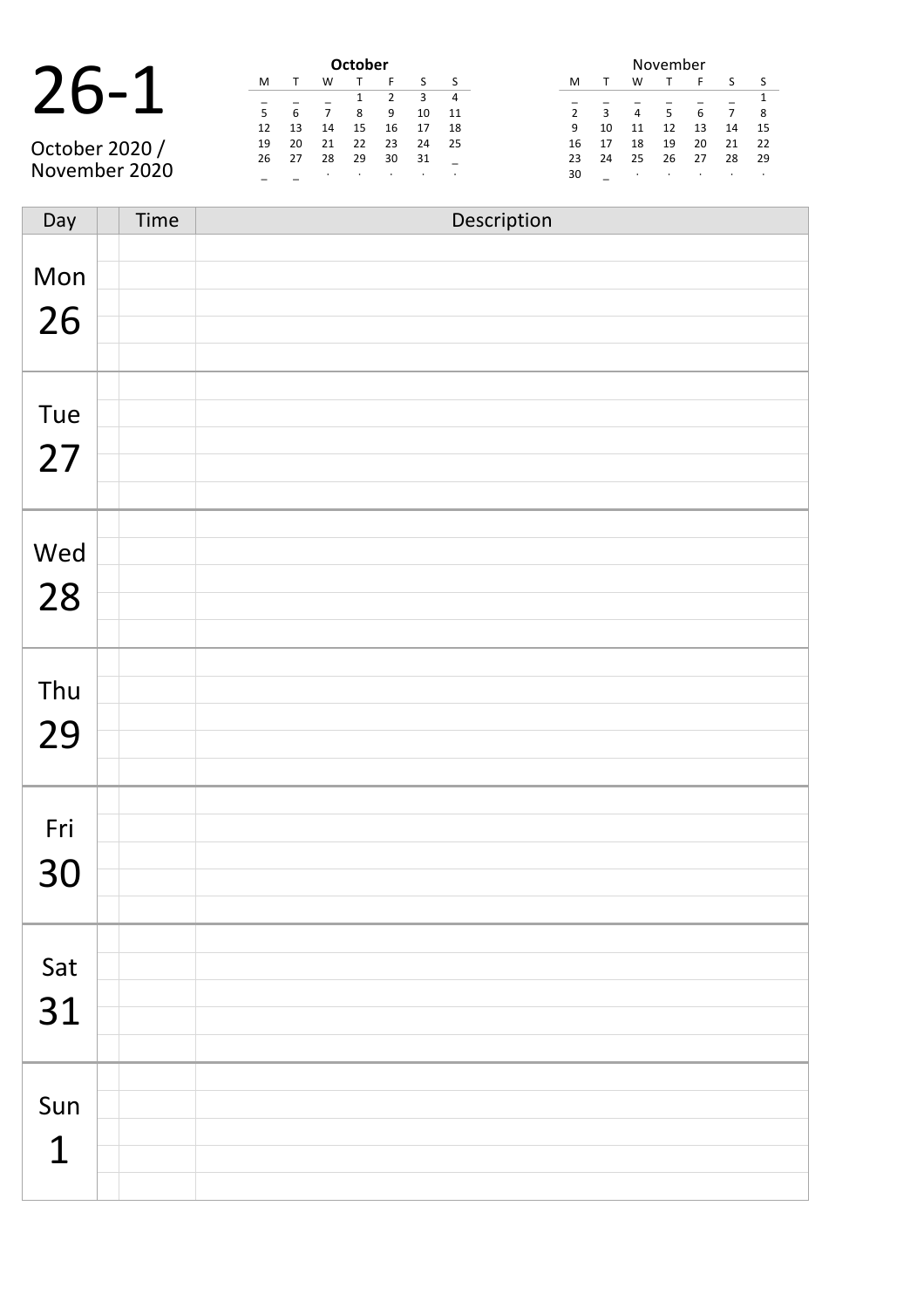# 26-1

October 2020 /
November 2020

| October | | | | | | |
|---|---|---|---|---|---|---|
| M | T | W | T | F | S | S |
| _ | _ | _ | 1 | 2 | 3 | 4 |
| 5 | 6 | 7 | 8 | 9 | 10 | 11 |
| 12 | 13 | 14 | 15 | 16 | 17 | 18 |
| 19 | 20 | 21 | 22 | 23 | 24 | 25 |
| 26 | 27 | 28 | 29 | 30 | 31 | _ |
| _ | _ | . | . | . | . | . |

| November | | | | | | |
|---|---|---|---|---|---|---|
| M | T | W | T | F | S | S |
| _ | _ | _ | _ | _ | _ | 1 |
| 2 | 3 | 4 | 5 | 6 | 7 | 8 |
| 9 | 10 | 11 | 12 | 13 | 14 | 15 |
| 16 | 17 | 18 | 19 | 20 | 21 | 22 |
| 23 | 24 | 25 | 26 | 27 | 28 | 29 |
| 30 | _ | . | . | . | . | . |

| Day | | Time | Description |
|---|---|---|---|
| Mon 26 | | | |
| Tue 27 | | | |
| Wed 28 | | | |
| Thu 29 | | | |
| Fri 30 | | | |
| Sat 31 | | | |
| Sun 1 | | | |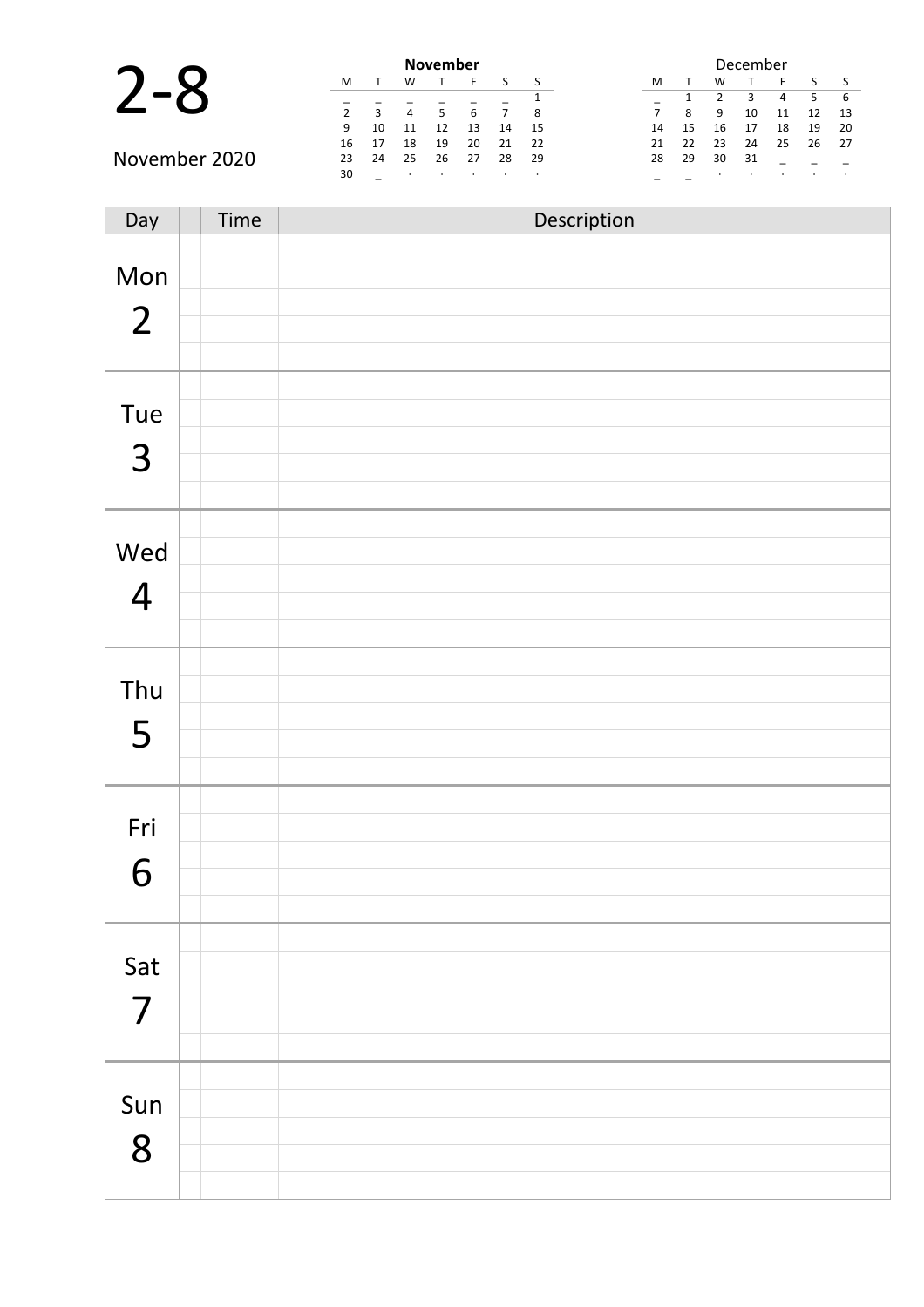# 2-8

November 2020

**November**

| M | T | W | T | F | S | S |
|---|---|---|---|---|---|---|
| _ | _ | _ | _ | _ | _ | 1 |
| 2 | 3 | 4 | 5 | 6 | 7 | 8 |
| 9 | 10 | 11 | 12 | 13 | 14 | 15 |
| 16 | 17 | 18 | 19 | 20 | 21 | 22 |
| 23 | 24 | 25 | 26 | 27 | 28 | 29 |
| 30 | _ | · | · | · | · | · |

December

| M | T | W | T | F | S | S |
|---|---|---|---|---|---|---|
| _ | 1 | 2 | 3 | 4 | 5 | 6 |
| 7 | 8 | 9 | 10 | 11 | 12 | 13 |
| 14 | 15 | 16 | 17 | 18 | 19 | 20 |
| 21 | 22 | 23 | 24 | 25 | 26 | 27 |
| 28 | 29 | 30 | 31 | _ | _ | _ |
| _ | _ | · | · | · | · | · |

| Day | | Time | Description |
|---|---|---|---|
| Mon 2 | | | |
| | | | |
| | | | |
| | | | |
| | | | |
| Tue 3 | | | |
| | | | |
| | | | |
| | | | |
| | | | |
| Wed 4 | | | |
| | | | |
| | | | |
| | | | |
| | | | |
| Thu 5 | | | |
| | | | |
| | | | |
| | | | |
| | | | |
| Fri 6 | | | |
| | | | |
| | | | |
| | | | |
| | | | |
| Sat 7 | | | |
| | | | |
| | | | |
| | | | |
| | | | |
| Sun 8 | | | |
| | | | |
| | | | |
| | | | |
| | | | |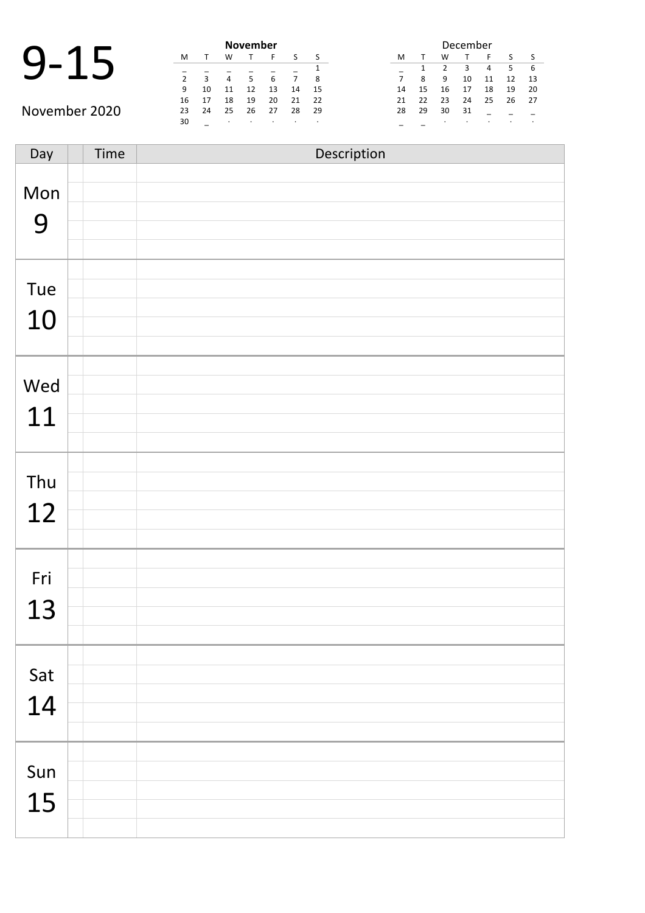# 9-15

November 2020

**November**

| M | T | W | T | F | S | S |
|---|---|---|---|---|---|---|
| _ | _ | _ | _ | _ | _ | 1 |
| 2 | 3 | 4 | 5 | 6 | 7 | 8 |
| 9 | 10 | 11 | 12 | 13 | 14 | 15 |
| 16 | 17 | 18 | 19 | 20 | 21 | 22 |
| 23 | 24 | 25 | 26 | 27 | 28 | 29 |
| 30 | _ | · | · | · | · | · |

December

| M | T | W | T | F | S | S |
|---|---|---|---|---|---|---|
| _ | 1 | 2 | 3 | 4 | 5 | 6 |
| 7 | 8 | 9 | 10 | 11 | 12 | 13 |
| 14 | 15 | 16 | 17 | 18 | 19 | 20 |
| 21 | 22 | 23 | 24 | 25 | 26 | 27 |
| 28 | 29 | 30 | 31 | _ | _ | _ |
| _ | _ | · | · | · | · | · |

| Day | | Time | Description |
|---|---|---|---|
| Mon 9 | | | |
| | | | |
| | | | |
| | | | |
| | | | |
| Tue 10 | | | |
| | | | |
| | | | |
| | | | |
| | | | |
| Wed 11 | | | |
| | | | |
| | | | |
| | | | |
| | | | |
| Thu 12 | | | |
| | | | |
| | | | |
| | | | |
| | | | |
| Fri 13 | | | |
| | | | |
| | | | |
| | | | |
| | | | |
| Sat 14 | | | |
| | | | |
| | | | |
| | | | |
| | | | |
| Sun 15 | | | |
| | | | |
| | | | |
| | | | |
| | | | |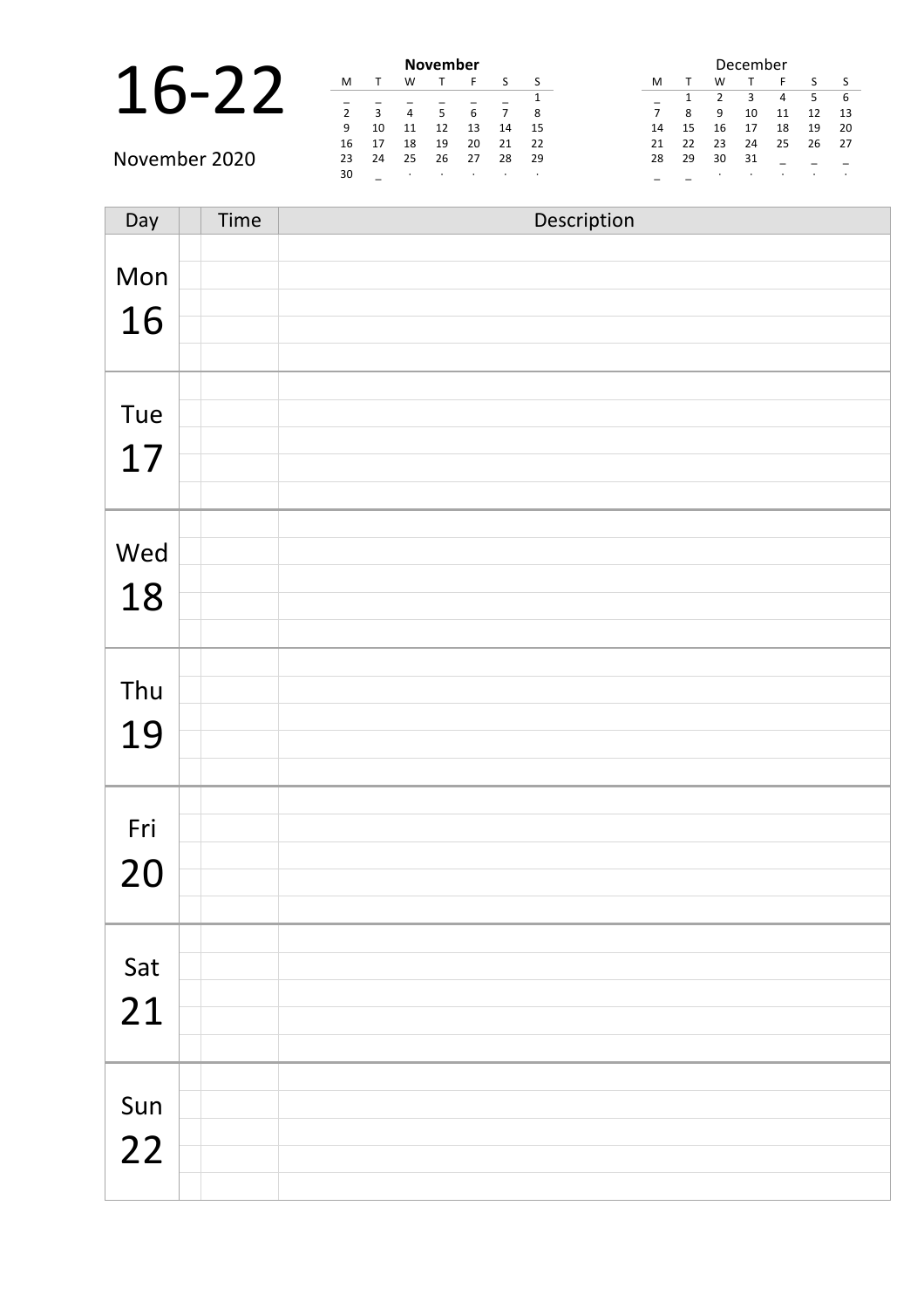# 16-22

November 2020

| | | | November | | | |
|---|---|---|---|---|---|---|
| M | T | W | T | F | S | S |
| _ | _ | _ | _ | _ | _ | 1 |
| 2 | 3 | 4 | 5 | 6 | 7 | 8 |
| 9 | 10 | 11 | 12 | 13 | 14 | 15 |
| 16 | 17 | 18 | 19 | 20 | 21 | 22 |
| 23 | 24 | 25 | 26 | 27 | 28 | 29 |
| 30 | _ | · | · | · | · | · |

| | | | December | | | |
|---|---|---|---|---|---|---|
| M | T | W | T | F | S | S |
| _ | 1 | 2 | 3 | 4 | 5 | 6 |
| 7 | 8 | 9 | 10 | 11 | 12 | 13 |
| 14 | 15 | 16 | 17 | 18 | 19 | 20 |
| 21 | 22 | 23 | 24 | 25 | 26 | 27 |
| 28 | 29 | 30 | 31 | _ | _ | _ |
| _ | _ | · | · | · | · | · |

| Day | | Time | Description |
|---|---|---|---|
| Mon 16 | | | |
| Tue 17 | | | |
| Wed 18 | | | |
| Thu 19 | | | |
| Fri 20 | | | |
| Sat 21 | | | |
| Sun 22 | | | |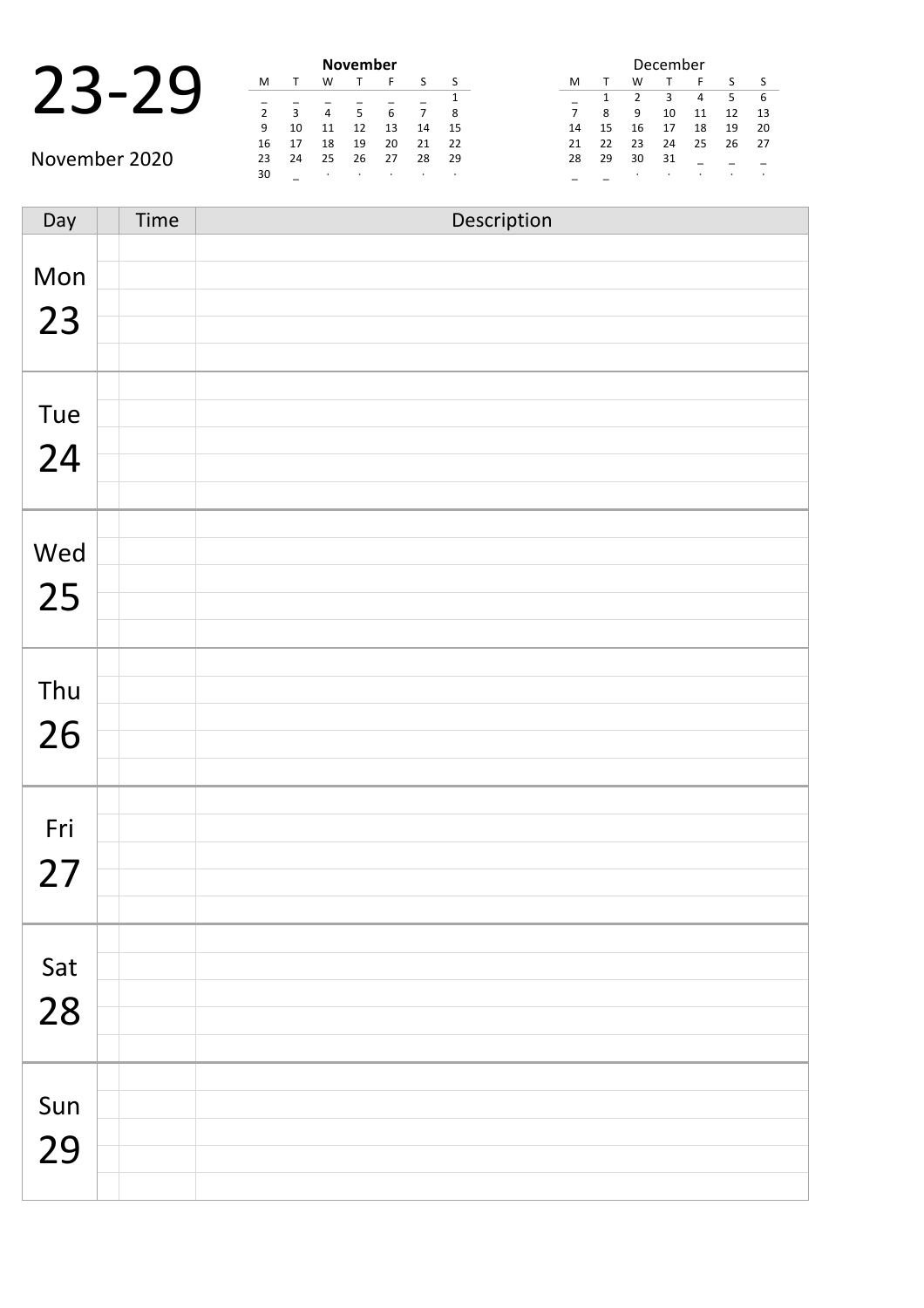# 23-29

November 2020

**November**

| M | T | W | T | F | S | S |
|---|---|---|---|---|---|---|
| _ | _ | _ | _ | _ | _ | 1 |
| 2 | 3 | 4 | 5 | 6 | 7 | 8 |
| 9 | 10 | 11 | 12 | 13 | 14 | 15 |
| 16 | 17 | 18 | 19 | 20 | 21 | 22 |
| 23 | 24 | 25 | 26 | 27 | 28 | 29 |
| 30 | _ | . | . | . | . | . |

December

| M | T | W | T | F | S | S |
|---|---|---|---|---|---|---|
| _ | 1 | 2 | 3 | 4 | 5 | 6 |
| 7 | 8 | 9 | 10 | 11 | 12 | 13 |
| 14 | 15 | 16 | 17 | 18 | 19 | 20 |
| 21 | 22 | 23 | 24 | 25 | 26 | 27 |
| 28 | 29 | 30 | 31 | _ | _ | _ |
| _ | _ | . | . | . | . | . |

| Day | | Time | Description |
|---|---|---|---|
| Mon 23 | | | |
| | | | |
| | | | |
| | | | |
| | | | |
| Tue 24 | | | |
| | | | |
| | | | |
| | | | |
| | | | |
| Wed 25 | | | |
| | | | |
| | | | |
| | | | |
| | | | |
| Thu 26 | | | |
| | | | |
| | | | |
| | | | |
| | | | |
| Fri 27 | | | |
| | | | |
| | | | |
| | | | |
| | | | |
| Sat 28 | | | |
| | | | |
| | | | |
| | | | |
| | | | |
| Sun 29 | | | |
| | | | |
| | | | |
| | | | |
| | | | |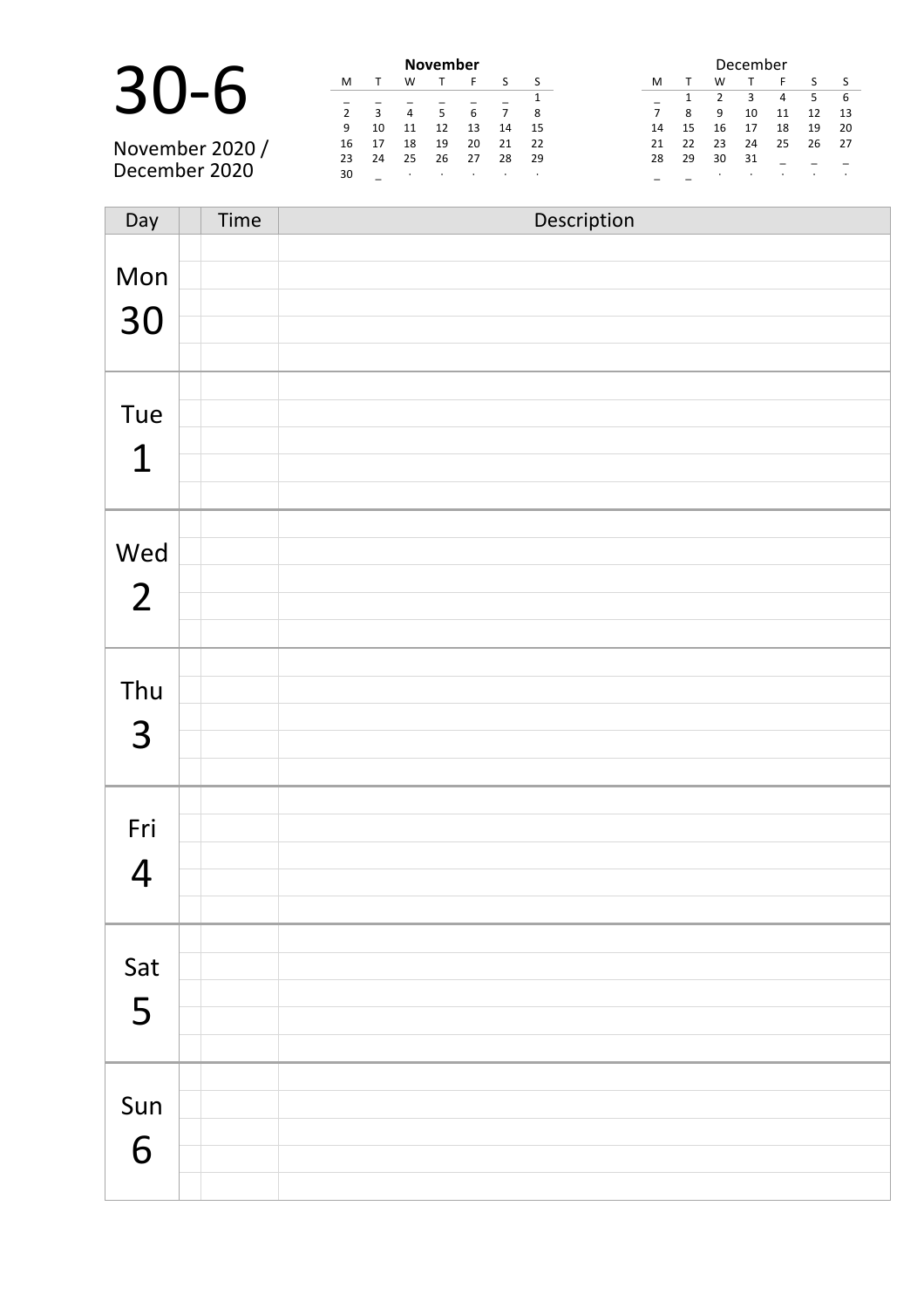# 30-6

November 2020 / December 2020

**November**

| M | T | W | T | F | S | S |
|---|---|---|---|---|---|---|
| _ | _ | _ | _ | _ | _ | 1 |
| 2 | 3 | 4 | 5 | 6 | 7 | 8 |
| 9 | 10 | 11 | 12 | 13 | 14 | 15 |
| 16 | 17 | 18 | 19 | 20 | 21 | 22 |
| 23 | 24 | 25 | 26 | 27 | 28 | 29 |
| 30 | _ | . | . | . | . | . |

December

| M | T | W | T | F | S | S |
|---|---|---|---|---|---|---|
| _ | 1 | 2 | 3 | 4 | 5 | 6 |
| 7 | 8 | 9 | 10 | 11 | 12 | 13 |
| 14 | 15 | 16 | 17 | 18 | 19 | 20 |
| 21 | 22 | 23 | 24 | 25 | 26 | 27 |
| 28 | 29 | 30 | 31 | _ | _ | _ |
| _ | _ | . | . | . | . | . |

| Day | | Time | Description |
|---|---|---|---|
| Mon 30 | | | |
| | | | |
| | | | |
| | | | |
| | | | |
| Tue 1 | | | |
| | | | |
| | | | |
| | | | |
| | | | |
| Wed 2 | | | |
| | | | |
| | | | |
| | | | |
| | | | |
| Thu 3 | | | |
| | | | |
| | | | |
| | | | |
| | | | |
| Fri 4 | | | |
| | | | |
| | | | |
| | | | |
| | | | |
| Sat 5 | | | |
| | | | |
| | | | |
| | | | |
| | | | |
| Sun 6 | | | |
| | | | |
| | | | |
| | | | |
| | | | |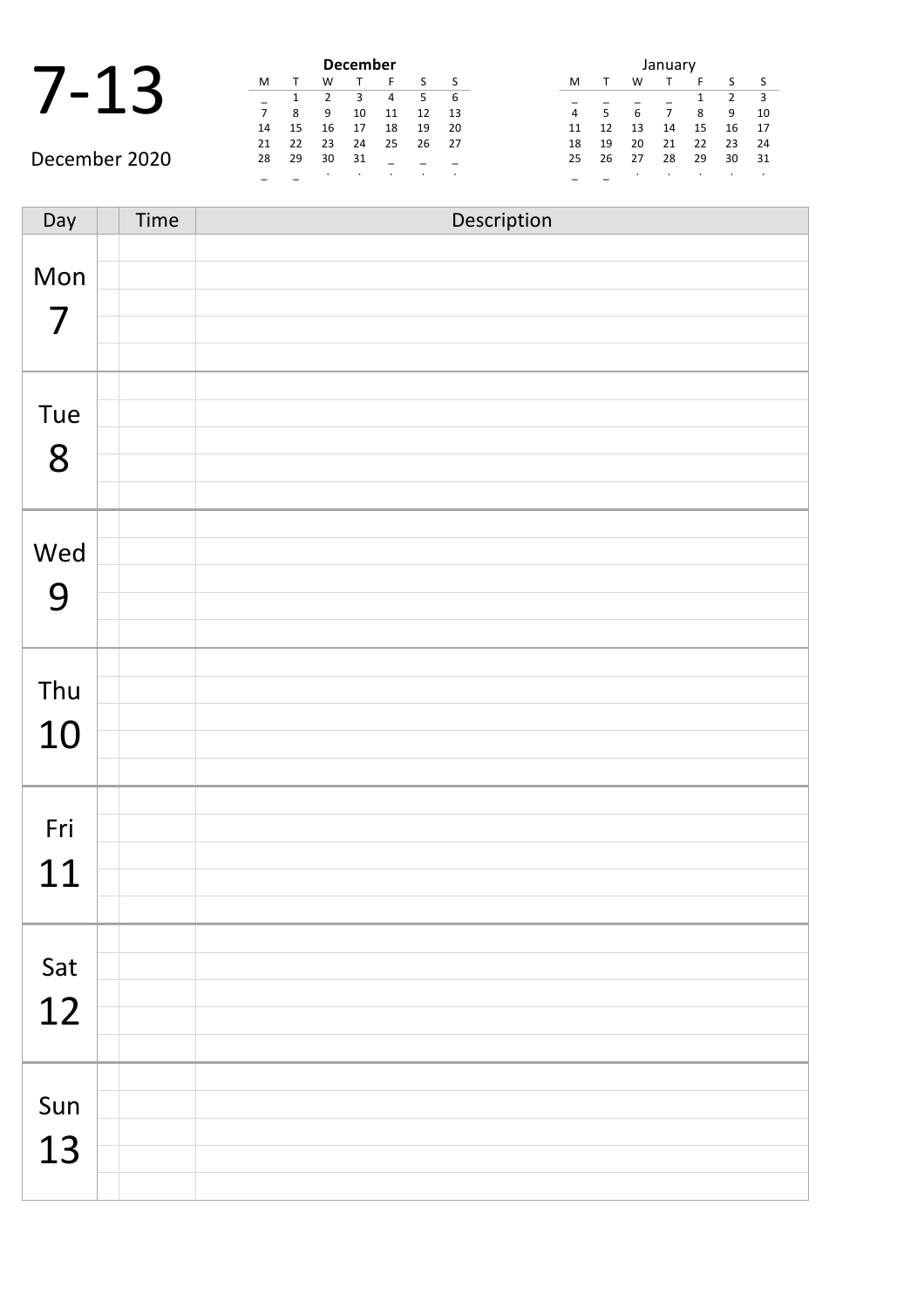# 7-13

December 2020

**December**

| M | T | W | T | F | S | S |
|---|---|---|---|---|---|---|
| _ | 1 | 2 | 3 | 4 | 5 | 6 |
| 7 | 8 | 9 | 10 | 11 | 12 | 13 |
| 14 | 15 | 16 | 17 | 18 | 19 | 20 |
| 21 | 22 | 23 | 24 | 25 | 26 | 27 |
| 28 | 29 | 30 | 31 | _ | _ | _ |
| _ | _ | . | . | . | . | . |

January

| M | T | W | T | F | S | S |
|---|---|---|---|---|---|---|
| _ | _ | _ | _ | 1 | 2 | 3 |
| 4 | 5 | 6 | 7 | 8 | 9 | 10 |
| 11 | 12 | 13 | 14 | 15 | 16 | 17 |
| 18 | 19 | 20 | 21 | 22 | 23 | 24 |
| 25 | 26 | 27 | 28 | 29 | 30 | 31 |
| _ | _ | . | . | . | . | . |

| Day | | Time | Description |
|---|---|---|---|
| Mon 7 | | | |
| | | | |
| | | | |
| | | | |
| | | | |
| Tue 8 | | | |
| | | | |
| | | | |
| | | | |
| | | | |
| Wed 9 | | | |
| | | | |
| | | | |
| | | | |
| | | | |
| Thu 10 | | | |
| | | | |
| | | | |
| | | | |
| | | | |
| Fri 11 | | | |
| | | | |
| | | | |
| | | | |
| | | | |
| Sat 12 | | | |
| | | | |
| | | | |
| | | | |
| | | | |
| Sun 13 | | | |
| | | | |
| | | | |
| | | | |
| | | | |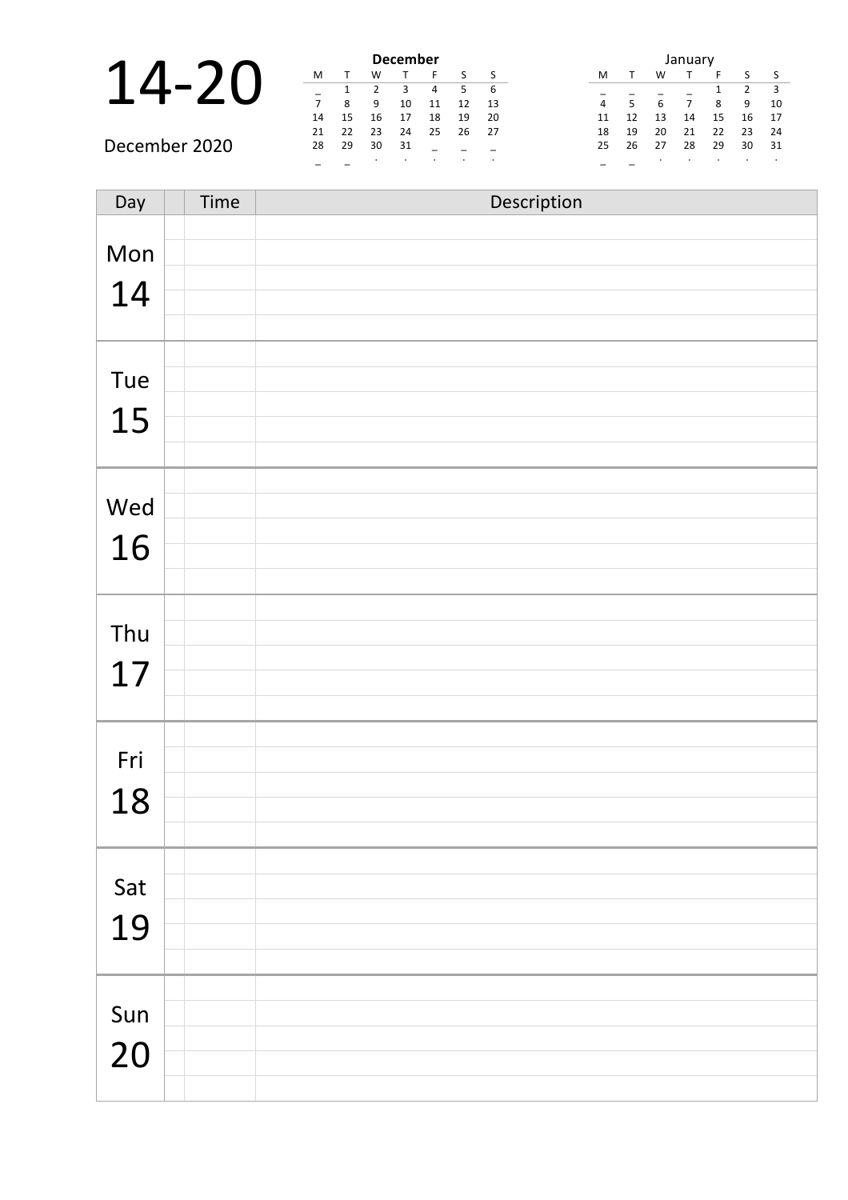# 14-20

December 2020

**December**

| M | T | W | T | F | S | S |
|---|---|---|---|---|---|---|
| _ | 1 | 2 | 3 | 4 | 5 | 6 |
| 7 | 8 | 9 | 10 | 11 | 12 | 13 |
| 14 | 15 | 16 | 17 | 18 | 19 | 20 |
| 21 | 22 | 23 | 24 | 25 | 26 | 27 |
| 28 | 29 | 30 | 31 | _ | _ | _ |
| _ | _ | . | . | . | . | . |

January

| M | T | W | T | F | S | S |
|---|---|---|---|---|---|---|
| _ | _ | _ | _ | 1 | 2 | 3 |
| 4 | 5 | 6 | 7 | 8 | 9 | 10 |
| 11 | 12 | 13 | 14 | 15 | 16 | 17 |
| 18 | 19 | 20 | 21 | 22 | 23 | 24 |
| 25 | 26 | 27 | 28 | 29 | 30 | 31 |
| _ | _ | . | . | . | . | . |

| Day | | Time | Description |
|---|---|---|---|
| Mon 14 | | | |
| | | | |
| | | | |
| | | | |
| | | | |
| Tue 15 | | | |
| | | | |
| | | | |
| | | | |
| | | | |
| Wed 16 | | | |
| | | | |
| | | | |
| | | | |
| | | | |
| Thu 17 | | | |
| | | | |
| | | | |
| | | | |
| | | | |
| Fri 18 | | | |
| | | | |
| | | | |
| | | | |
| | | | |
| Sat 19 | | | |
| | | | |
| | | | |
| | | | |
| | | | |
| Sun 20 | | | |
| | | | |
| | | | |
| | | | |
| | | | |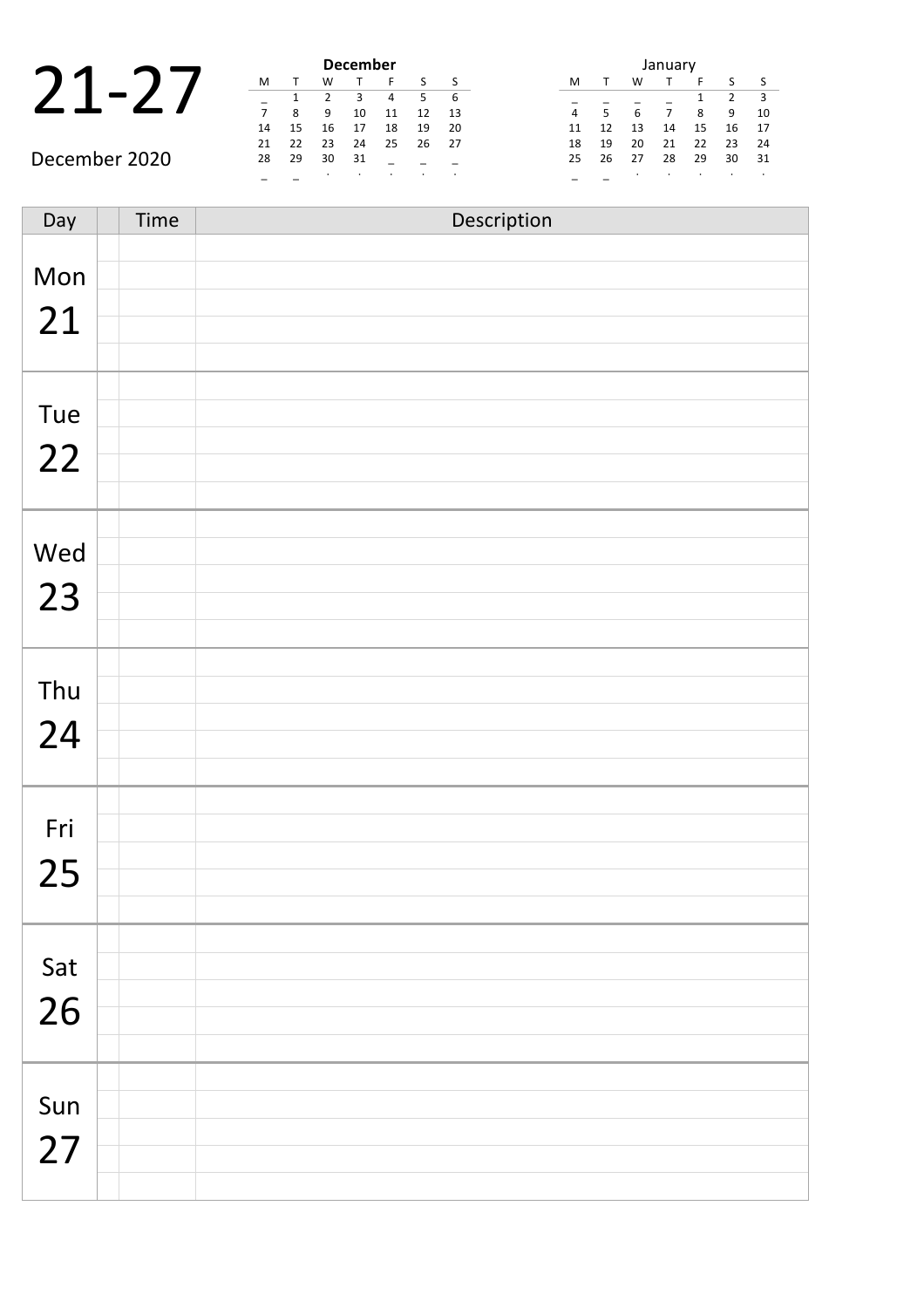# 21-27

December 2020

**December**

| M | T | W | T | F | S | S |
|---|---|---|---|---|---|---|
| _ | 1 | 2 | 3 | 4 | 5 | 6 |
| 7 | 8 | 9 | 10 | 11 | 12 | 13 |
| 14 | 15 | 16 | 17 | 18 | 19 | 20 |
| 21 | 22 | 23 | 24 | 25 | 26 | 27 |
| 28 | 29 | 30 | 31 | _ | _ | _ |
| _ | _ | . | . | . | . | . |

January

| M | T | W | T | F | S | S |
|---|---|---|---|---|---|---|
| _ | _ | _ | _ | 1 | 2 | 3 |
| 4 | 5 | 6 | 7 | 8 | 9 | 10 |
| 11 | 12 | 13 | 14 | 15 | 16 | 17 |
| 18 | 19 | 20 | 21 | 22 | 23 | 24 |
| 25 | 26 | 27 | 28 | 29 | 30 | 31 |
| _ | _ | . | . | . | . | . |

| Day | | Time | Description |
|---|---|---|---|
| Mon 21 | | | |
| | | | |
| | | | |
| | | | |
| | | | |
| Tue 22 | | | |
| | | | |
| | | | |
| | | | |
| | | | |
| Wed 23 | | | |
| | | | |
| | | | |
| | | | |
| | | | |
| Thu 24 | | | |
| | | | |
| | | | |
| | | | |
| | | | |
| Fri 25 | | | |
| | | | |
| | | | |
| | | | |
| | | | |
| Sat 26 | | | |
| | | | |
| | | | |
| | | | |
| | | | |
| Sun 27 | | | |
| | | | |
| | | | |
| | | | |
| | | | |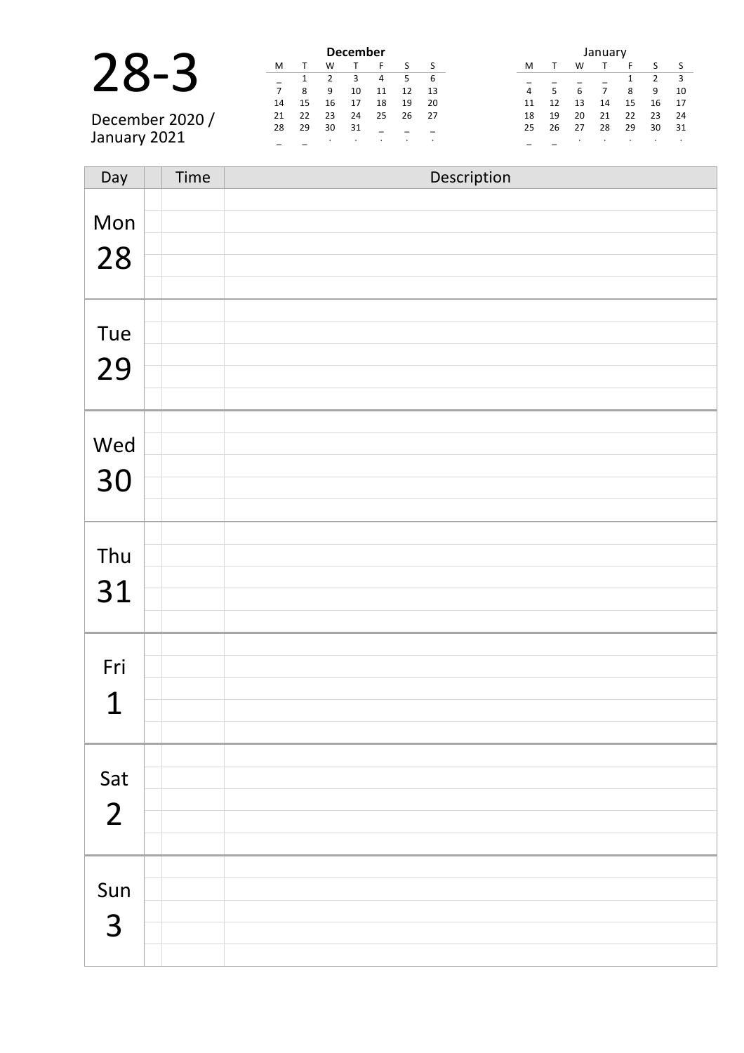# 28-3

December 2020 / January 2021

**December**

| M | T | W | T | F | S | S |
|---|---|---|---|---|---|---|
| _ | 1 | 2 | 3 | 4 | 5 | 6 |
| 7 | 8 | 9 | 10 | 11 | 12 | 13 |
| 14 | 15 | 16 | 17 | 18 | 19 | 20 |
| 21 | 22 | 23 | 24 | 25 | 26 | 27 |
| 28 | 29 | 30 | 31 | _ | _ | _ |
| _ | _ | . | . | . | . | . |

January

| M | T | W | T | F | S | S |
|---|---|---|---|---|---|---|
| _ | _ | _ | _ | 1 | 2 | 3 |
| 4 | 5 | 6 | 7 | 8 | 9 | 10 |
| 11 | 12 | 13 | 14 | 15 | 16 | 17 |
| 18 | 19 | 20 | 21 | 22 | 23 | 24 |
| 25 | 26 | 27 | 28 | 29 | 30 | 31 |
| _ | _ | . | . | . | . | . |

| Day | | Time | Description |
|---|---|---|---|
| Mon 28 | | | |
| Tue 29 | | | |
| Wed 30 | | | |
| Thu 31 | | | |
| Fri 1 | | | |
| Sat 2 | | | |
| Sun 3 | | | |